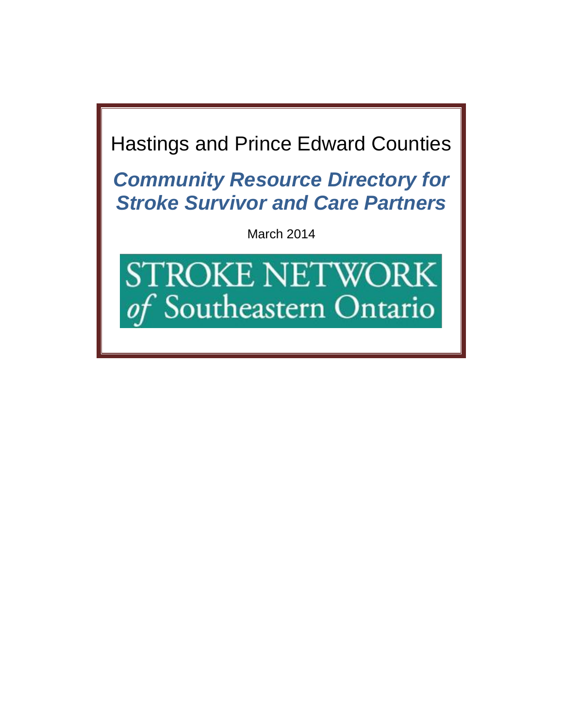Hastings and Prince Edward Counties

# *Community Resource Directory for Stroke Survivor and Care Partners*

March 2014

STROKE NETWORK *of* Southeastern Ontario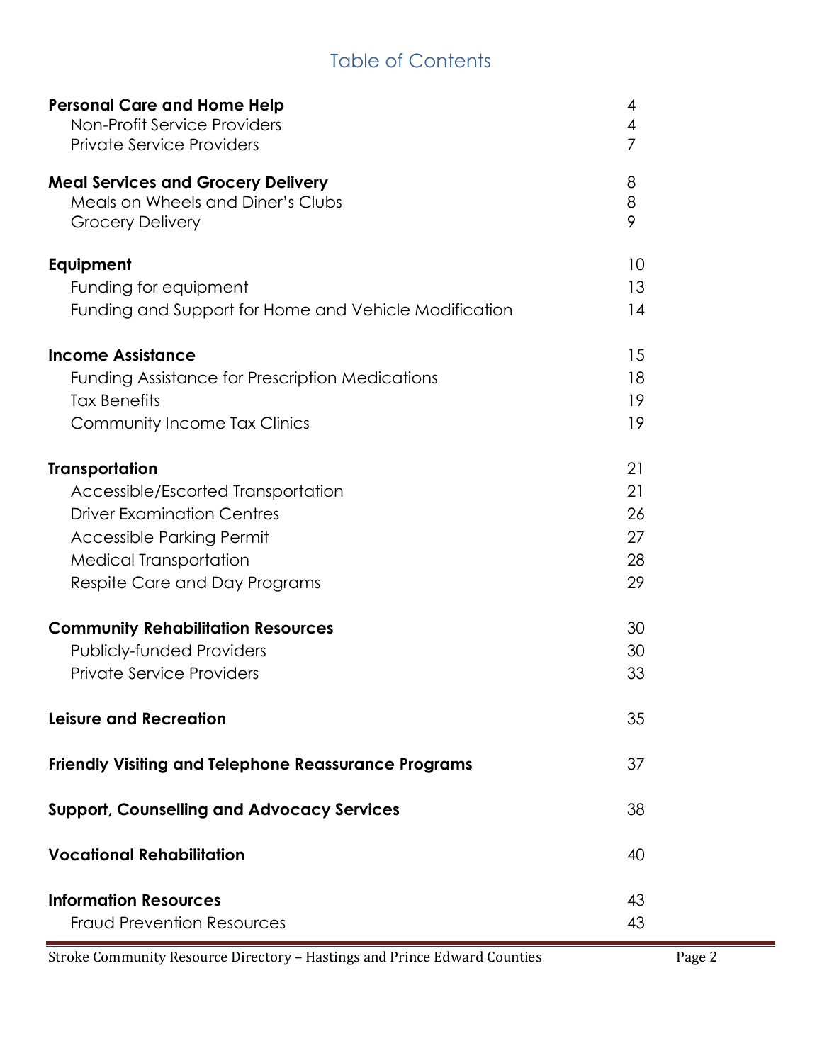# Table of Contents

| | |
|---|---|
| **Personal Care and Home Help** | 4 |
| Non-Profit Service Providers | 4 |
| Private Service Providers | 7 |
| **Meal Services and Grocery Delivery** | 8 |
| Meals on Wheels and Diner's Clubs | 8 |
| Grocery Delivery | 9 |
| **Equipment** | 10 |
| Funding for equipment | 13 |
| Funding and Support for Home and Vehicle Modification | 14 |
| **Income Assistance** | 15 |
| Funding Assistance for Prescription Medications | 18 |
| Tax Benefits | 19 |
| Community Income Tax Clinics | 19 |
| **Transportation** | 21 |
| Accessible/Escorted Transportation | 21 |
| Driver Examination Centres | 26 |
| Accessible Parking Permit | 27 |
| Medical Transportation | 28 |
| Respite Care and Day Programs | 29 |
| **Community Rehabilitation Resources** | 30 |
| Publicly-funded Providers | 30 |
| Private Service Providers | 33 |
| **Leisure and Recreation** | 35 |
| **Friendly Visiting and Telephone Reassurance Programs** | 37 |
| **Support, Counselling and Advocacy Services** | 38 |
| **Vocational Rehabilitation** | 40 |
| **Information Resources** | 43 |
| Fraud Prevention Resources | 43 |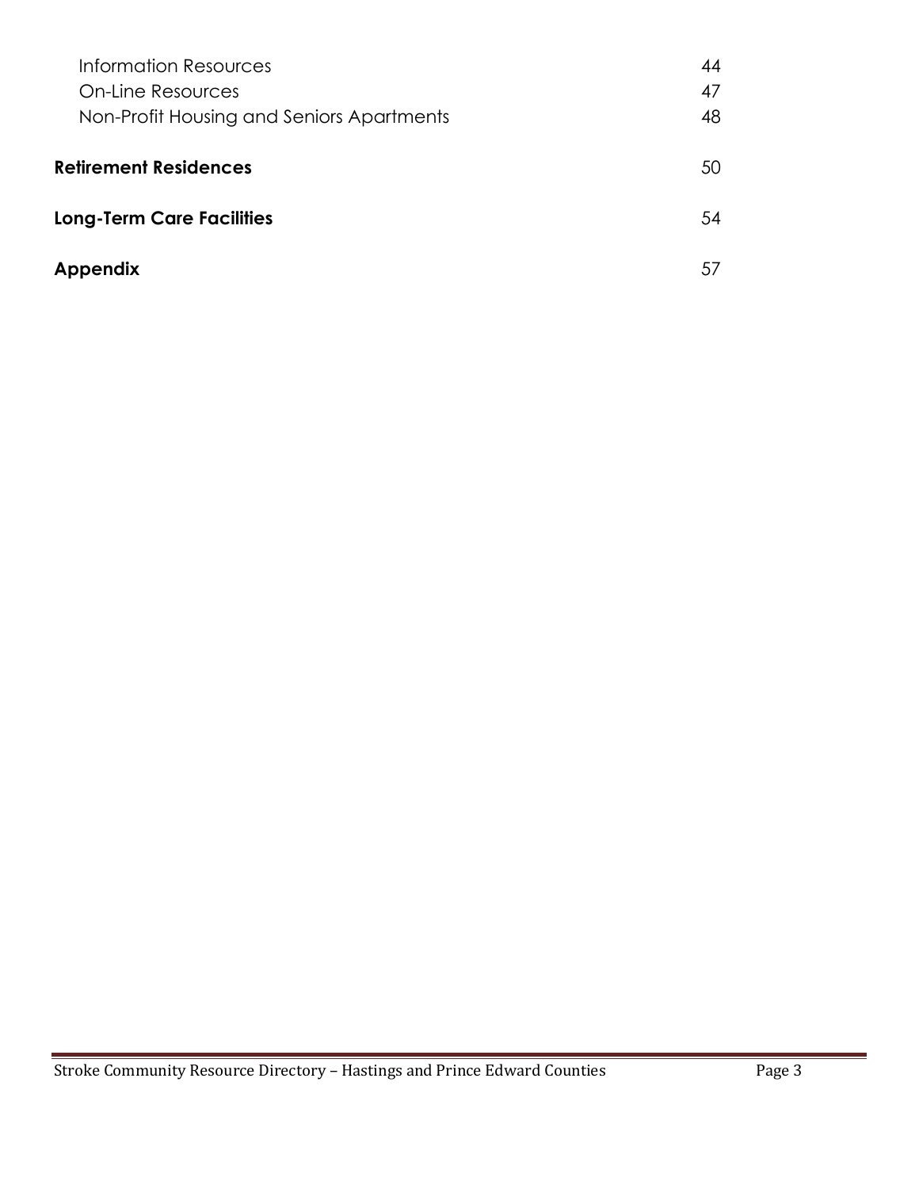| | |
|---|---|
| Information Resources | 44 |
| On-Line Resources | 47 |
| Non-Profit Housing and Seniors Apartments | 48 |
| **Retirement Residences** | 50 |
| **Long-Term Care Facilities** | 54 |
| **Appendix** | 57 |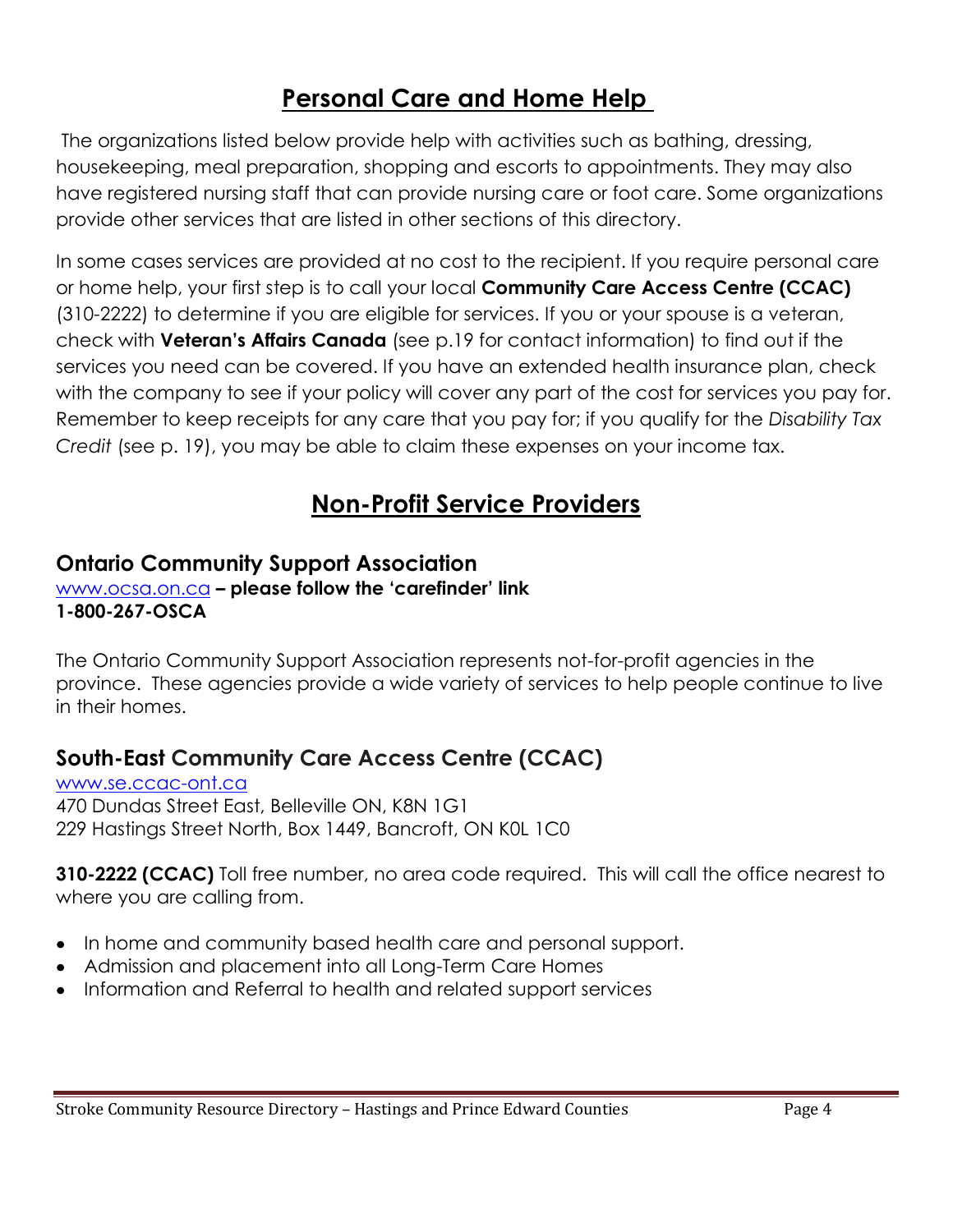# Personal Care and Home Help

The organizations listed below provide help with activities such as bathing, dressing, housekeeping, meal preparation, shopping and escorts to appointments. They may also have registered nursing staff that can provide nursing care or foot care. Some organizations provide other services that are listed in other sections of this directory.

In some cases services are provided at no cost to the recipient. If you require personal care or home help, your first step is to call your local **Community Care Access Centre (CCAC)** (310-2222) to determine if you are eligible for services. If you or your spouse is a veteran, check with **Veteran's Affairs Canada** (see p.19 for contact information) to find out if the services you need can be covered. If you have an extended health insurance plan, check with the company to see if your policy will cover any part of the cost for services you pay for. Remember to keep receipts for any care that you pay for; if you qualify for the *Disability Tax Credit* (see p. 19), you may be able to claim these expenses on your income tax.

## Non-Profit Service Providers

### Ontario Community Support Association

www.ocsa.on.ca **– please follow the 'carefinder' link**
**1-800-267-OSCA**

The Ontario Community Support Association represents not-for-profit agencies in the province. These agencies provide a wide variety of services to help people continue to live in their homes.

### South-East Community Care Access Centre (CCAC)

www.se.ccac-ont.ca
470 Dundas Street East, Belleville ON, K8N 1G1
229 Hastings Street North, Box 1449, Bancroft, ON K0L 1C0

**310-2222 (CCAC)** Toll free number, no area code required. This will call the office nearest to where you are calling from.

- In home and community based health care and personal support.
- Admission and placement into all Long-Term Care Homes
- Information and Referral to health and related support services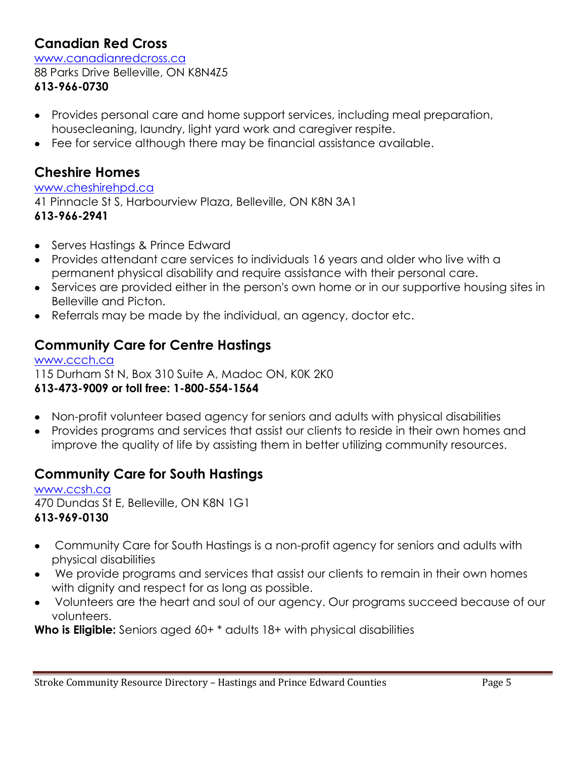## Canadian Red Cross

www.canadianredcross.ca
88 Parks Drive Belleville, ON K8N4Z5
**613-966-0730**

- Provides personal care and home support services, including meal preparation, housecleaning, laundry, light yard work and caregiver respite.
- Fee for service although there may be financial assistance available.

## Cheshire Homes

www.cheshirehpd.ca
41 Pinnacle St S, Harbourview Plaza, Belleville, ON K8N 3A1
**613-966-2941**

- Serves Hastings & Prince Edward
- Provides attendant care services to individuals 16 years and older who live with a permanent physical disability and require assistance with their personal care.
- Services are provided either in the person's own home or in our supportive housing sites in Belleville and Picton.
- Referrals may be made by the individual, an agency, doctor etc.

## Community Care for Centre Hastings

www.ccch.ca
115 Durham St N, Box 310 Suite A, Madoc ON, K0K 2K0
**613-473-9009 or toll free: 1-800-554-1564**

- Non-profit volunteer based agency for seniors and adults with physical disabilities
- Provides programs and services that assist our clients to reside in their own homes and improve the quality of life by assisting them in better utilizing community resources.

## Community Care for South Hastings

www.ccsh.ca
470 Dundas St E, Belleville, ON K8N 1G1
**613-969-0130**

- Community Care for South Hastings is a non-profit agency for seniors and adults with physical disabilities
- We provide programs and services that assist our clients to remain in their own homes with dignity and respect for as long as possible.
- Volunteers are the heart and soul of our agency. Our programs succeed because of our volunteers.

**Who is Eligible:** Seniors aged 60+ * adults 18+ with physical disabilities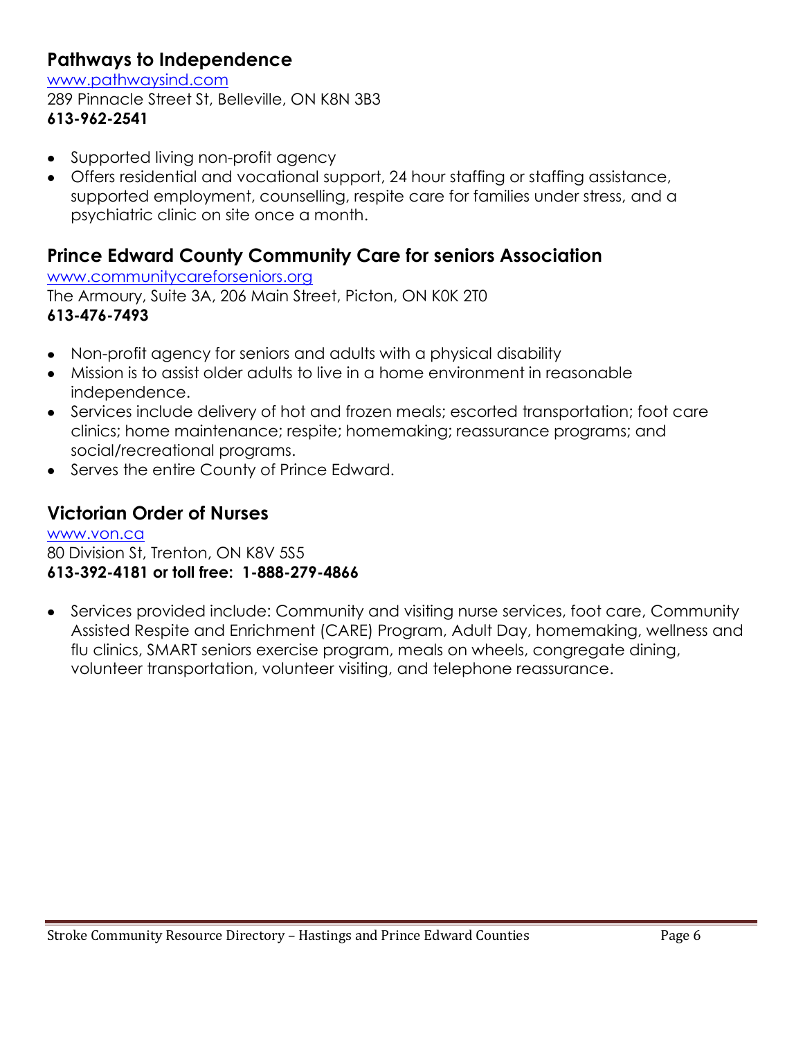## Pathways to Independence

www.pathwaysind.com
289 Pinnacle Street St, Belleville, ON K8N 3B3
**613-962-2541**

- Supported living non-profit agency
- Offers residential and vocational support, 24 hour staffing or staffing assistance, supported employment, counselling, respite care for families under stress, and a psychiatric clinic on site once a month.

## Prince Edward County Community Care for seniors Association

www.communitycareforseniors.org
The Armoury, Suite 3A, 206 Main Street, Picton, ON K0K 2T0
**613-476-7493**

- Non-profit agency for seniors and adults with a physical disability
- Mission is to assist older adults to live in a home environment in reasonable independence.
- Services include delivery of hot and frozen meals; escorted transportation; foot care clinics; home maintenance; respite; homemaking; reassurance programs; and social/recreational programs.
- Serves the entire County of Prince Edward.

## Victorian Order of Nurses

www.von.ca
80 Division St, Trenton, ON K8V 5S5
**613-392-4181 or toll free: 1-888-279-4866**

- Services provided include: Community and visiting nurse services, foot care, Community Assisted Respite and Enrichment (CARE) Program, Adult Day, homemaking, wellness and flu clinics, SMART seniors exercise program, meals on wheels, congregate dining, volunteer transportation, volunteer visiting, and telephone reassurance.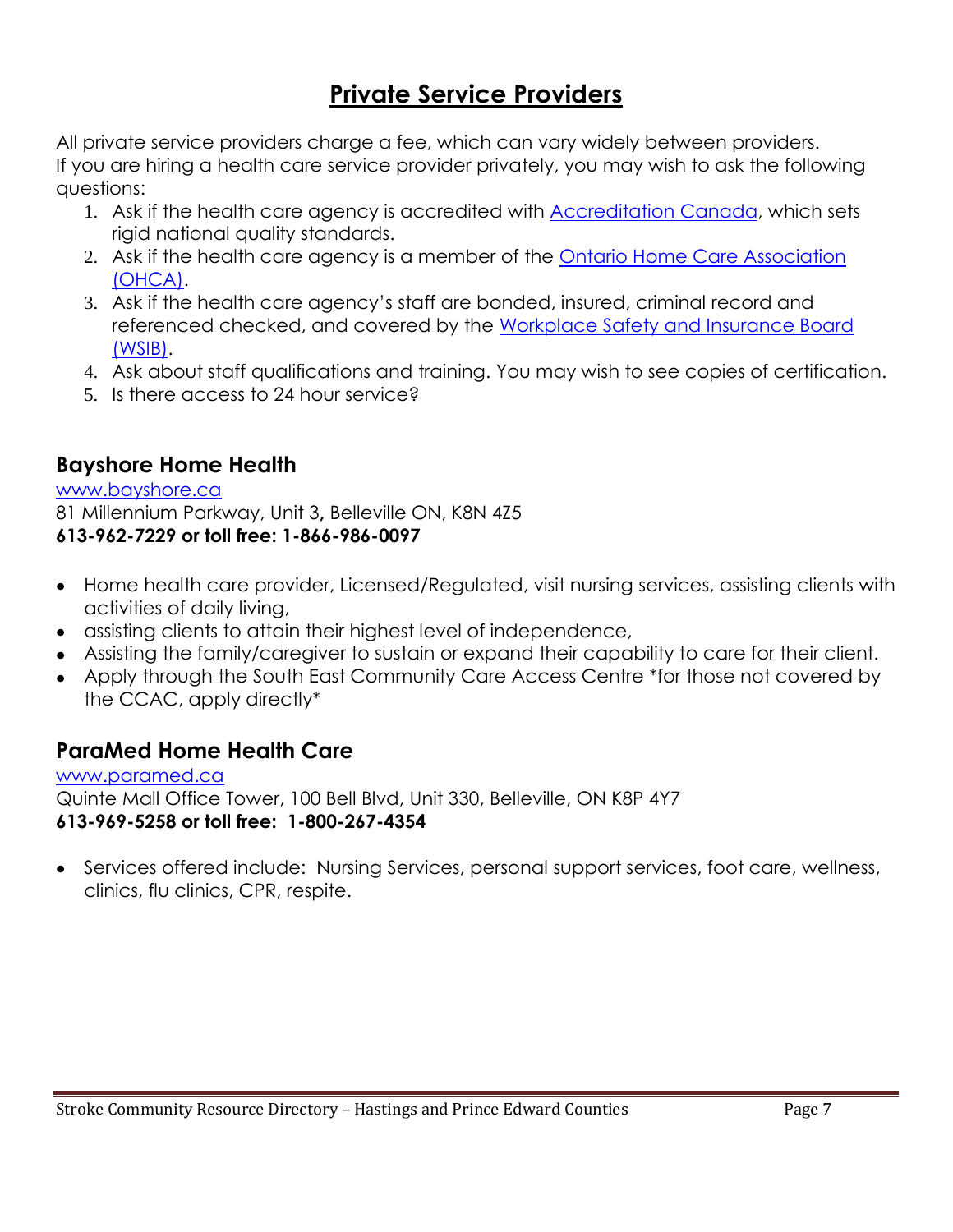# Private Service Providers

All private service providers charge a fee, which can vary widely between providers. If you are hiring a health care service provider privately, you may wish to ask the following questions:

1. Ask if the health care agency is accredited with Accreditation Canada, which sets rigid national quality standards.
2. Ask if the health care agency is a member of the Ontario Home Care Association (OHCA).
3. Ask if the health care agency's staff are bonded, insured, criminal record and referenced checked, and covered by the Workplace Safety and Insurance Board (WSIB).
4. Ask about staff qualifications and training. You may wish to see copies of certification.
5. Is there access to 24 hour service?

## Bayshore Home Health

www.bayshore.ca
81 Millennium Parkway, Unit 3, Belleville ON, K8N 4Z5
**613-962-7229 or toll free: 1-866-986-0097**

- Home health care provider, Licensed/Regulated, visit nursing services, assisting clients with activities of daily living,
- assisting clients to attain their highest level of independence,
- Assisting the family/caregiver to sustain or expand their capability to care for their client.
- Apply through the South East Community Care Access Centre *for those not covered by the CCAC, apply directly*

## ParaMed Home Health Care

www.paramed.ca
Quinte Mall Office Tower, 100 Bell Blvd, Unit 330, Belleville, ON K8P 4Y7
**613-969-5258 or toll free: 1-800-267-4354**

- Services offered include: Nursing Services, personal support services, foot care, wellness, clinics, flu clinics, CPR, respite.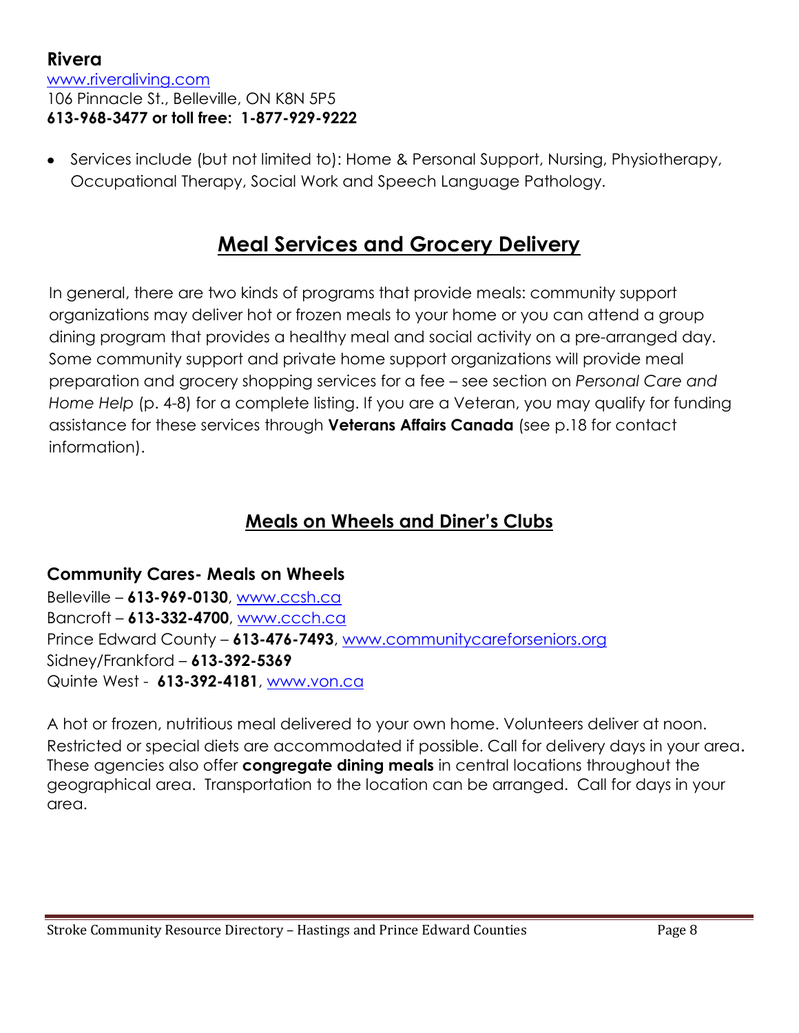### Rivera

[www.riveraliving.com](http://www.riveraliving.com)
106 Pinnacle St., Belleville, ON K8N 5P5
**613-968-3477 or toll free: 1-877-929-9222**

- Services include (but not limited to): Home & Personal Support, Nursing, Physiotherapy, Occupational Therapy, Social Work and Speech Language Pathology.

# Meal Services and Grocery Delivery

In general, there are two kinds of programs that provide meals: community support organizations may deliver hot or frozen meals to your home or you can attend a group dining program that provides a healthy meal and social activity on a pre-arranged day. Some community support and private home support organizations will provide meal preparation and grocery shopping services for a fee – see section on *Personal Care and Home Help* (p. 4-8) for a complete listing. If you are a Veteran, you may qualify for funding assistance for these services through **Veterans Affairs Canada** (see p.18 for contact information).

## Meals on Wheels and Diner's Clubs

### Community Cares- Meals on Wheels

Belleville – **613-969-0130**, [www.ccsh.ca](http://www.ccsh.ca)
Bancroft – **613-332-4700**, [www.ccch.ca](http://www.ccch.ca)
Prince Edward County – **613-476-7493**, [www.communitycareforseniors.org](http://www.communitycareforseniors.org)
Sidney/Frankford – **613-392-5369**
Quinte West - **613-392-4181**, [www.von.ca](http://www.von.ca)

A hot or frozen, nutritious meal delivered to your own home. Volunteers deliver at noon. Restricted or special diets are accommodated if possible. Call for delivery days in your area. These agencies also offer **congregate dining meals** in central locations throughout the geographical area. Transportation to the location can be arranged. Call for days in your area.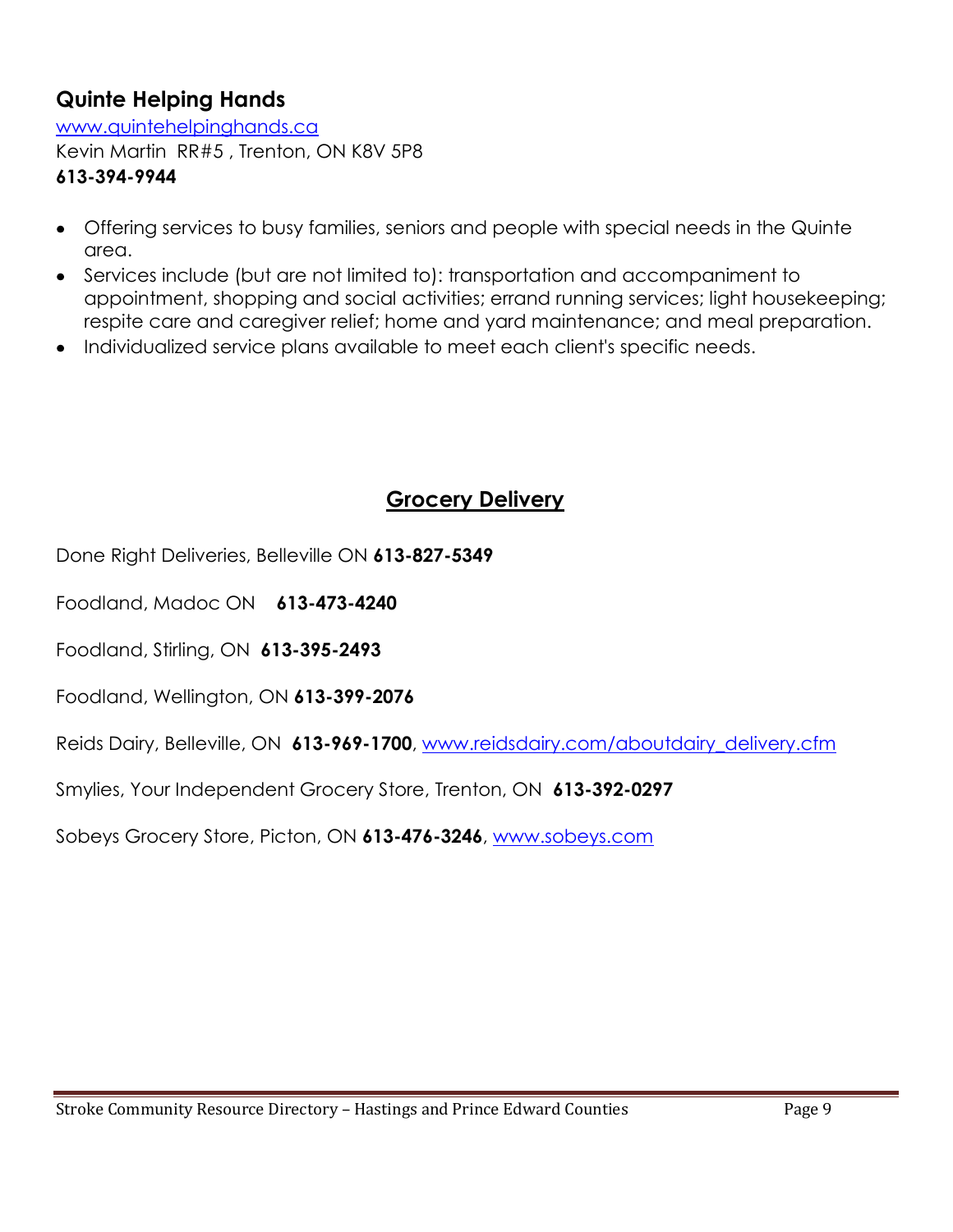## Quinte Helping Hands

www.quintehelpinghands.ca
Kevin Martin RR#5 , Trenton, ON K8V 5P8
**613-394-9944**

- Offering services to busy families, seniors and people with special needs in the Quinte area.
- Services include (but are not limited to): transportation and accompaniment to appointment, shopping and social activities; errand running services; light housekeeping; respite care and caregiver relief; home and yard maintenance; and meal preparation.
- Individualized service plans available to meet each client's specific needs.

## Grocery Delivery

Done Right Deliveries, Belleville ON **613-827-5349**

Foodland, Madoc ON **613-473-4240**

Foodland, Stirling, ON **613-395-2493**

Foodland, Wellington, ON **613-399-2076**

Reids Dairy, Belleville, ON **613-969-1700**, www.reidsdairy.com/aboutdairy_delivery.cfm

Smylies, Your Independent Grocery Store, Trenton, ON **613-392-0297**

Sobeys Grocery Store, Picton, ON **613-476-3246**, www.sobeys.com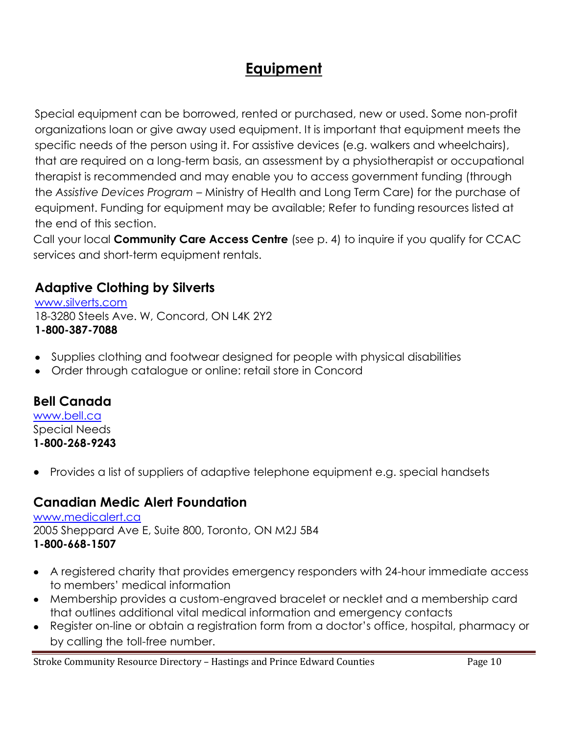# Equipment

Special equipment can be borrowed, rented or purchased, new or used. Some non-profit organizations loan or give away used equipment. It is important that equipment meets the specific needs of the person using it. For assistive devices (e.g. walkers and wheelchairs), that are required on a long-term basis, an assessment by a physiotherapist or occupational therapist is recommended and may enable you to access government funding (through the *Assistive Devices Program* – Ministry of Health and Long Term Care) for the purchase of equipment. Funding for equipment may be available; Refer to funding resources listed at the end of this section.

Call your local **Community Care Access Centre** (see p. 4) to inquire if you qualify for CCAC services and short-term equipment rentals.

## Adaptive Clothing by Silverts

www.silverts.com
18-3280 Steels Ave. W, Concord, ON L4K 2Y2
**1-800-387-7088**

- Supplies clothing and footwear designed for people with physical disabilities
- Order through catalogue or online: retail store in Concord

## Bell Canada

www.bell.ca
Special Needs
**1-800-268-9243**

- Provides a list of suppliers of adaptive telephone equipment e.g. special handsets

## Canadian Medic Alert Foundation

www.medicalert.ca
2005 Sheppard Ave E, Suite 800, Toronto, ON M2J 5B4
**1-800-668-1507**

- A registered charity that provides emergency responders with 24-hour immediate access to members' medical information
- Membership provides a custom-engraved bracelet or necklet and a membership card that outlines additional vital medical information and emergency contacts
- Register on-line or obtain a registration form from a doctor's office, hospital, pharmacy or by calling the toll-free number.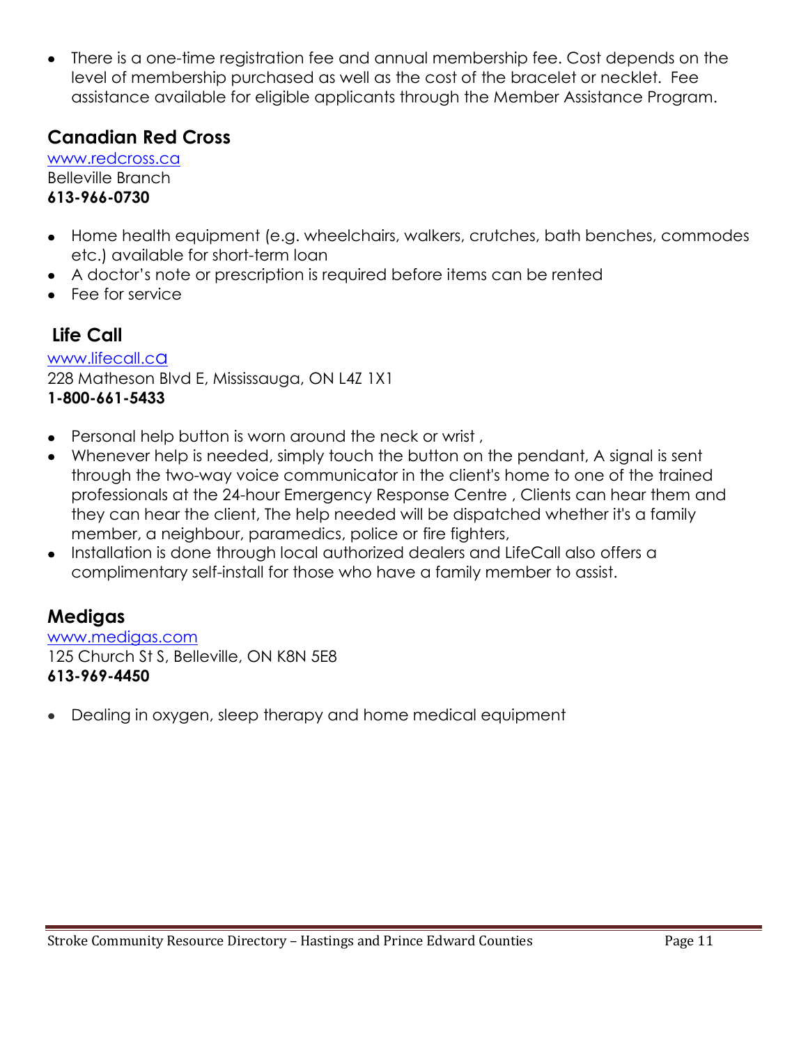- There is a one-time registration fee and annual membership fee. Cost depends on the level of membership purchased as well as the cost of the bracelet or necklet. Fee assistance available for eligible applicants through the Member Assistance Program.

## Canadian Red Cross

www.redcross.ca
Belleville Branch
**613-966-0730**

- Home health equipment (e.g. wheelchairs, walkers, crutches, bath benches, commodes etc.) available for short-term loan
- A doctor's note or prescription is required before items can be rented
- Fee for service

## Life Call

www.lifecall.ca
228 Matheson Blvd E, Mississauga, ON L4Z 1X1
**1-800-661-5433**

- Personal help button is worn around the neck or wrist ,
- Whenever help is needed, simply touch the button on the pendant, A signal is sent through the two-way voice communicator in the client's home to one of the trained professionals at the 24-hour Emergency Response Centre , Clients can hear them and they can hear the client, The help needed will be dispatched whether it's a family member, a neighbour, paramedics, police or fire fighters,
- Installation is done through local authorized dealers and LifeCall also offers a complimentary self-install for those who have a family member to assist.

## Medigas

www.medigas.com
125 Church St S, Belleville, ON K8N 5E8
**613-969-4450**

- Dealing in oxygen, sleep therapy and home medical equipment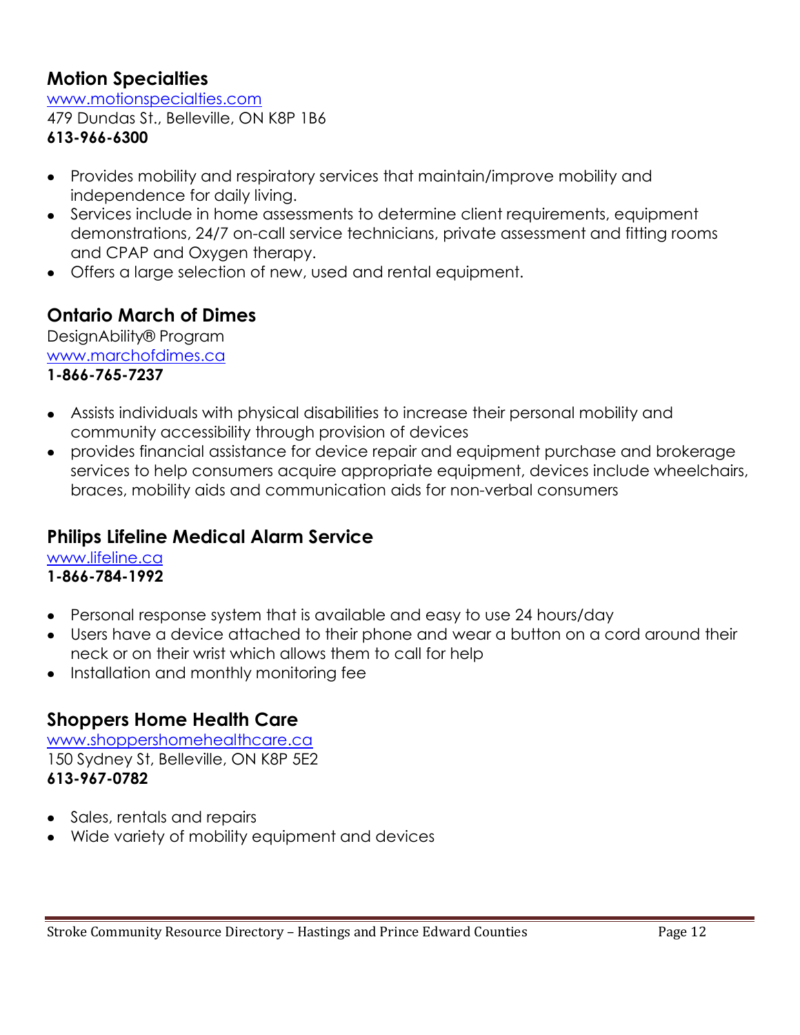## Motion Specialties

www.motionspecialties.com
479 Dundas St., Belleville, ON K8P 1B6
**613-966-6300**

- Provides mobility and respiratory services that maintain/improve mobility and independence for daily living.
- Services include in home assessments to determine client requirements, equipment demonstrations, 24/7 on-call service technicians, private assessment and fitting rooms and CPAP and Oxygen therapy.
- Offers a large selection of new, used and rental equipment.

## Ontario March of Dimes

DesignAbility® Program
www.marchofdimes.ca
**1-866-765-7237**

- Assists individuals with physical disabilities to increase their personal mobility and community accessibility through provision of devices
- provides financial assistance for device repair and equipment purchase and brokerage services to help consumers acquire appropriate equipment, devices include wheelchairs, braces, mobility aids and communication aids for non-verbal consumers

## Philips Lifeline Medical Alarm Service

www.lifeline.ca
**1-866-784-1992**

- Personal response system that is available and easy to use 24 hours/day
- Users have a device attached to their phone and wear a button on a cord around their neck or on their wrist which allows them to call for help
- Installation and monthly monitoring fee

## Shoppers Home Health Care

www.shoppershomehealthcare.ca
150 Sydney St, Belleville, ON K8P 5E2
**613-967-0782**

- Sales, rentals and repairs
- Wide variety of mobility equipment and devices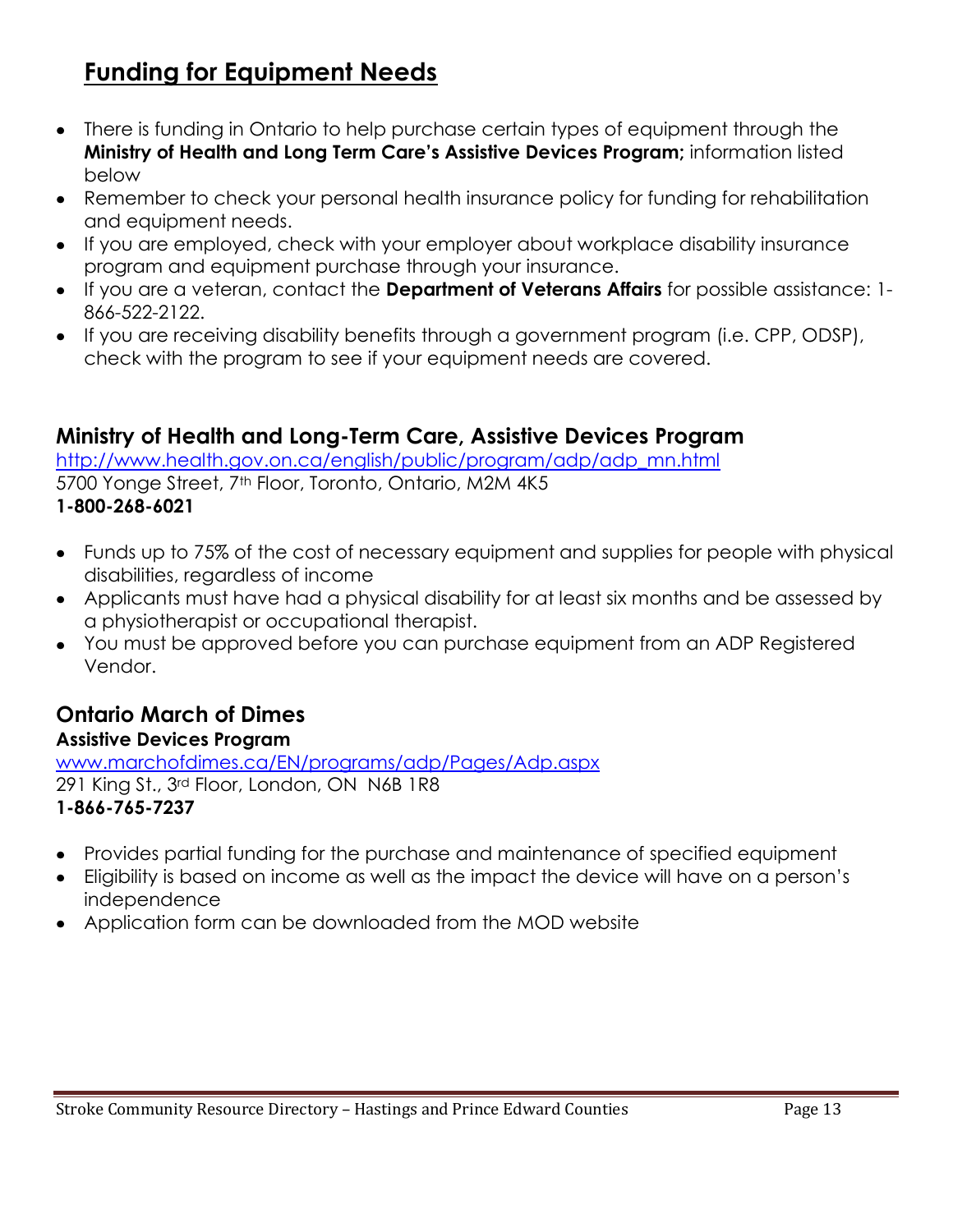# Funding for Equipment Needs

- There is funding in Ontario to help purchase certain types of equipment through the **Ministry of Health and Long Term Care's Assistive Devices Program;** information listed below
- Remember to check your personal health insurance policy for funding for rehabilitation and equipment needs.
- If you are employed, check with your employer about workplace disability insurance program and equipment purchase through your insurance.
- If you are a veteran, contact the **Department of Veterans Affairs** for possible assistance: 1-866-522-2122.
- If you are receiving disability benefits through a government program (i.e. CPP, ODSP), check with the program to see if your equipment needs are covered.

## Ministry of Health and Long-Term Care, Assistive Devices Program

http://www.health.gov.on.ca/english/public/program/adp/adp_mn.html
5700 Yonge Street, 7th Floor, Toronto, Ontario, M2M 4K5
**1-800-268-6021**

- Funds up to 75% of the cost of necessary equipment and supplies for people with physical disabilities, regardless of income
- Applicants must have had a physical disability for at least six months and be assessed by a physiotherapist or occupational therapist.
- You must be approved before you can purchase equipment from an ADP Registered Vendor.

## Ontario March of Dimes

**Assistive Devices Program**
www.marchofdimes.ca/EN/programs/adp/Pages/Adp.aspx
291 King St., 3rd Floor, London, ON N6B 1R8
**1-866-765-7237**

- Provides partial funding for the purchase and maintenance of specified equipment
- Eligibility is based on income as well as the impact the device will have on a person's independence
- Application form can be downloaded from the MOD website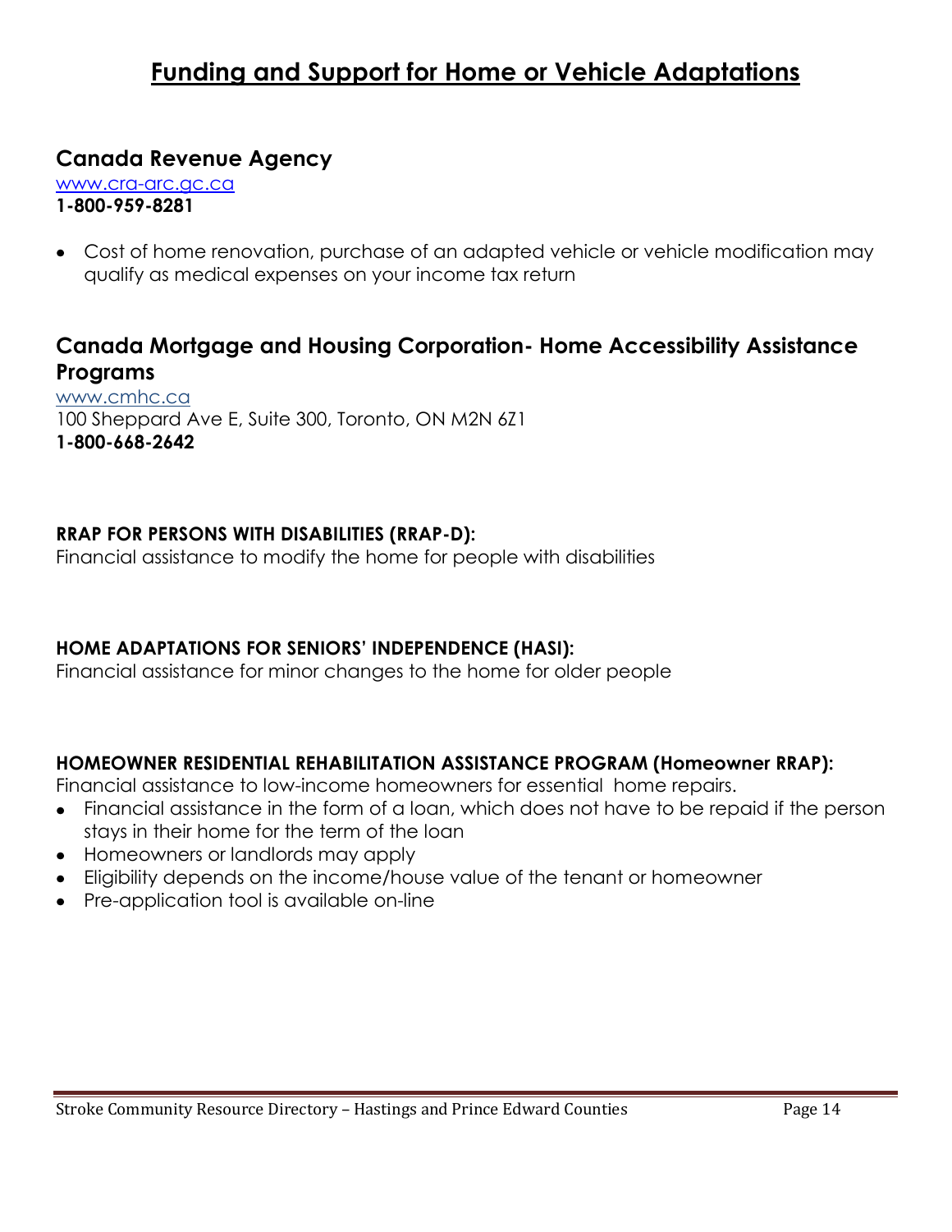# Funding and Support for Home or Vehicle Adaptations

## Canada Revenue Agency

www.cra-arc.gc.ca
**1-800-959-8281**

- Cost of home renovation, purchase of an adapted vehicle or vehicle modification may qualify as medical expenses on your income tax return

## Canada Mortgage and Housing Corporation- Home Accessibility Assistance Programs

www.cmhc.ca
100 Sheppard Ave E, Suite 300, Toronto, ON M2N 6Z1
**1-800-668-2642**

**RRAP FOR PERSONS WITH DISABILITIES (RRAP-D):**
Financial assistance to modify the home for people with disabilities

**HOME ADAPTATIONS FOR SENIORS' INDEPENDENCE (HASI):**
Financial assistance for minor changes to the home for older people

**HOMEOWNER RESIDENTIAL REHABILITATION ASSISTANCE PROGRAM (Homeowner RRAP):**
Financial assistance to low-income homeowners for essential home repairs.

- Financial assistance in the form of a loan, which does not have to be repaid if the person stays in their home for the term of the loan
- Homeowners or landlords may apply
- Eligibility depends on the income/house value of the tenant or homeowner
- Pre-application tool is available on-line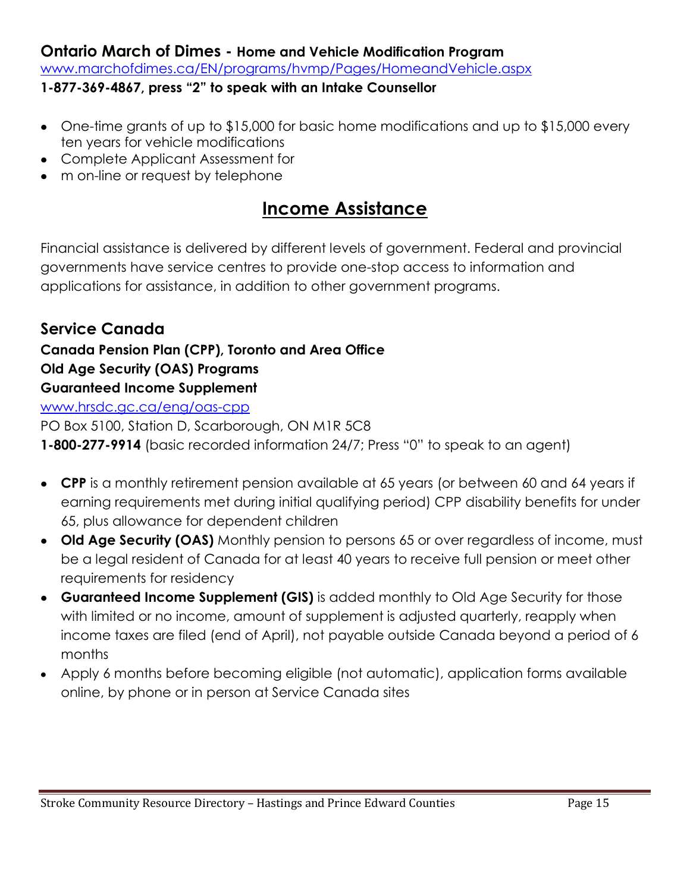### Ontario March of Dimes - Home and Vehicle Modification Program

www.marchofdimes.ca/EN/programs/hvmp/Pages/HomeandVehicle.aspx

**1-877-369-4867, press "2" to speak with an Intake Counsellor**

- One-time grants of up to $15,000 for basic home modifications and up to $15,000 every ten years for vehicle modifications
- Complete Applicant Assessment for
- m on-line or request by telephone

## Income Assistance

Financial assistance is delivered by different levels of government. Federal and provincial governments have service centres to provide one-stop access to information and applications for assistance, in addition to other government programs.

### Service Canada

**Canada Pension Plan (CPP), Toronto and Area Office**
**Old Age Security (OAS) Programs**
**Guaranteed Income Supplement**

www.hrsdc.gc.ca/eng/oas-cpp

PO Box 5100, Station D, Scarborough, ON M1R 5C8

**1-800-277-9914** (basic recorded information 24/7; Press "0" to speak to an agent)

- **CPP** is a monthly retirement pension available at 65 years (or between 60 and 64 years if earning requirements met during initial qualifying period) CPP disability benefits for under 65, plus allowance for dependent children
- **Old Age Security (OAS)** Monthly pension to persons 65 or over regardless of income, must be a legal resident of Canada for at least 40 years to receive full pension or meet other requirements for residency
- **Guaranteed Income Supplement (GIS)** is added monthly to Old Age Security for those with limited or no income, amount of supplement is adjusted quarterly, reapply when income taxes are filed (end of April), not payable outside Canada beyond a period of 6 months
- Apply 6 months before becoming eligible (not automatic), application forms available online, by phone or in person at Service Canada sites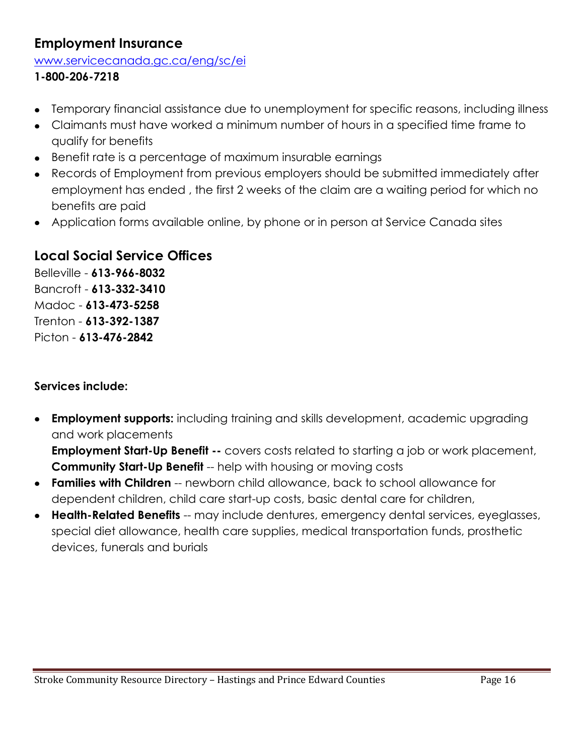## Employment Insurance

www.servicecanada.gc.ca/eng/sc/ei

**1-800-206-7218**

- Temporary financial assistance due to unemployment for specific reasons, including illness
- Claimants must have worked a minimum number of hours in a specified time frame to qualify for benefits
- Benefit rate is a percentage of maximum insurable earnings
- Records of Employment from previous employers should be submitted immediately after employment has ended , the first 2 weeks of the claim are a waiting period for which no benefits are paid
- Application forms available online, by phone or in person at Service Canada sites

## Local Social Service Offices

Belleville - **613-966-8032**
Bancroft - **613-332-3410**
Madoc - **613-473-5258**
Trenton - **613-392-1387**
Picton - **613-476-2842**

**Services include:**

- **Employment supports:** including training and skills development, academic upgrading and work placements
  **Employment Start-Up Benefit --** covers costs related to starting a job or work placement, **Community Start-Up Benefit** -- help with housing or moving costs
- **Families with Children** -- newborn child allowance, back to school allowance for dependent children, child care start-up costs, basic dental care for children,
- **Health-Related Benefits** -- may include dentures, emergency dental services, eyeglasses, special diet allowance, health care supplies, medical transportation funds, prosthetic devices, funerals and burials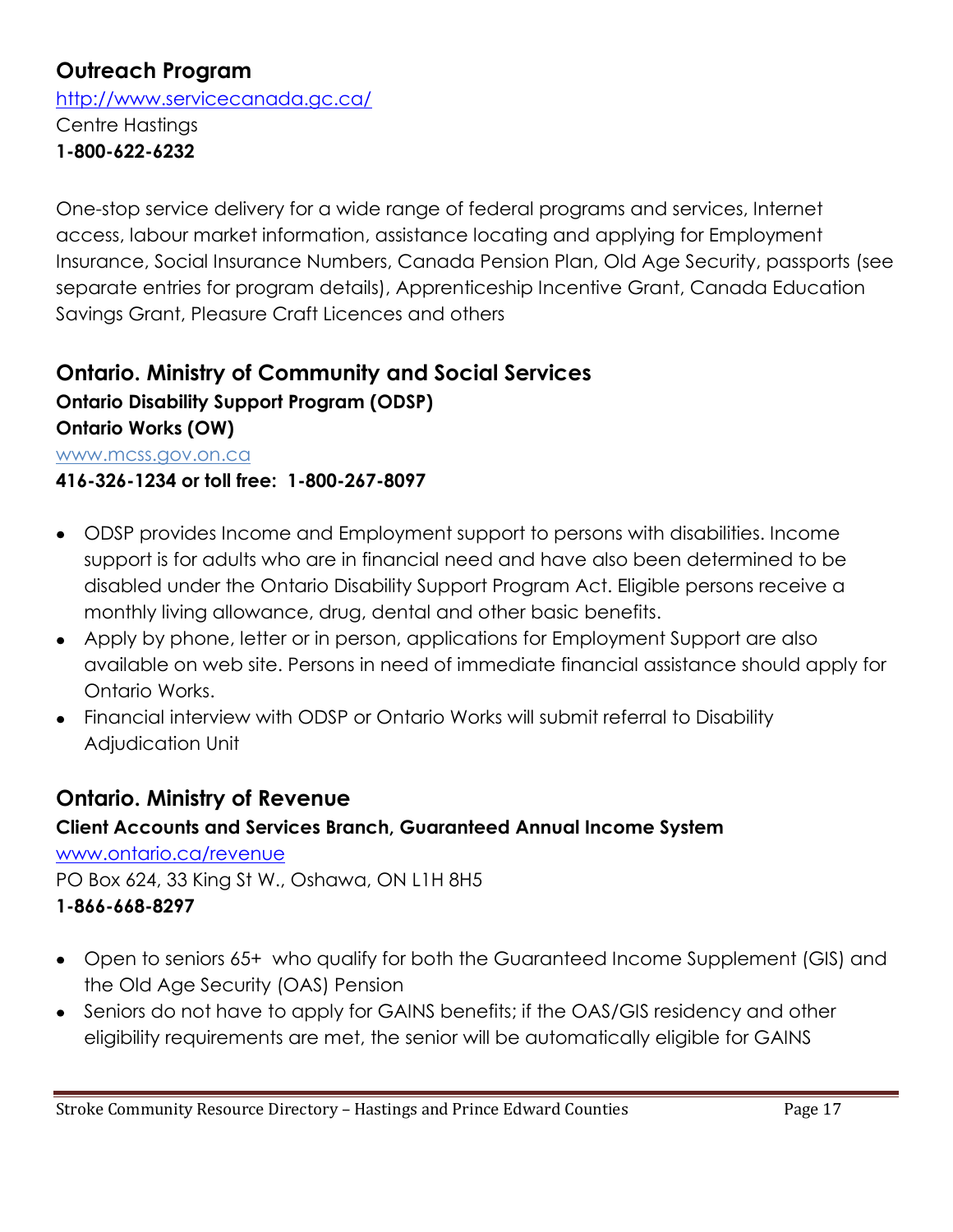## Outreach Program

http://www.servicecanada.gc.ca/
Centre Hastings
**1-800-622-6232**

One-stop service delivery for a wide range of federal programs and services, Internet access, labour market information, assistance locating and applying for Employment Insurance, Social Insurance Numbers, Canada Pension Plan, Old Age Security, passports (see separate entries for program details), Apprenticeship Incentive Grant, Canada Education Savings Grant, Pleasure Craft Licences and others

## Ontario. Ministry of Community and Social Services

**Ontario Disability Support Program (ODSP)**
**Ontario Works (OW)**
www.mcss.gov.on.ca
**416-326-1234 or toll free: 1-800-267-8097**

- ODSP provides Income and Employment support to persons with disabilities. Income support is for adults who are in financial need and have also been determined to be disabled under the Ontario Disability Support Program Act. Eligible persons receive a monthly living allowance, drug, dental and other basic benefits.
- Apply by phone, letter or in person, applications for Employment Support are also available on web site. Persons in need of immediate financial assistance should apply for Ontario Works.
- Financial interview with ODSP or Ontario Works will submit referral to Disability Adjudication Unit

## Ontario. Ministry of Revenue

**Client Accounts and Services Branch, Guaranteed Annual Income System**
www.ontario.ca/revenue
PO Box 624, 33 King St W., Oshawa, ON L1H 8H5
**1-866-668-8297**

- Open to seniors 65+ who qualify for both the Guaranteed Income Supplement (GIS) and the Old Age Security (OAS) Pension
- Seniors do not have to apply for GAINS benefits; if the OAS/GIS residency and other eligibility requirements are met, the senior will be automatically eligible for GAINS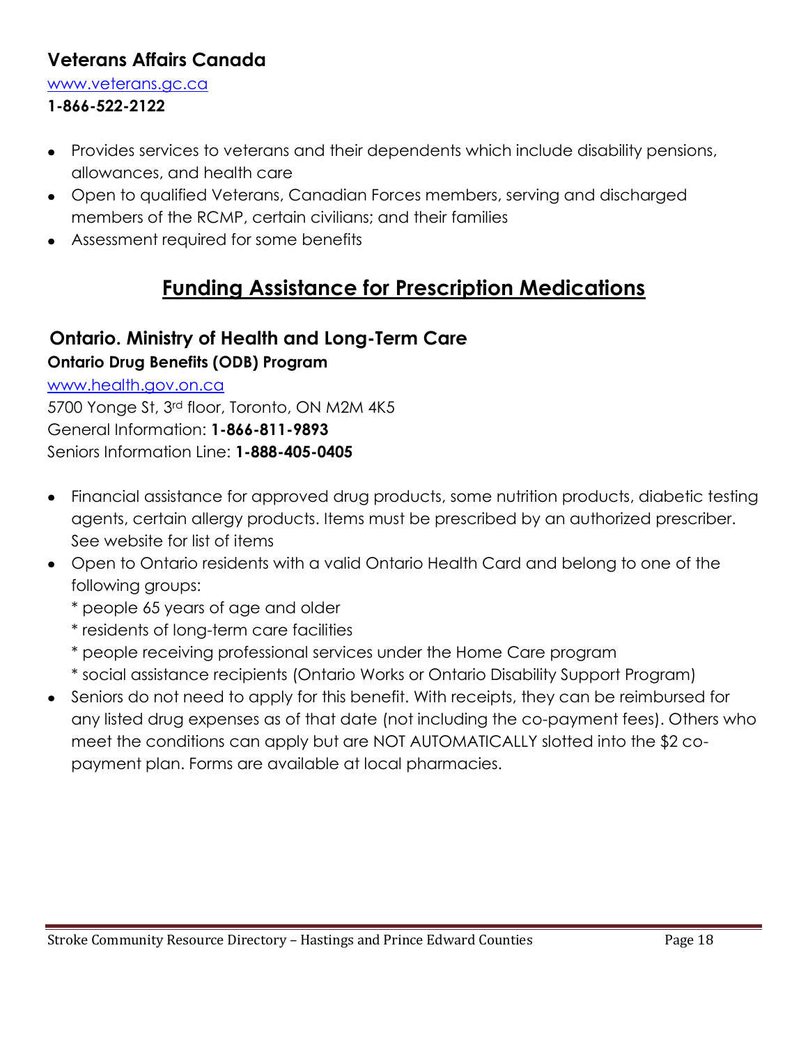### Veterans Affairs Canada

www.veterans.gc.ca
**1-866-522-2122**

- Provides services to veterans and their dependents which include disability pensions, allowances, and health care
- Open to qualified Veterans, Canadian Forces members, serving and discharged members of the RCMP, certain civilians; and their families
- Assessment required for some benefits

## Funding Assistance for Prescription Medications

### Ontario. Ministry of Health and Long-Term Care

**Ontario Drug Benefits (ODB) Program**

www.health.gov.on.ca
5700 Yonge St, 3rd floor, Toronto, ON M2M 4K5
General Information: **1-866-811-9893**
Seniors Information Line: **1-888-405-0405**

- Financial assistance for approved drug products, some nutrition products, diabetic testing agents, certain allergy products. Items must be prescribed by an authorized prescriber. See website for list of items
- Open to Ontario residents with a valid Ontario Health Card and belong to one of the following groups:
  * people 65 years of age and older
  * residents of long-term care facilities
  * people receiving professional services under the Home Care program
  * social assistance recipients (Ontario Works or Ontario Disability Support Program)
- Seniors do not need to apply for this benefit. With receipts, they can be reimbursed for any listed drug expenses as of that date (not including the co-payment fees). Others who meet the conditions can apply but are NOT AUTOMATICALLY slotted into the $2 co-payment plan. Forms are available at local pharmacies.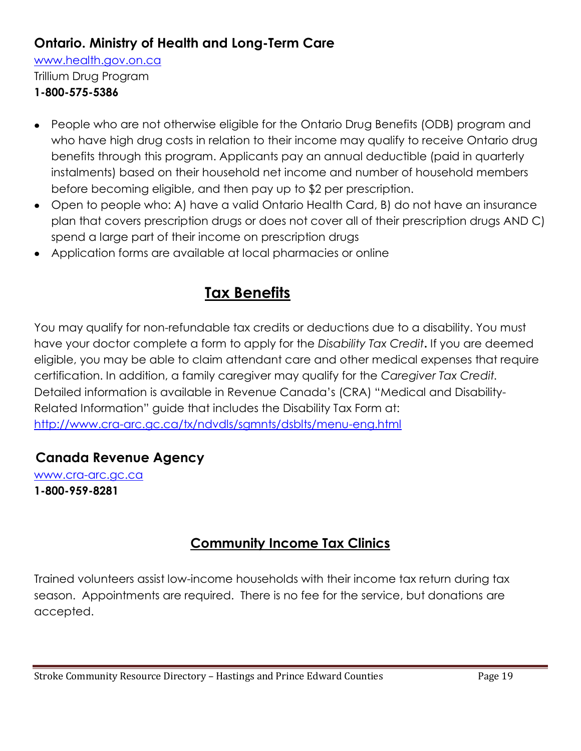### Ontario. Ministry of Health and Long-Term Care

[www.health.gov.on.ca](http://www.health.gov.on.ca)
Trillium Drug Program
**1-800-575-5386**

- People who are not otherwise eligible for the Ontario Drug Benefits (ODB) program and who have high drug costs in relation to their income may qualify to receive Ontario drug benefits through this program. Applicants pay an annual deductible (paid in quarterly instalments) based on their household net income and number of household members before becoming eligible, and then pay up to $2 per prescription.
- Open to people who: A) have a valid Ontario Health Card, B) do not have an insurance plan that covers prescription drugs or does not cover all of their prescription drugs AND C) spend a large part of their income on prescription drugs
- Application forms are available at local pharmacies or online

## Tax Benefits

You may qualify for non-refundable tax credits or deductions due to a disability. You must have your doctor complete a form to apply for the *Disability Tax Credit***.** If you are deemed eligible, you may be able to claim attendant care and other medical expenses that require certification. In addition, a family caregiver may qualify for the *Caregiver Tax Credit.* Detailed information is available in Revenue Canada's (CRA) "Medical and Disability-Related Information" guide that includes the Disability Tax Form at: [http://www.cra-arc.gc.ca/tx/ndvdls/sgmnts/dsblts/menu-eng.html](http://www.cra-arc.gc.ca/tx/ndvdls/sgmnts/dsblts/menu-eng.html)

### Canada Revenue Agency

[www.cra-arc.gc.ca](http://www.cra-arc.gc.ca)
**1-800-959-8281**

## Community Income Tax Clinics

Trained volunteers assist low-income households with their income tax return during tax season. Appointments are required. There is no fee for the service, but donations are accepted.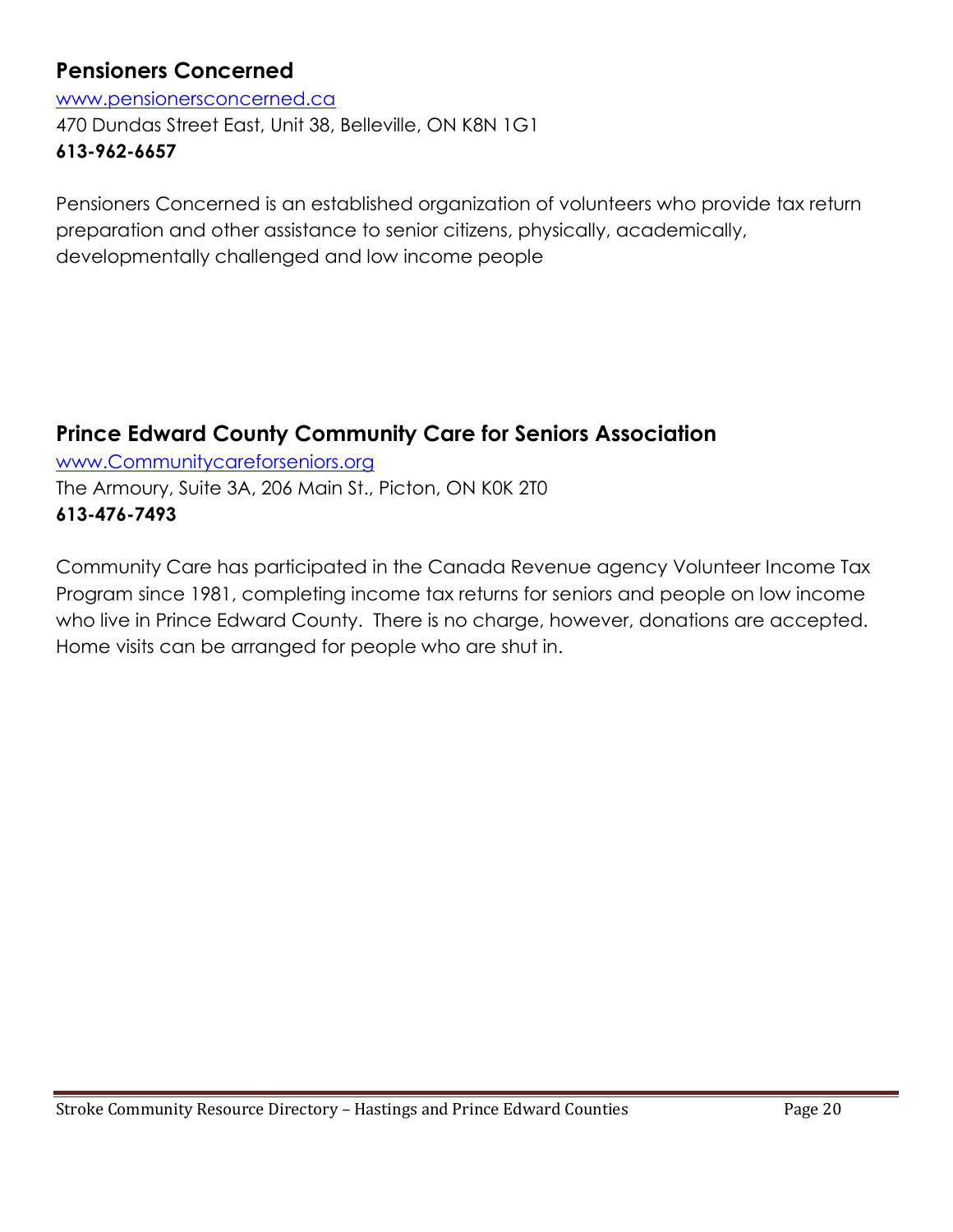## Pensioners Concerned

www.pensionersconcerned.ca
470 Dundas Street East, Unit 38, Belleville, ON K8N 1G1
**613-962-6657**

Pensioners Concerned is an established organization of volunteers who provide tax return preparation and other assistance to senior citizens, physically, academically, developmentally challenged and low income people

## Prince Edward County Community Care for Seniors Association

www.Communitycareforseniors.org
The Armoury, Suite 3A, 206 Main St., Picton, ON K0K 2T0
**613-476-7493**

Community Care has participated in the Canada Revenue agency Volunteer Income Tax Program since 1981, completing income tax returns for seniors and people on low income who live in Prince Edward County. There is no charge, however, donations are accepted. Home visits can be arranged for people who are shut in.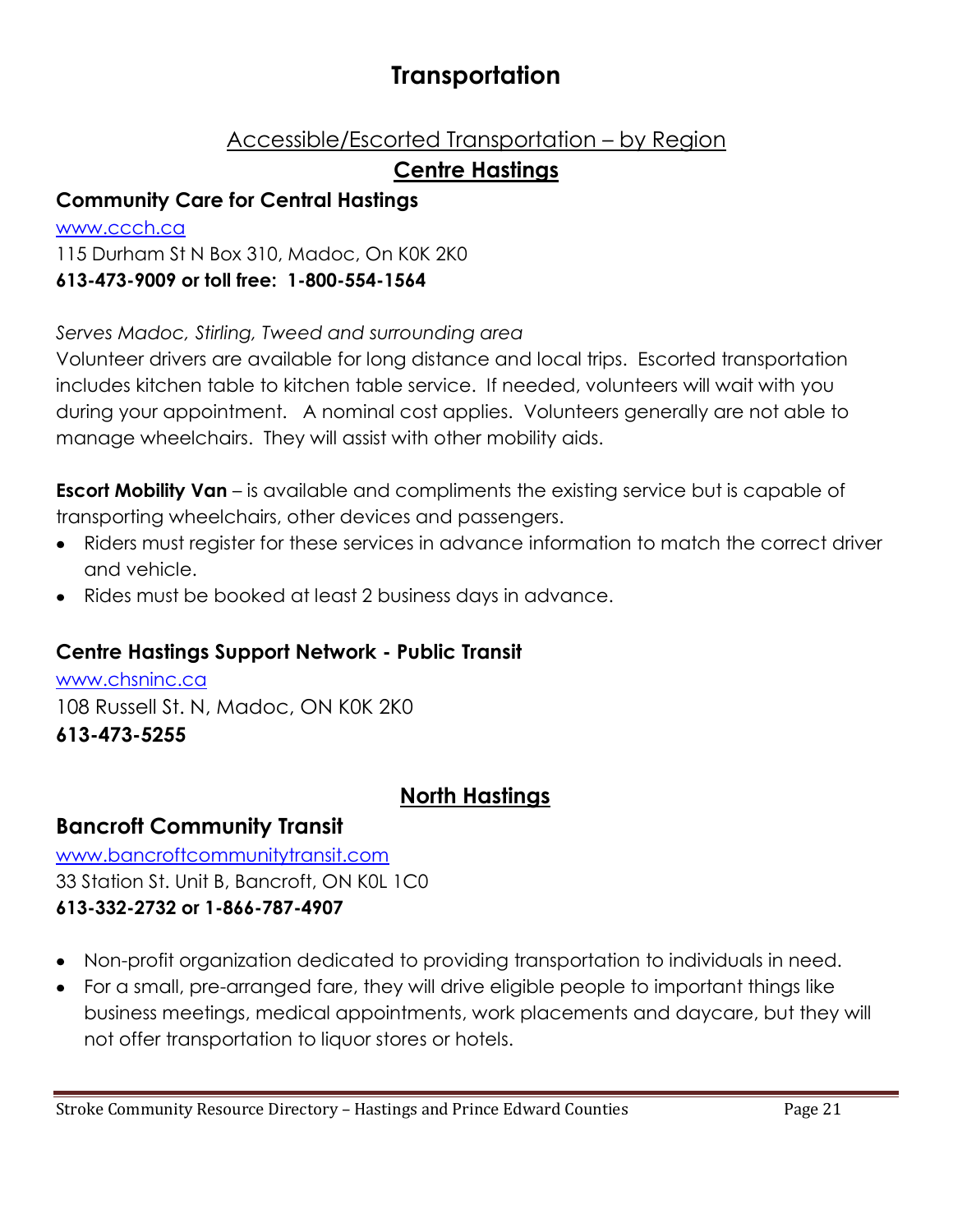# Transportation

## Accessible/Escorted Transportation – by Region

### Centre Hastings

**Community Care for Central Hastings**

www.ccch.ca

115 Durham St N Box 310, Madoc, On K0K 2K0

**613-473-9009 or toll free: 1-800-554-1564**

*Serves Madoc, Stirling, Tweed and surrounding area*

Volunteer drivers are available for long distance and local trips. Escorted transportation includes kitchen table to kitchen table service. If needed, volunteers will wait with you during your appointment. A nominal cost applies. Volunteers generally are not able to manage wheelchairs. They will assist with other mobility aids.

**Escort Mobility Van** – is available and compliments the existing service but is capable of transporting wheelchairs, other devices and passengers.

- Riders must register for these services in advance information to match the correct driver and vehicle.
- Rides must be booked at least 2 business days in advance.

**Centre Hastings Support Network - Public Transit**

www.chsninc.ca

108 Russell St. N, Madoc, ON K0K 2K0

**613-473-5255**

### North Hastings

**Bancroft Community Transit**

www.bancroftcommunitytransit.com

33 Station St. Unit B, Bancroft, ON K0L 1C0

**613-332-2732 or 1-866-787-4907**

- Non-profit organization dedicated to providing transportation to individuals in need.
- For a small, pre-arranged fare, they will drive eligible people to important things like business meetings, medical appointments, work placements and daycare, but they will not offer transportation to liquor stores or hotels.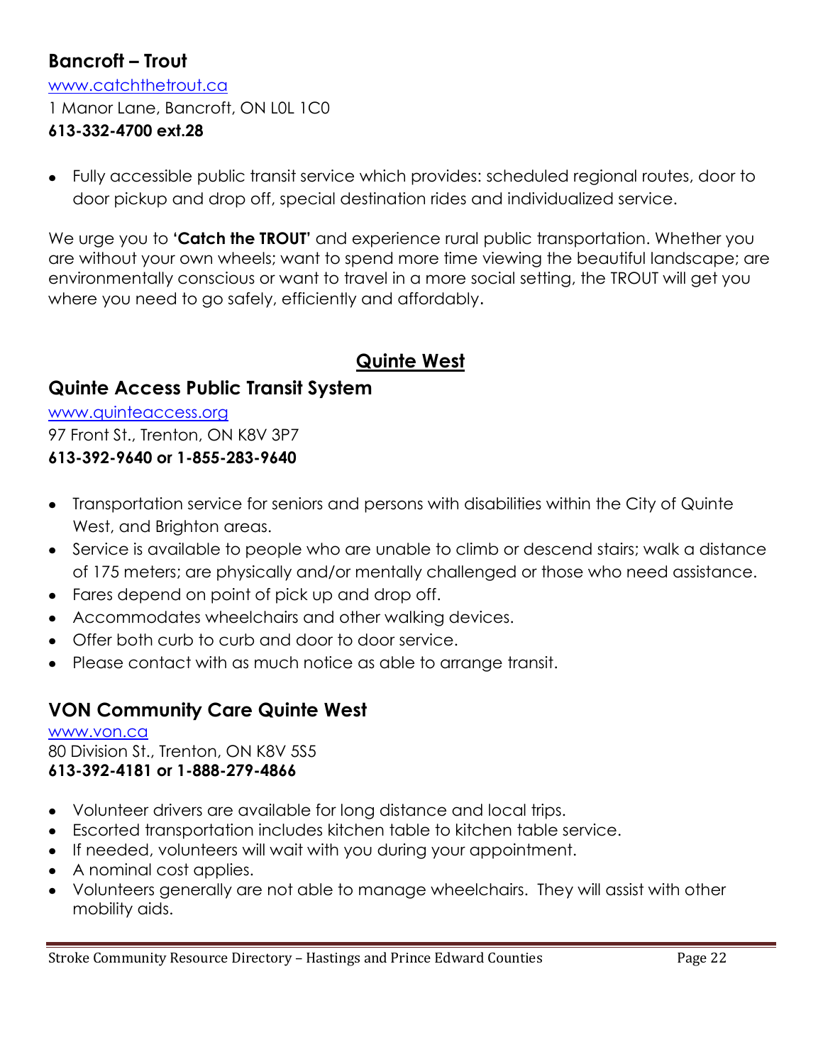### Bancroft – Trout

www.catchthetrout.ca
1 Manor Lane, Bancroft, ON L0L 1C0
**613-332-4700 ext.28**

- Fully accessible public transit service which provides: scheduled regional routes, door to door pickup and drop off, special destination rides and individualized service.

We urge you to **'Catch the TROUT'** and experience rural public transportation. Whether you are without your own wheels; want to spend more time viewing the beautiful landscape; are environmentally conscious or want to travel in a more social setting, the TROUT will get you where you need to go safely, efficiently and affordably.

## Quinte West

### Quinte Access Public Transit System

www.quinteaccess.org
97 Front St., Trenton, ON K8V 3P7
**613-392-9640 or 1-855-283-9640**

- Transportation service for seniors and persons with disabilities within the City of Quinte West, and Brighton areas.
- Service is available to people who are unable to climb or descend stairs; walk a distance of 175 meters; are physically and/or mentally challenged or those who need assistance.
- Fares depend on point of pick up and drop off.
- Accommodates wheelchairs and other walking devices.
- Offer both curb to curb and door to door service.
- Please contact with as much notice as able to arrange transit.

### VON Community Care Quinte West

www.von.ca
80 Division St., Trenton, ON K8V 5S5
**613-392-4181 or 1-888-279-4866**

- Volunteer drivers are available for long distance and local trips.
- Escorted transportation includes kitchen table to kitchen table service.
- If needed, volunteers will wait with you during your appointment.
- A nominal cost applies.
- Volunteers generally are not able to manage wheelchairs. They will assist with other mobility aids.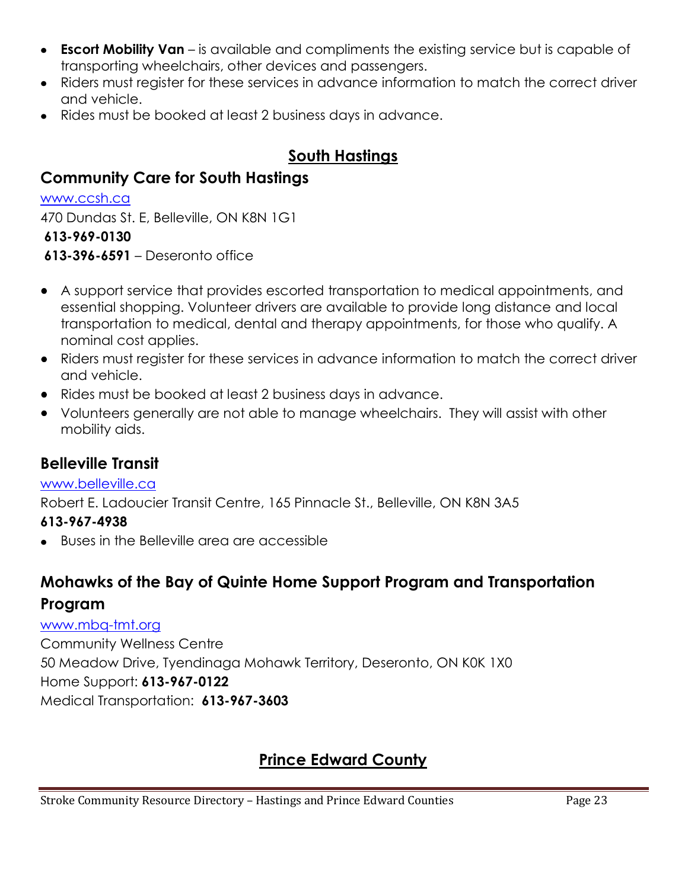- **Escort Mobility Van** – is available and compliments the existing service but is capable of transporting wheelchairs, other devices and passengers.
- Riders must register for these services in advance information to match the correct driver and vehicle.
- Rides must be booked at least 2 business days in advance.

## South Hastings

### Community Care for South Hastings

www.ccsh.ca
470 Dundas St. E, Belleville, ON K8N 1G1
**613-969-0130**
**613-396-6591** – Deseronto office

- A support service that provides escorted transportation to medical appointments, and essential shopping. Volunteer drivers are available to provide long distance and local transportation to medical, dental and therapy appointments, for those who qualify. A nominal cost applies.
- Riders must register for these services in advance information to match the correct driver and vehicle.
- Rides must be booked at least 2 business days in advance.
- Volunteers generally are not able to manage wheelchairs. They will assist with other mobility aids.

### Belleville Transit

www.belleville.ca
Robert E. Ladoucier Transit Centre, 165 Pinnacle St., Belleville, ON K8N 3A5
**613-967-4938**

- Buses in the Belleville area are accessible

### Mohawks of the Bay of Quinte Home Support Program and Transportation Program

www.mbq-tmt.org
Community Wellness Centre
50 Meadow Drive, Tyendinaga Mohawk Territory, Deseronto, ON K0K 1X0
Home Support: **613-967-0122**
Medical Transportation: **613-967-3603**

## Prince Edward County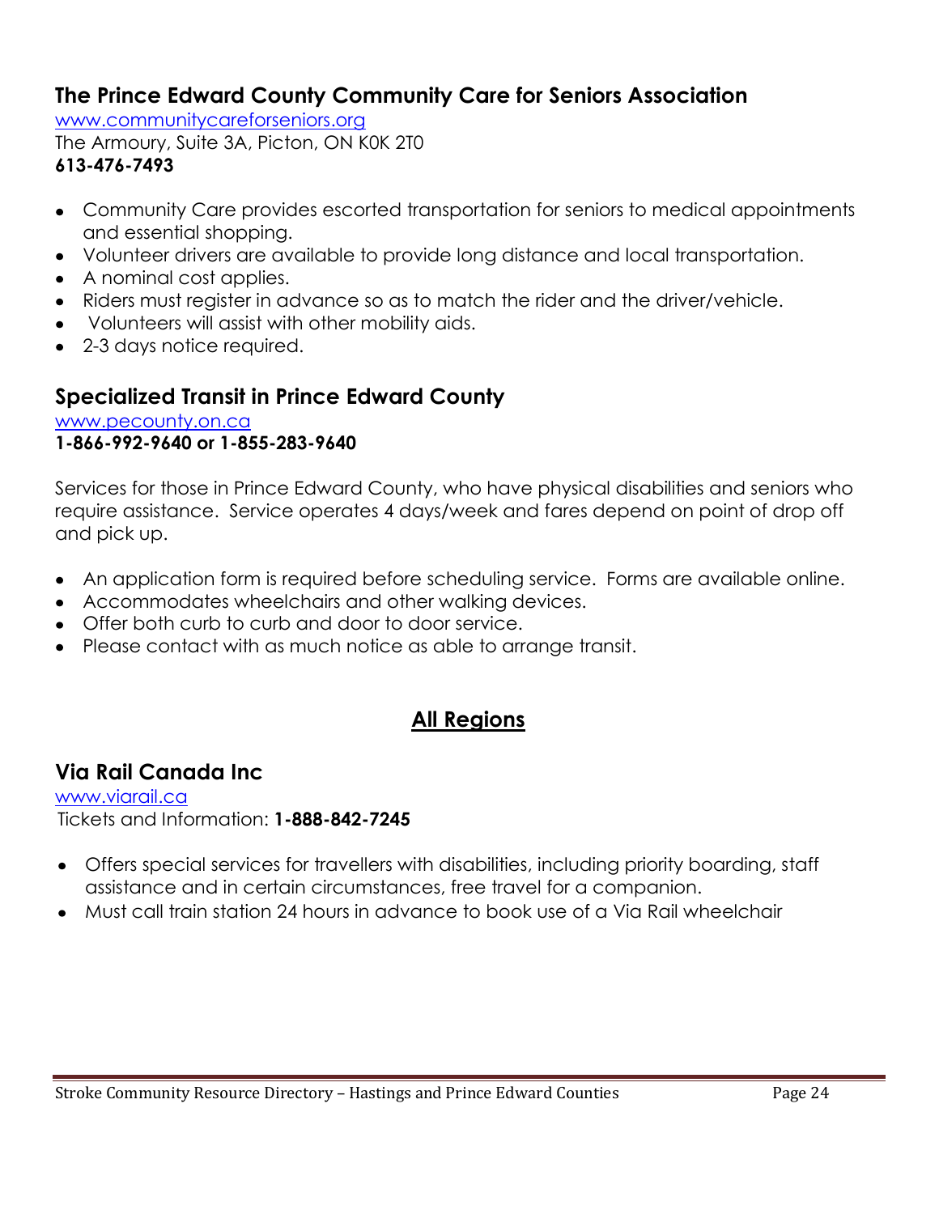## The Prince Edward County Community Care for Seniors Association

www.communitycareforseniors.org
The Armoury, Suite 3A, Picton, ON K0K 2T0
**613-476-7493**

- Community Care provides escorted transportation for seniors to medical appointments and essential shopping.
- Volunteer drivers are available to provide long distance and local transportation.
- A nominal cost applies.
- Riders must register in advance so as to match the rider and the driver/vehicle.
- Volunteers will assist with other mobility aids.
- 2-3 days notice required.

## Specialized Transit in Prince Edward County

www.pecounty.on.ca
**1-866-992-9640 or 1-855-283-9640**

Services for those in Prince Edward County, who have physical disabilities and seniors who require assistance. Service operates 4 days/week and fares depend on point of drop off and pick up.

- An application form is required before scheduling service. Forms are available online.
- Accommodates wheelchairs and other walking devices.
- Offer both curb to curb and door to door service.
- Please contact with as much notice as able to arrange transit.

# All Regions

## Via Rail Canada Inc

www.viarail.ca
Tickets and Information: **1-888-842-7245**

- Offers special services for travellers with disabilities, including priority boarding, staff assistance and in certain circumstances, free travel for a companion.
- Must call train station 24 hours in advance to book use of a Via Rail wheelchair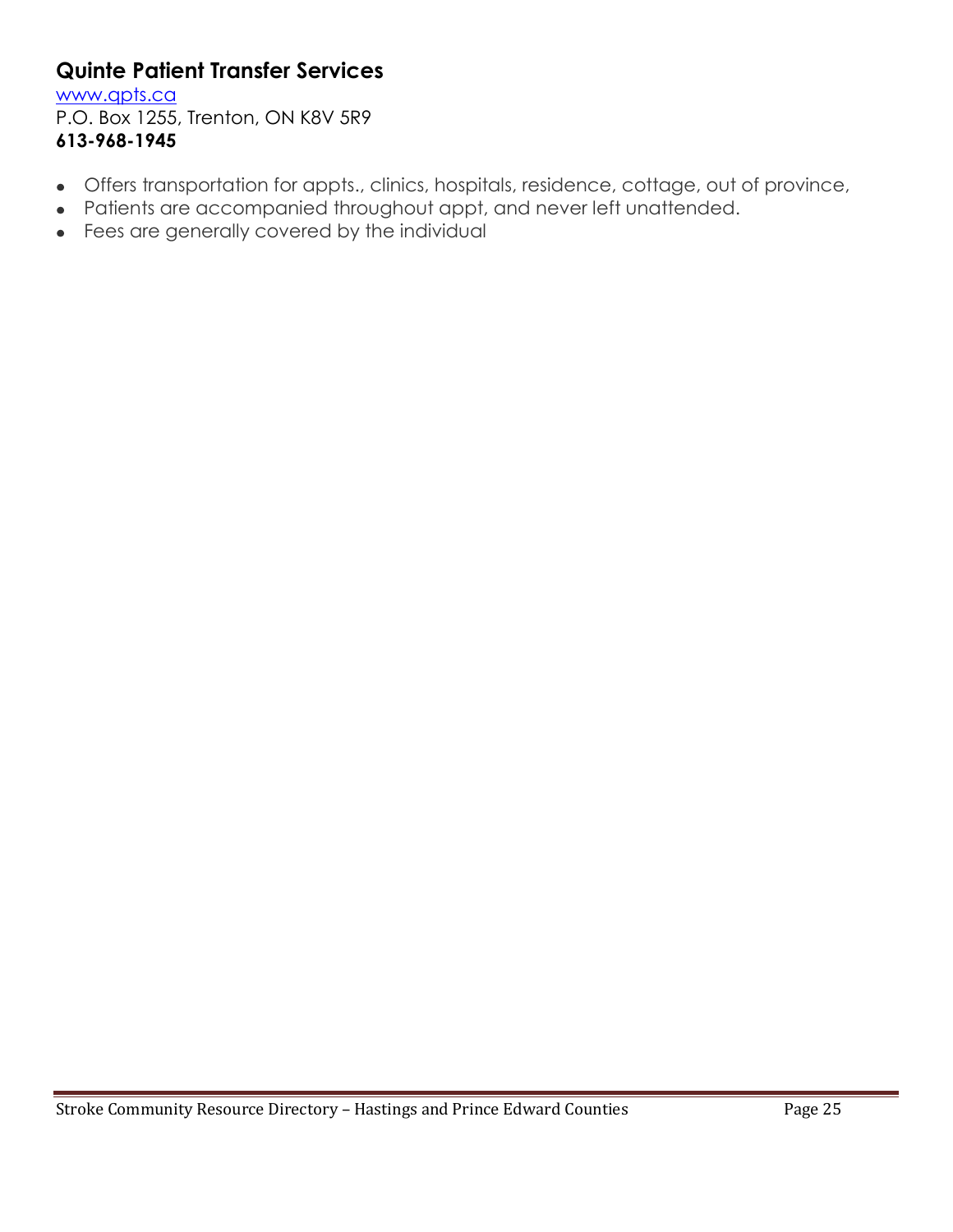## Quinte Patient Transfer Services

[www.qpts.ca](http://www.qpts.ca)
P.O. Box 1255, Trenton, ON K8V 5R9
**613-968-1945**

- Offers transportation for appts., clinics, hospitals, residence, cottage, out of province,
- Patients are accompanied throughout appt, and never left unattended.
- Fees are generally covered by the individual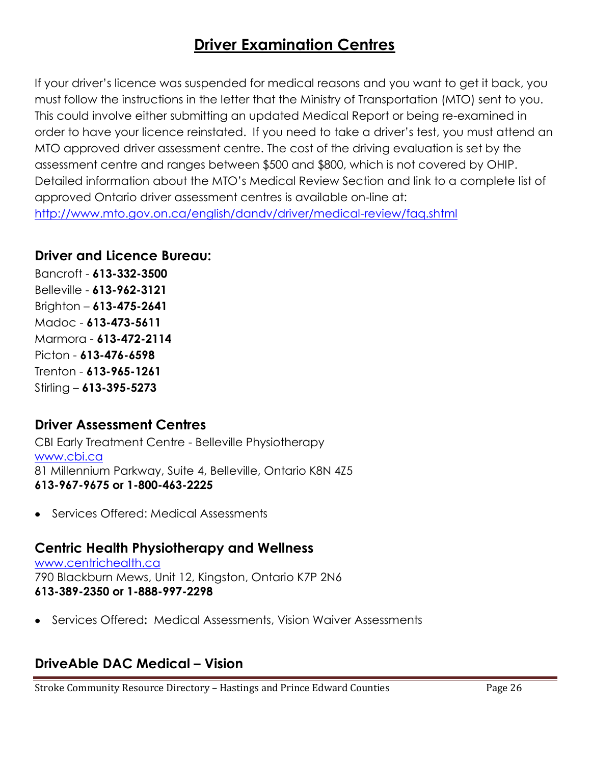# Driver Examination Centres

If your driver's licence was suspended for medical reasons and you want to get it back, you must follow the instructions in the letter that the Ministry of Transportation (MTO) sent to you. This could involve either submitting an updated Medical Report or being re-examined in order to have your licence reinstated. If you need to take a driver's test, you must attend an MTO approved driver assessment centre. The cost of the driving evaluation is set by the assessment centre and ranges between $500 and $800, which is not covered by OHIP. Detailed information about the MTO's Medical Review Section and link to a complete list of approved Ontario driver assessment centres is available on-line at: http://www.mto.gov.on.ca/english/dandv/driver/medical-review/faq.shtml

### Driver and Licence Bureau:

Bancroft - **613-332-3500**
Belleville - **613-962-3121**
Brighton – **613-475-2641**
Madoc - **613-473-5611**
Marmora - **613-472-2114**
Picton - **613-476-6598**
Trenton - **613-965-1261**
Stirling – **613-395-5273**

### Driver Assessment Centres

CBI Early Treatment Centre - Belleville Physiotherapy
www.cbi.ca
81 Millennium Parkway, Suite 4, Belleville, Ontario K8N 4Z5
**613-967-9675 or 1-800-463-2225**

- Services Offered: Medical Assessments

### Centric Health Physiotherapy and Wellness

www.centrichealth.ca
790 Blackburn Mews, Unit 12, Kingston, Ontario K7P 2N6
**613-389-2350 or 1-888-997-2298**

- Services Offered**:** Medical Assessments, Vision Waiver Assessments

### DriveAble DAC Medical – Vision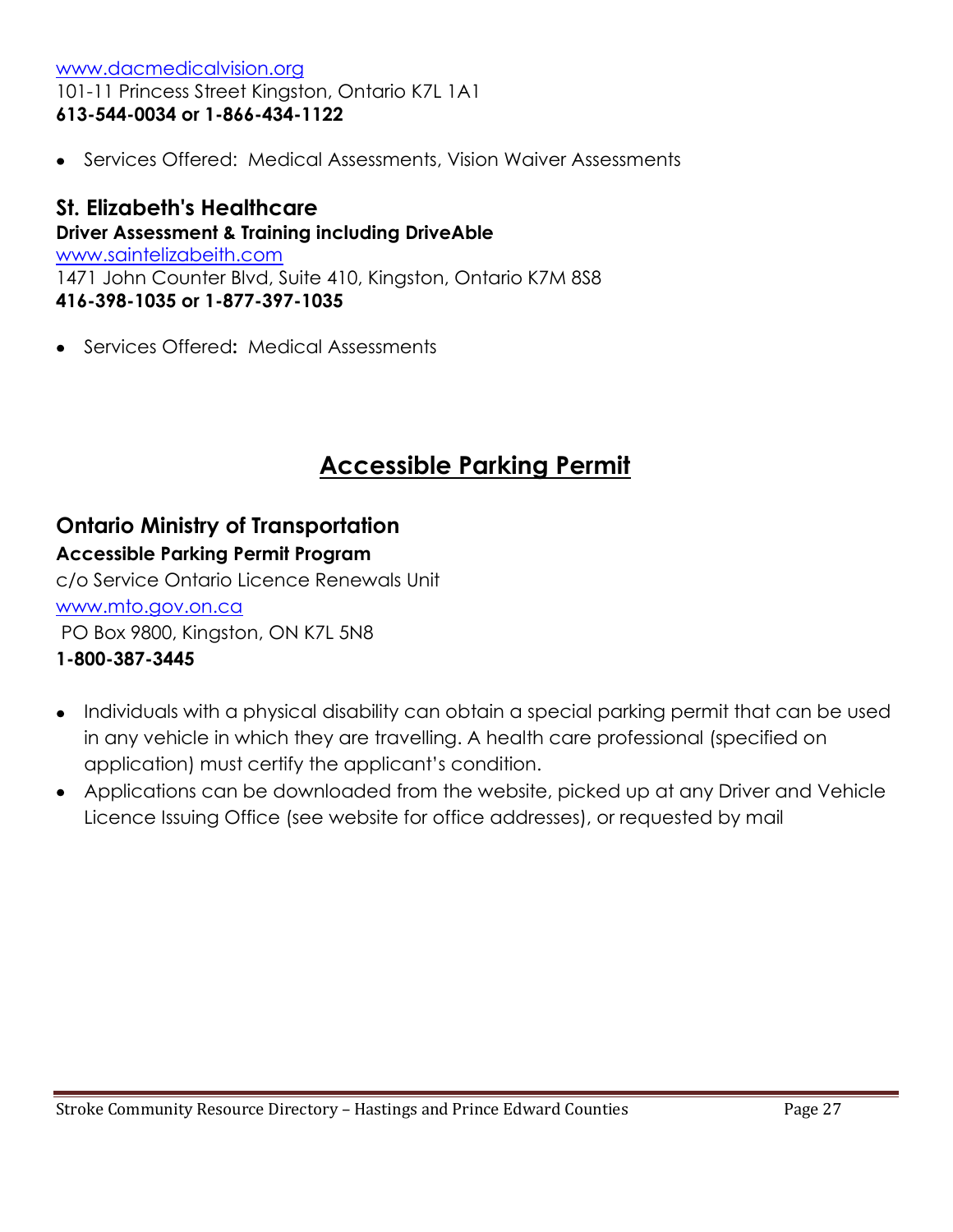[www.dacmedicalvision.org](http://www.dacmedicalvision.org)
101-11 Princess Street Kingston, Ontario K7L 1A1
**613-544-0034 or 1-866-434-1122**

- Services Offered: Medical Assessments, Vision Waiver Assessments

### St. Elizabeth's Healthcare

**Driver Assessment & Training including DriveAble**
[www.saintelizabeith.com](http://www.saintelizabeith.com)
1471 John Counter Blvd, Suite 410, Kingston, Ontario K7M 8S8
**416-398-1035 or 1-877-397-1035**

- Services Offered**:** Medical Assessments

## Accessible Parking Permit

### Ontario Ministry of Transportation

**Accessible Parking Permit Program**
c/o Service Ontario Licence Renewals Unit
[www.mto.gov.on.ca](http://www.mto.gov.on.ca)
PO Box 9800, Kingston, ON K7L 5N8
**1-800-387-3445**

- Individuals with a physical disability can obtain a special parking permit that can be used in any vehicle in which they are travelling. A health care professional (specified on application) must certify the applicant's condition.
- Applications can be downloaded from the website, picked up at any Driver and Vehicle Licence Issuing Office (see website for office addresses), or requested by mail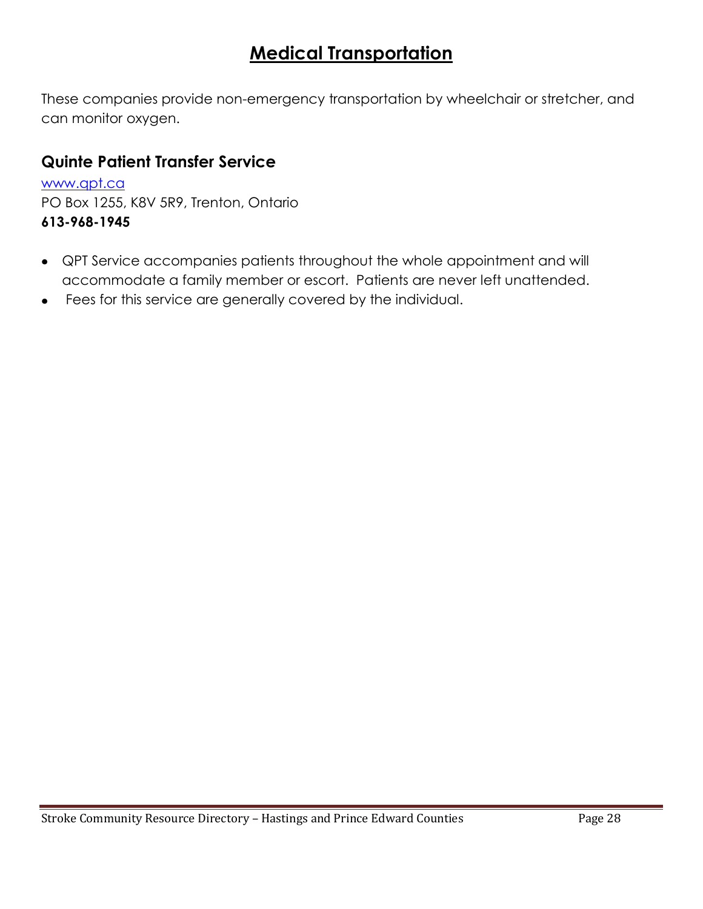# Medical Transportation

These companies provide non-emergency transportation by wheelchair or stretcher, and can monitor oxygen.

## Quinte Patient Transfer Service

[www.qpt.ca](http://www.qpt.ca)
PO Box 1255, K8V 5R9, Trenton, Ontario
**613-968-1945**

- QPT Service accompanies patients throughout the whole appointment and will accommodate a family member or escort. Patients are never left unattended.
- Fees for this service are generally covered by the individual.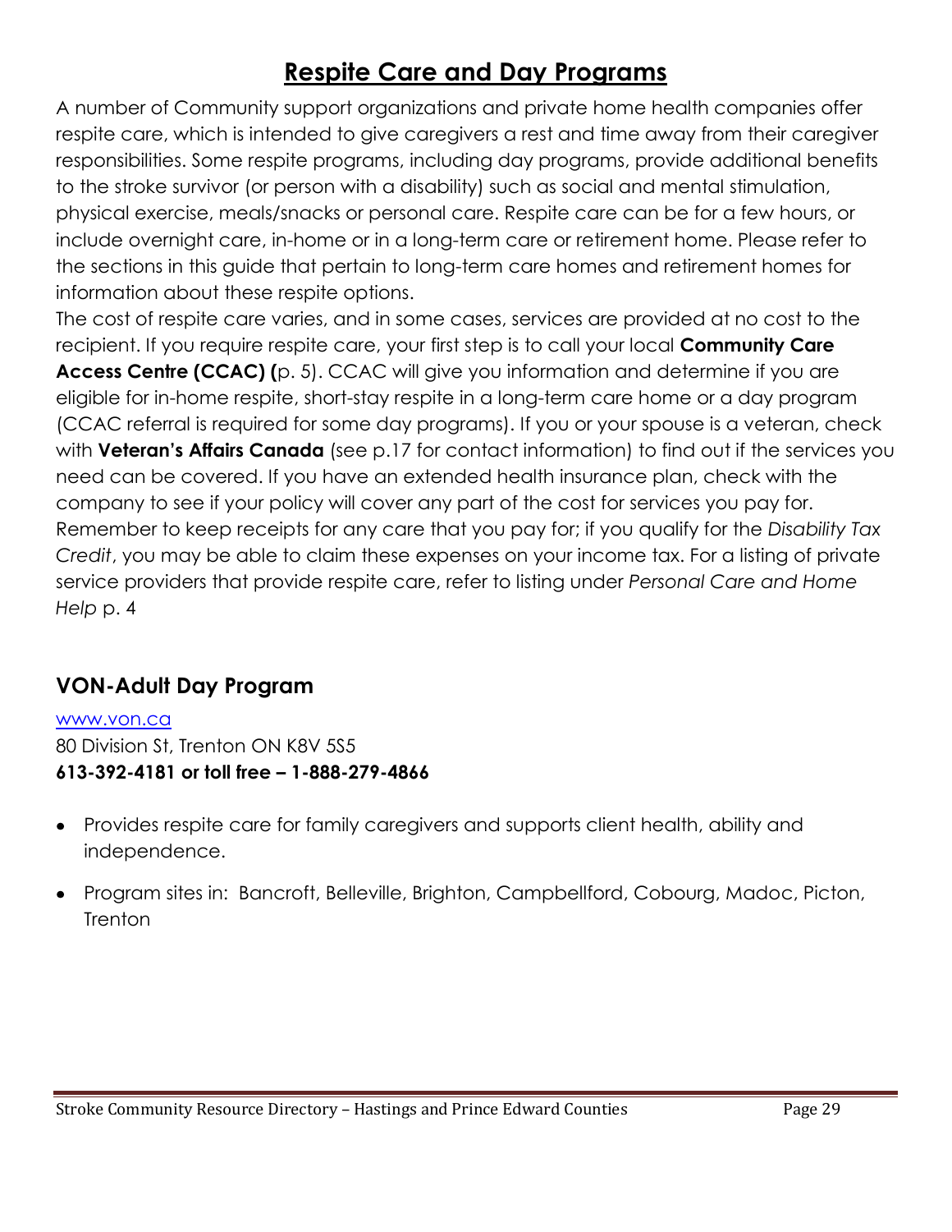# Respite Care and Day Programs

A number of Community support organizations and private home health companies offer respite care, which is intended to give caregivers a rest and time away from their caregiver responsibilities. Some respite programs, including day programs, provide additional benefits to the stroke survivor (or person with a disability) such as social and mental stimulation, physical exercise, meals/snacks or personal care. Respite care can be for a few hours, or include overnight care, in-home or in a long-term care or retirement home. Please refer to the sections in this guide that pertain to long-term care homes and retirement homes for information about these respite options.

The cost of respite care varies, and in some cases, services are provided at no cost to the recipient. If you require respite care, your first step is to call your local **Community Care Access Centre (CCAC) (**p. 5). CCAC will give you information and determine if you are eligible for in-home respite, short-stay respite in a long-term care home or a day program (CCAC referral is required for some day programs). If you or your spouse is a veteran, check with **Veteran's Affairs Canada** (see p.17 for contact information) to find out if the services you need can be covered. If you have an extended health insurance plan, check with the company to see if your policy will cover any part of the cost for services you pay for. Remember to keep receipts for any care that you pay for; if you qualify for the *Disability Tax Credit*, you may be able to claim these expenses on your income tax. For a listing of private service providers that provide respite care, refer to listing under *Personal Care and Home Help* p. 4

## VON-Adult Day Program

www.von.ca
80 Division St, Trenton ON K8V 5S5
**613-392-4181 or toll free – 1-888-279-4866**

- Provides respite care for family caregivers and supports client health, ability and independence.
- Program sites in: Bancroft, Belleville, Brighton, Campbellford, Cobourg, Madoc, Picton, Trenton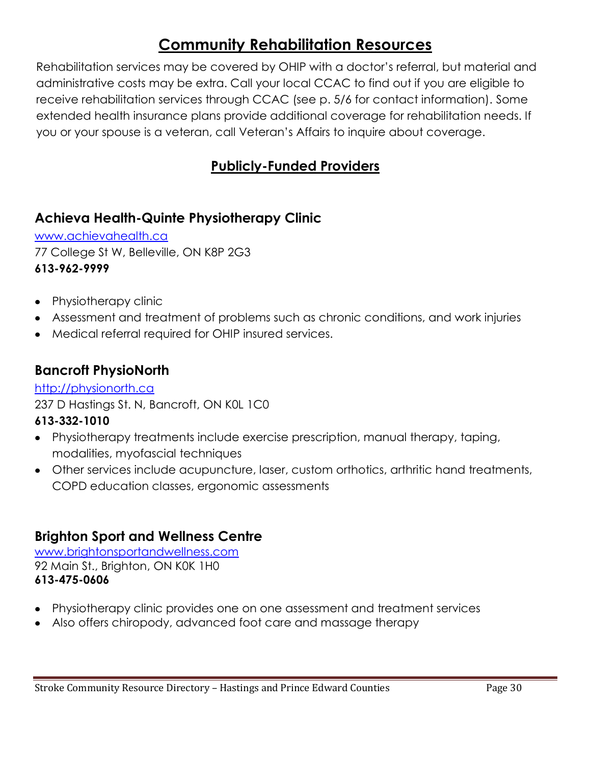# Community Rehabilitation Resources

Rehabilitation services may be covered by OHIP with a doctor's referral, but material and administrative costs may be extra. Call your local CCAC to find out if you are eligible to receive rehabilitation services through CCAC (see p. 5/6 for contact information). Some extended health insurance plans provide additional coverage for rehabilitation needs. If you or your spouse is a veteran, call Veteran's Affairs to inquire about coverage.

## Publicly-Funded Providers

### Achieva Health-Quinte Physiotherapy Clinic

www.achievahealth.ca
77 College St W, Belleville, ON K8P 2G3
**613-962-9999**

- Physiotherapy clinic
- Assessment and treatment of problems such as chronic conditions, and work injuries
- Medical referral required for OHIP insured services.

### Bancroft PhysioNorth

http://physionorth.ca
237 D Hastings St. N, Bancroft, ON K0L 1C0
**613-332-1010**

- Physiotherapy treatments include exercise prescription, manual therapy, taping, modalities, myofascial techniques
- Other services include acupuncture, laser, custom orthotics, arthritic hand treatments, COPD education classes, ergonomic assessments

### Brighton Sport and Wellness Centre

www.brightonsportandwellness.com
92 Main St., Brighton, ON K0K 1H0
**613-475-0606**

- Physiotherapy clinic provides one on one assessment and treatment services
- Also offers chiropody, advanced foot care and massage therapy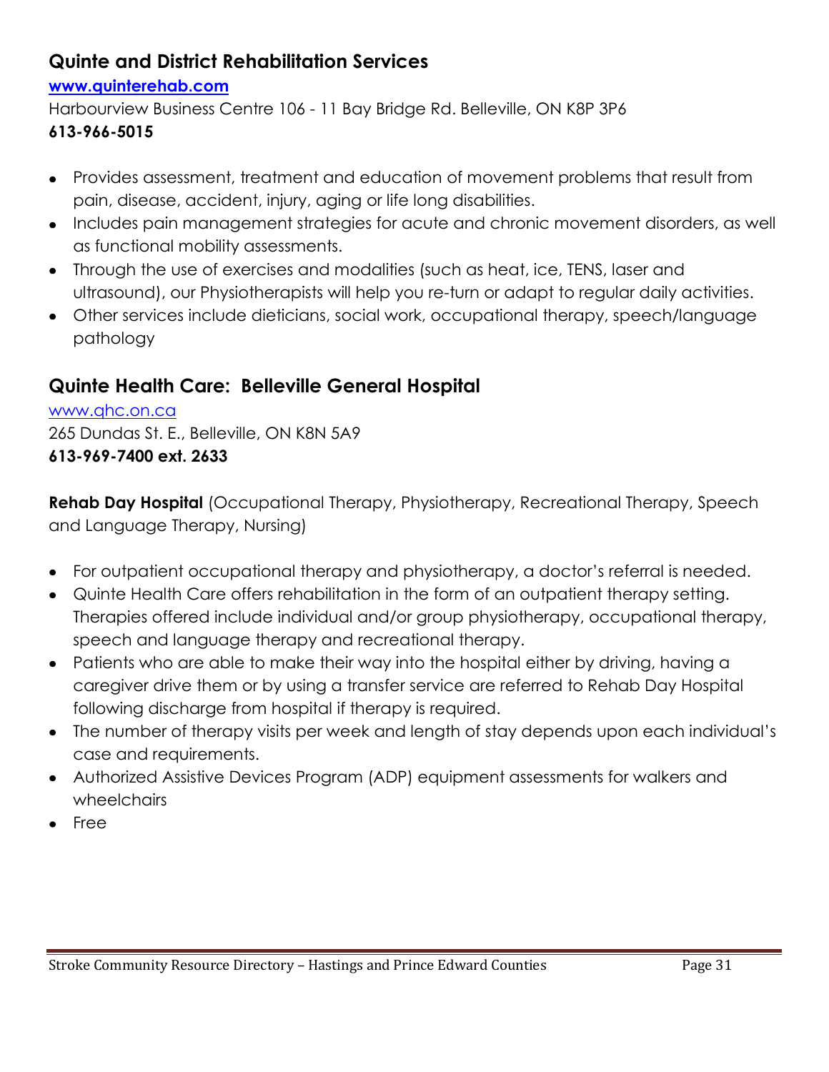## Quinte and District Rehabilitation Services

**www.quinterehab.com**

Harbourview Business Centre 106 - 11 Bay Bridge Rd. Belleville, ON K8P 3P6

**613-966-5015**

- Provides assessment, treatment and education of movement problems that result from pain, disease, accident, injury, aging or life long disabilities.
- Includes pain management strategies for acute and chronic movement disorders, as well as functional mobility assessments.
- Through the use of exercises and modalities (such as heat, ice, TENS, laser and ultrasound), our Physiotherapists will help you re-turn or adapt to regular daily activities.
- Other services include dieticians, social work, occupational therapy, speech/language pathology

## Quinte Health Care: Belleville General Hospital

www.qhc.on.ca

265 Dundas St. E., Belleville, ON K8N 5A9

**613-969-7400 ext. 2633**

**Rehab Day Hospital** (Occupational Therapy, Physiotherapy, Recreational Therapy, Speech and Language Therapy, Nursing)

- For outpatient occupational therapy and physiotherapy, a doctor's referral is needed.
- Quinte Health Care offers rehabilitation in the form of an outpatient therapy setting. Therapies offered include individual and/or group physiotherapy, occupational therapy, speech and language therapy and recreational therapy.
- Patients who are able to make their way into the hospital either by driving, having a caregiver drive them or by using a transfer service are referred to Rehab Day Hospital following discharge from hospital if therapy is required.
- The number of therapy visits per week and length of stay depends upon each individual's case and requirements.
- Authorized Assistive Devices Program (ADP) equipment assessments for walkers and wheelchairs
- Free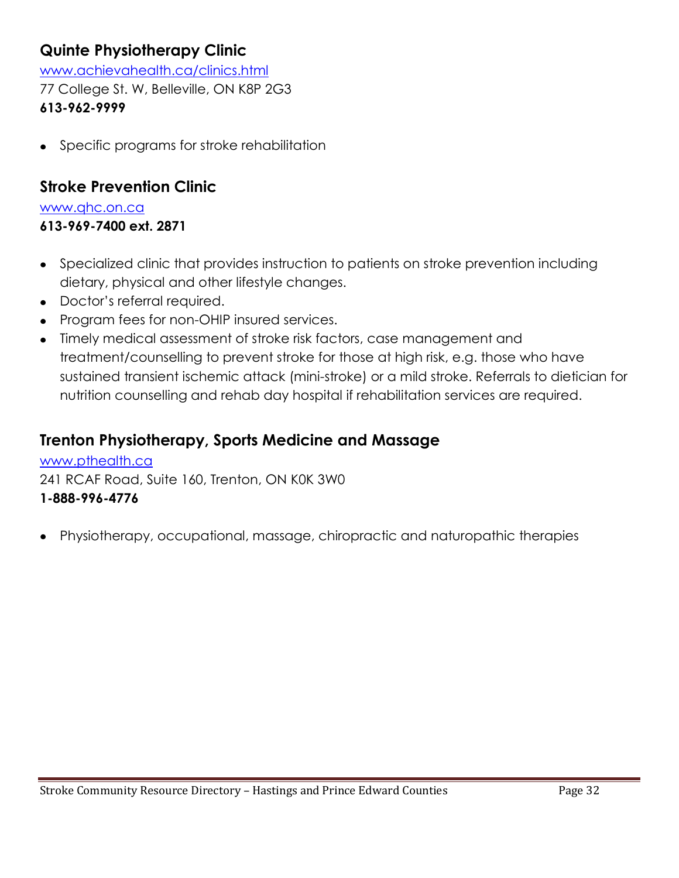## Quinte Physiotherapy Clinic

www.achievahealth.ca/clinics.html
77 College St. W, Belleville, ON K8P 2G3
**613-962-9999**

- Specific programs for stroke rehabilitation

## Stroke Prevention Clinic

www.qhc.on.ca
**613-969-7400 ext. 2871**

- Specialized clinic that provides instruction to patients on stroke prevention including dietary, physical and other lifestyle changes.
- Doctor's referral required.
- Program fees for non-OHIP insured services.
- Timely medical assessment of stroke risk factors, case management and treatment/counselling to prevent stroke for those at high risk, e.g. those who have sustained transient ischemic attack (mini-stroke) or a mild stroke. Referrals to dietician for nutrition counselling and rehab day hospital if rehabilitation services are required.

## Trenton Physiotherapy, Sports Medicine and Massage

www.pthealth.ca
241 RCAF Road, Suite 160, Trenton, ON K0K 3W0
**1-888-996-4776**

- Physiotherapy, occupational, massage, chiropractic and naturopathic therapies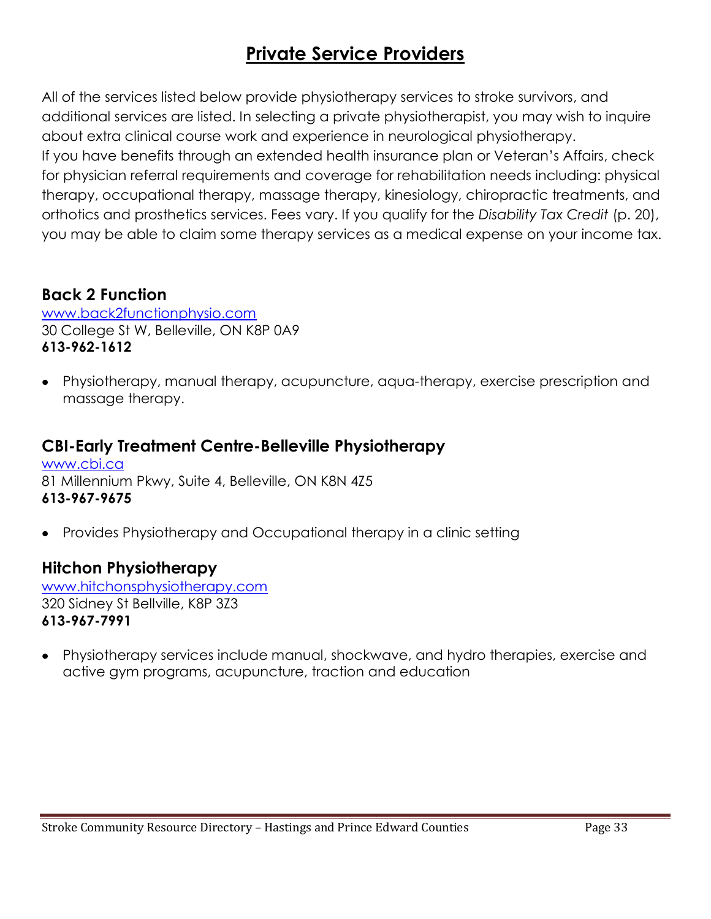# Private Service Providers

All of the services listed below provide physiotherapy services to stroke survivors, and additional services are listed. In selecting a private physiotherapist, you may wish to inquire about extra clinical course work and experience in neurological physiotherapy.
If you have benefits through an extended health insurance plan or Veteran's Affairs, check for physician referral requirements and coverage for rehabilitation needs including: physical therapy, occupational therapy, massage therapy, kinesiology, chiropractic treatments, and orthotics and prosthetics services. Fees vary. If you qualify for the *Disability Tax Credit* (p. 20), you may be able to claim some therapy services as a medical expense on your income tax.

## Back 2 Function

www.back2functionphysio.com
30 College St W, Belleville, ON K8P 0A9
**613-962-1612**

- Physiotherapy, manual therapy, acupuncture, aqua-therapy, exercise prescription and massage therapy.

## CBI-Early Treatment Centre-Belleville Physiotherapy

www.cbi.ca
81 Millennium Pkwy, Suite 4, Belleville, ON K8N 4Z5
**613-967-9675**

- Provides Physiotherapy and Occupational therapy in a clinic setting

## Hitchon Physiotherapy

www.hitchonsphysiotherapy.com
320 Sidney St Bellville, K8P 3Z3
**613-967-7991**

- Physiotherapy services include manual, shockwave, and hydro therapies, exercise and active gym programs, acupuncture, traction and education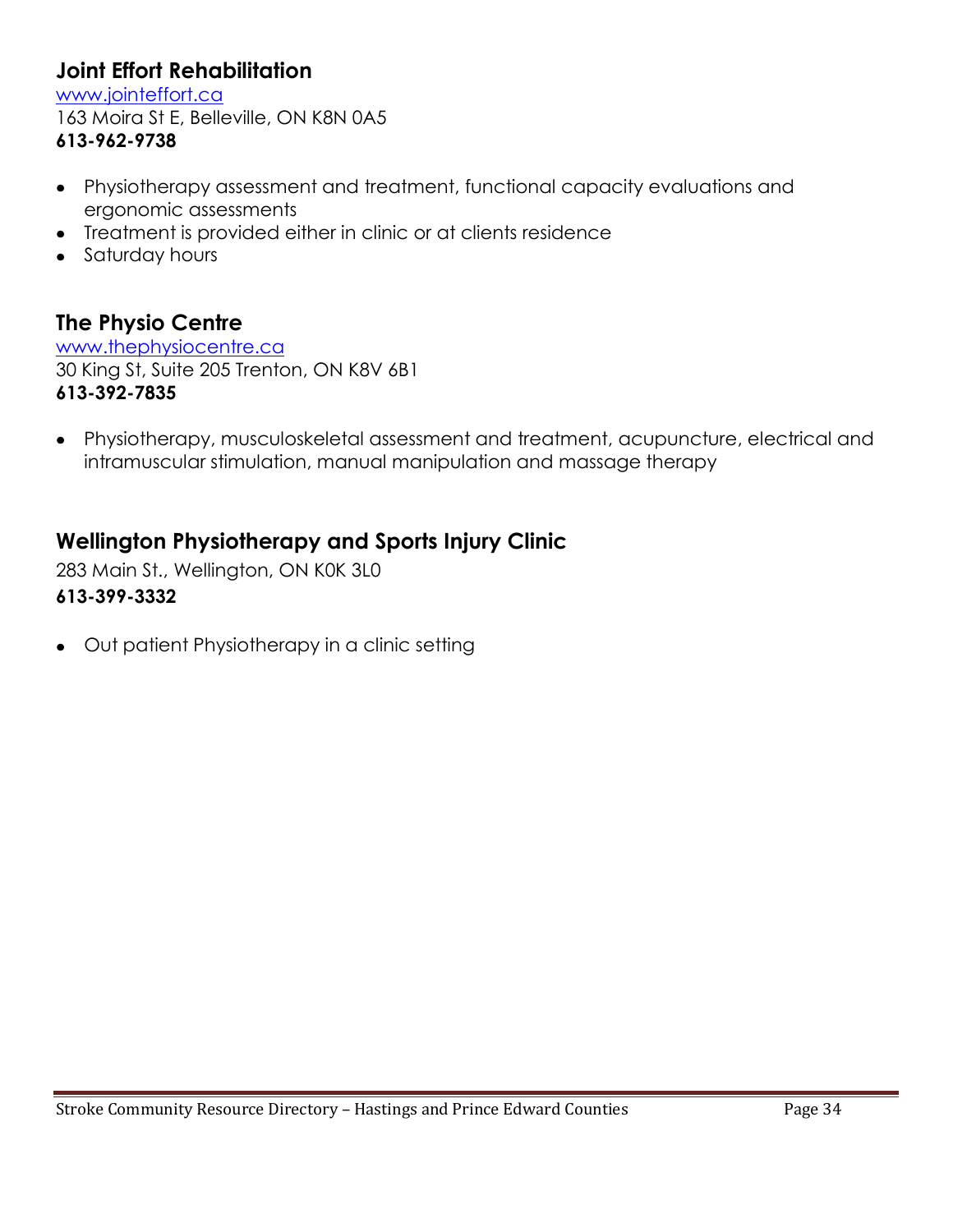## Joint Effort Rehabilitation

[www.jointeffort.ca](http://www.jointeffort.ca)
163 Moira St E, Belleville, ON K8N 0A5
**613-962-9738**

- Physiotherapy assessment and treatment, functional capacity evaluations and ergonomic assessments
- Treatment is provided either in clinic or at clients residence
- Saturday hours

## The Physio Centre

[www.thephysiocentre.ca](http://www.thephysiocentre.ca)
30 King St, Suite 205 Trenton, ON K8V 6B1
**613-392-7835**

- Physiotherapy, musculoskeletal assessment and treatment, acupuncture, electrical and intramuscular stimulation, manual manipulation and massage therapy

## Wellington Physiotherapy and Sports Injury Clinic

283 Main St., Wellington, ON K0K 3L0
**613-399-3332**

- Out patient Physiotherapy in a clinic setting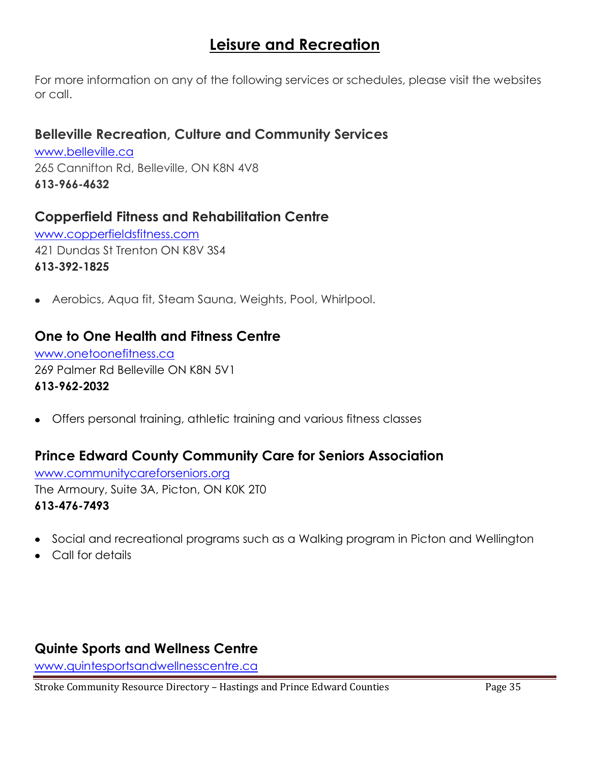# Leisure and Recreation

For more information on any of the following services or schedules, please visit the websites or call.

### Belleville Recreation, Culture and Community Services

www.belleville.ca
265 Cannifton Rd, Belleville, ON K8N 4V8
**613-966-4632**

### Copperfield Fitness and Rehabilitation Centre

www.copperfieldsfitness.com
421 Dundas St Trenton ON K8V 3S4
**613-392-1825**

- Aerobics, Aqua fit, Steam Sauna, Weights, Pool, Whirlpool.

### One to One Health and Fitness Centre

www.onetoonefitness.ca
269 Palmer Rd Belleville ON K8N 5V1
**613-962-2032**

- Offers personal training, athletic training and various fitness classes

### Prince Edward County Community Care for Seniors Association

www.communitycareforseniors.org
The Armoury, Suite 3A, Picton, ON K0K 2T0
**613-476-7493**

- Social and recreational programs such as a Walking program in Picton and Wellington
- Call for details

### Quinte Sports and Wellness Centre

www.quintesportsandwellnesscentre.ca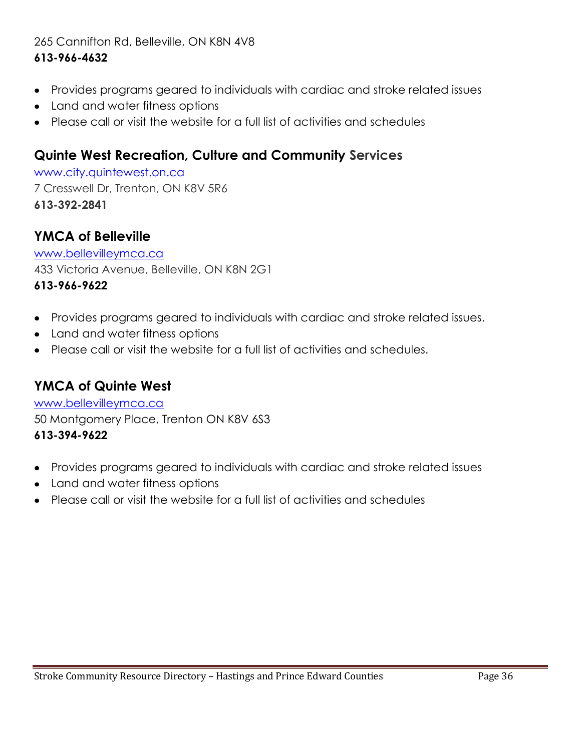265 Cannifton Rd, Belleville, ON K8N 4V8
**613-966-4632**

- Provides programs geared to individuals with cardiac and stroke related issues
- Land and water fitness options
- Please call or visit the website for a full list of activities and schedules

## Quinte West Recreation, Culture and Community Services

www.city.quintewest.on.ca
7 Cresswell Dr, Trenton, ON K8V 5R6
**613-392-2841**

## YMCA of Belleville

www.bellevilleymca.ca
433 Victoria Avenue, Belleville, ON K8N 2G1
**613-966-9622**

- Provides programs geared to individuals with cardiac and stroke related issues.
- Land and water fitness options
- Please call or visit the website for a full list of activities and schedules.

## YMCA of Quinte West

www.bellevilleymca.ca
50 Montgomery Place, Trenton ON K8V 6S3
**613-394-9622**

- Provides programs geared to individuals with cardiac and stroke related issues
- Land and water fitness options
- Please call or visit the website for a full list of activities and schedules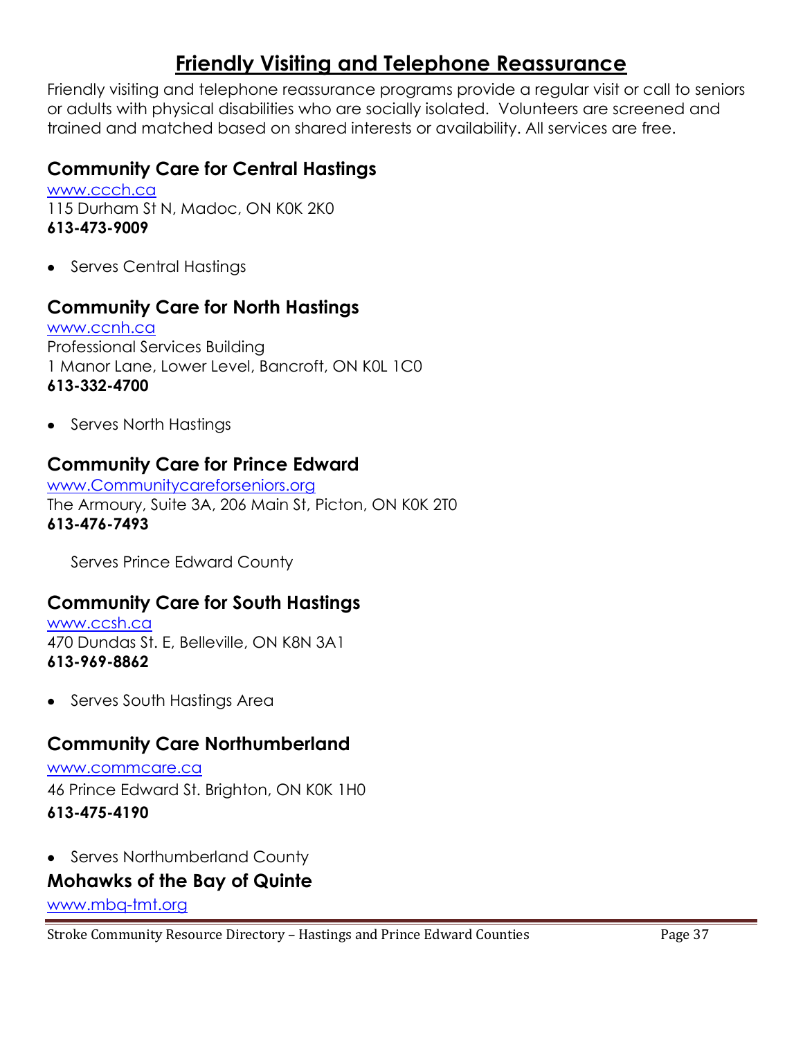# Friendly Visiting and Telephone Reassurance

Friendly visiting and telephone reassurance programs provide a regular visit or call to seniors or adults with physical disabilities who are socially isolated. Volunteers are screened and trained and matched based on shared interests or availability. All services are free.

## Community Care for Central Hastings

www.ccch.ca
115 Durham St N, Madoc, ON K0K 2K0
**613-473-9009**

- Serves Central Hastings

## Community Care for North Hastings

www.ccnh.ca
Professional Services Building
1 Manor Lane, Lower Level, Bancroft, ON K0L 1C0
**613-332-4700**

- Serves North Hastings

## Community Care for Prince Edward

www.Communitycareforseniors.org
The Armoury, Suite 3A, 206 Main St, Picton, ON K0K 2T0
**613-476-7493**

Serves Prince Edward County

## Community Care for South Hastings

www.ccsh.ca
470 Dundas St. E, Belleville, ON K8N 3A1
**613-969-8862**

- Serves South Hastings Area

## Community Care Northumberland

www.commcare.ca
46 Prince Edward St. Brighton, ON K0K 1H0
**613-475-4190**

- Serves Northumberland County

## Mohawks of the Bay of Quinte

www.mbq-tmt.org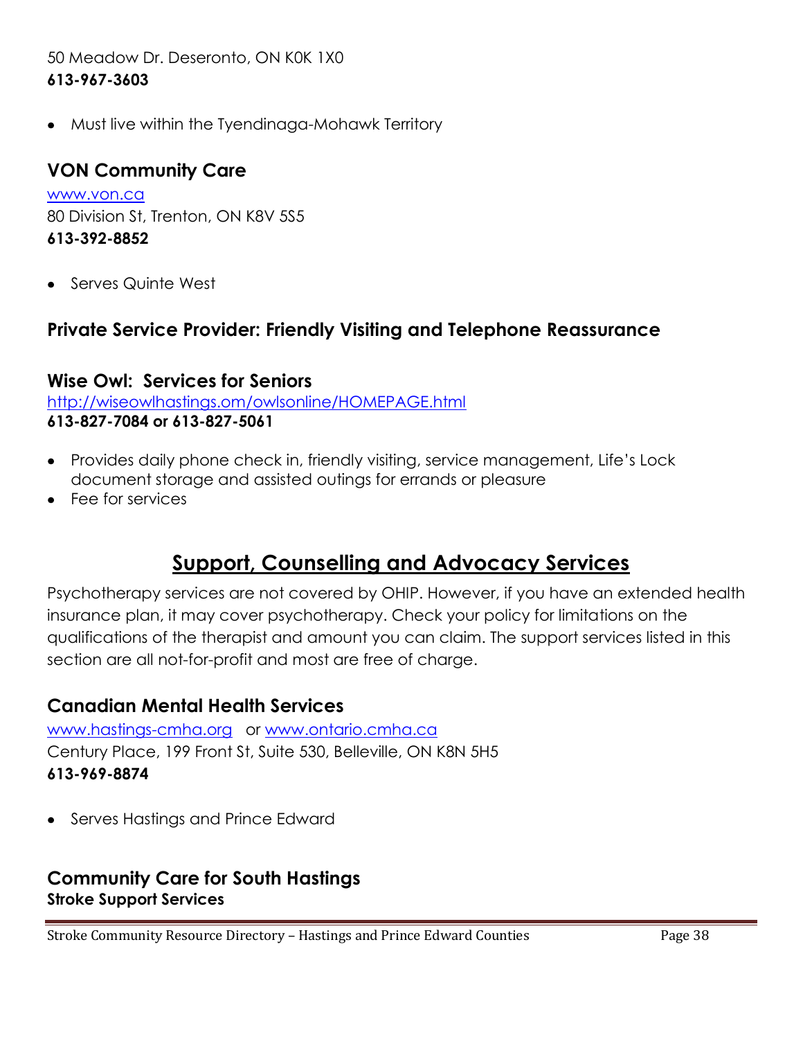50 Meadow Dr. Deseronto, ON K0K 1X0
**613-967-3603**

- Must live within the Tyendinaga-Mohawk Territory

### VON Community Care

[www.von.ca](http://www.von.ca)
80 Division St, Trenton, ON K8V 5S5
**613-392-8852**

- Serves Quinte West

### Private Service Provider: Friendly Visiting and Telephone Reassurance

### Wise Owl: Services for Seniors

[http://wiseowlhastings.om/owlsonline/HOMEPAGE.html](http://wiseowlhastings.om/owlsonline/HOMEPAGE.html)
**613-827-7084 or 613-827-5061**

- Provides daily phone check in, friendly visiting, service management, Life's Lock document storage and assisted outings for errands or pleasure
- Fee for services

## Support, Counselling and Advocacy Services

Psychotherapy services are not covered by OHIP. However, if you have an extended health insurance plan, it may cover psychotherapy. Check your policy for limitations on the qualifications of the therapist and amount you can claim. The support services listed in this section are all not-for-profit and most are free of charge.

### Canadian Mental Health Services

[www.hastings-cmha.org](http://www.hastings-cmha.org) or [www.ontario.cmha.ca](http://www.ontario.cmha.ca)
Century Place, 199 Front St, Suite 530, Belleville, ON K8N 5H5
**613-969-8874**

- Serves Hastings and Prince Edward

### Community Care for South Hastings

**Stroke Support Services**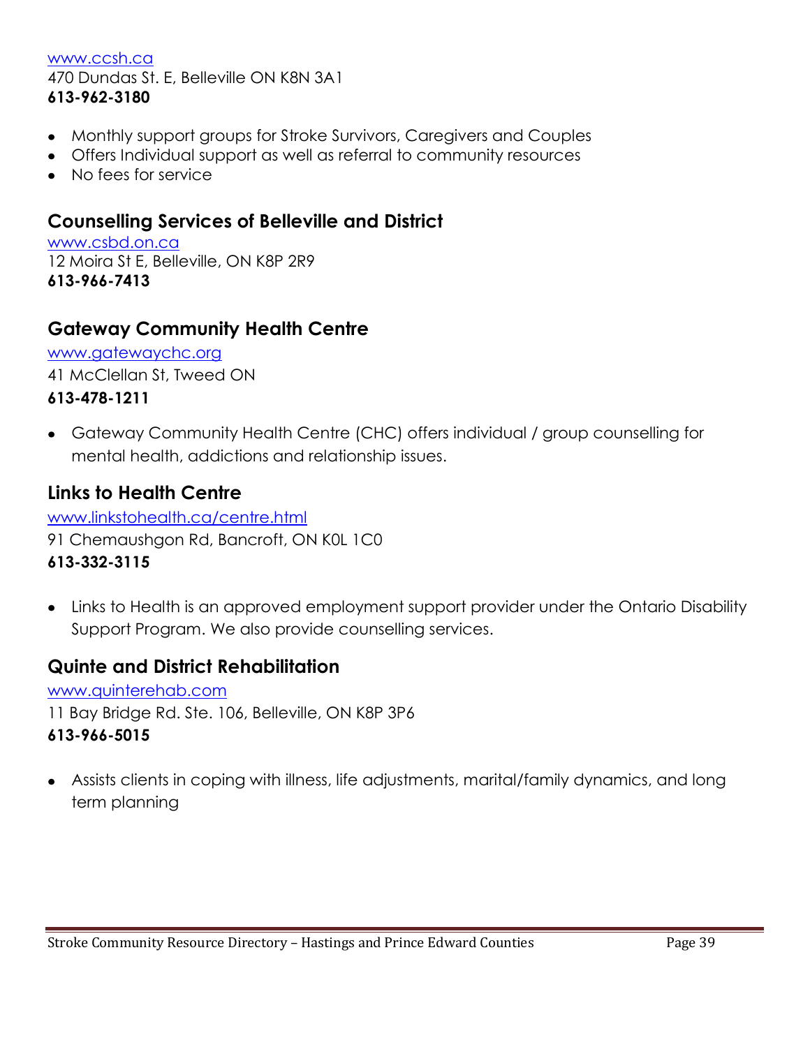www.ccsh.ca
470 Dundas St. E, Belleville ON K8N 3A1
**613-962-3180**

- Monthly support groups for Stroke Survivors, Caregivers and Couples
- Offers Individual support as well as referral to community resources
- No fees for service

## Counselling Services of Belleville and District

www.csbd.on.ca
12 Moira St E, Belleville, ON K8P 2R9
**613-966-7413**

## Gateway Community Health Centre

www.gatewaychc.org
41 McClellan St, Tweed ON
**613-478-1211**

- Gateway Community Health Centre (CHC) offers individual / group counselling for mental health, addictions and relationship issues.

## Links to Health Centre

www.linkstohealth.ca/centre.html
91 Chemaushgon Rd, Bancroft, ON K0L 1C0
**613-332-3115**

- Links to Health is an approved employment support provider under the Ontario Disability Support Program. We also provide counselling services.

## Quinte and District Rehabilitation

www.quinterehab.com
11 Bay Bridge Rd. Ste. 106, Belleville, ON K8P 3P6
**613-966-5015**

- Assists clients in coping with illness, life adjustments, marital/family dynamics, and long term planning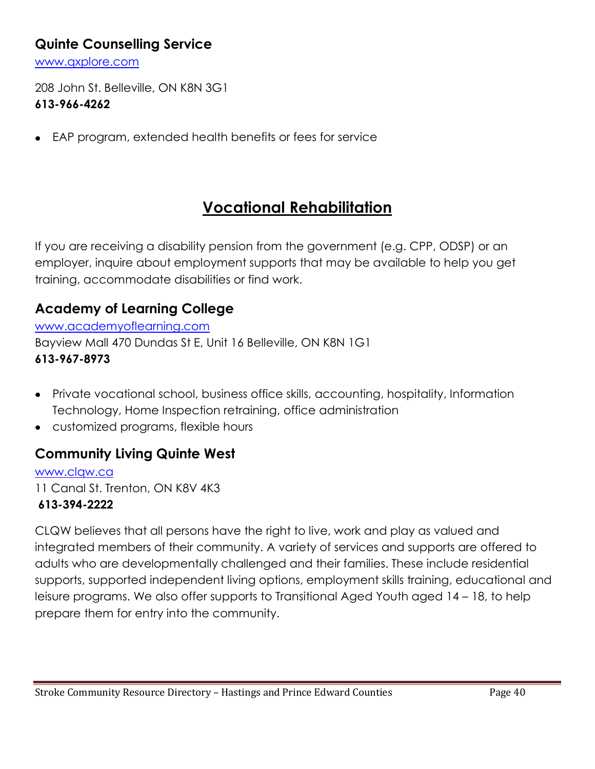### Quinte Counselling Service

[www.qxplore.com](http://www.qxplore.com)

208 John St. Belleville, ON K8N 3G1
**613-966-4262**

- EAP program, extended health benefits or fees for service

## Vocational Rehabilitation

If you are receiving a disability pension from the government (e.g. CPP, ODSP) or an employer, inquire about employment supports that may be available to help you get training, accommodate disabilities or find work.

### Academy of Learning College

[www.academyoflearning.com](http://www.academyoflearning.com)
Bayview Mall 470 Dundas St E, Unit 16 Belleville, ON K8N 1G1
**613-967-8973**

- Private vocational school, business office skills, accounting, hospitality, Information Technology, Home Inspection retraining, office administration
- customized programs, flexible hours

### Community Living Quinte West

[www.clqw.ca](http://www.clqw.ca)
11 Canal St. Trenton, ON K8V 4K3
**613-394-2222**

CLQW believes that all persons have the right to live, work and play as valued and integrated members of their community. A variety of services and supports are offered to adults who are developmentally challenged and their families. These include residential supports, supported independent living options, employment skills training, educational and leisure programs. We also offer supports to Transitional Aged Youth aged 14 – 18, to help prepare them for entry into the community.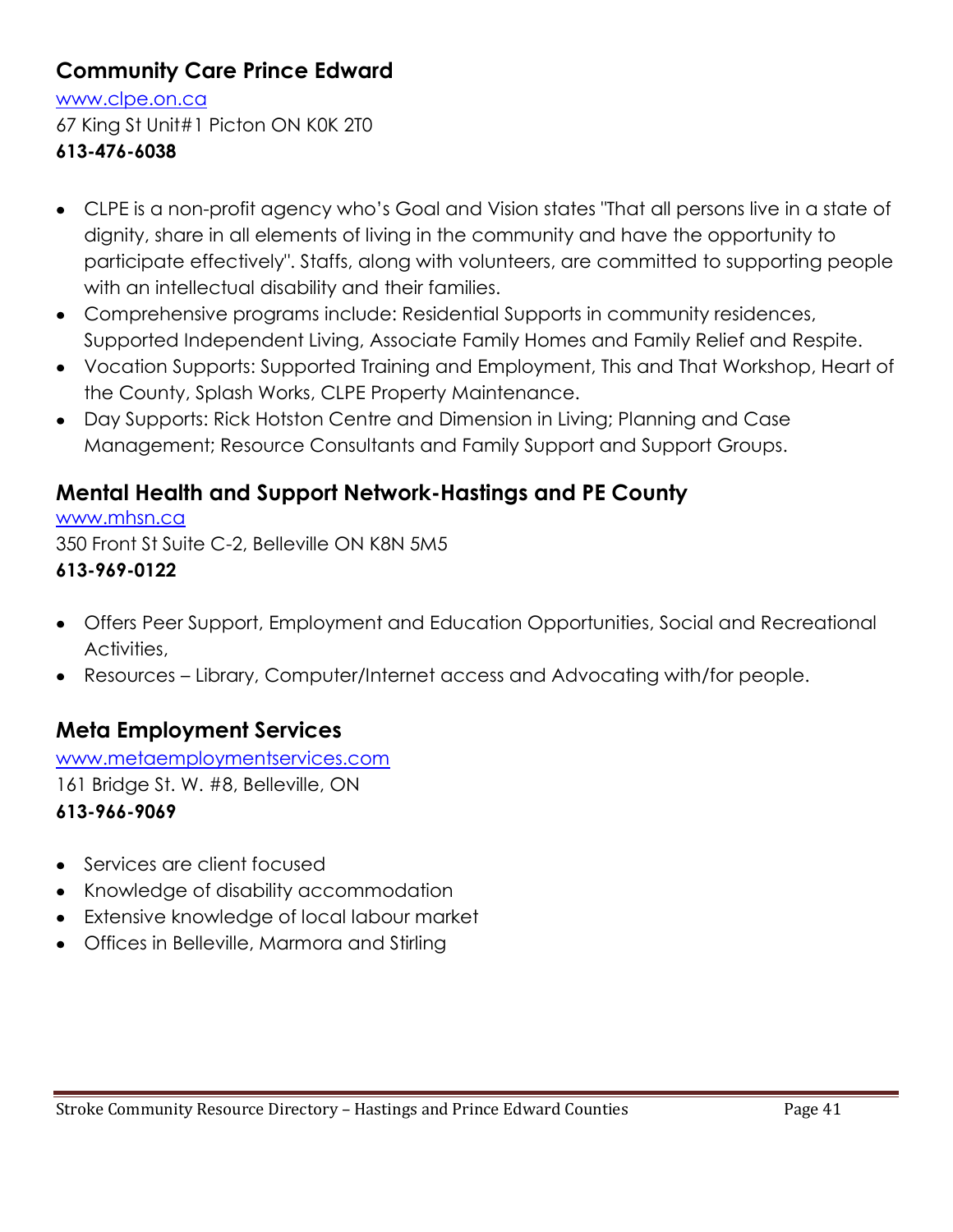## Community Care Prince Edward

[www.clpe.on.ca](http://www.clpe.on.ca)
67 King St Unit#1 Picton ON K0K 2T0
**613-476-6038**

- CLPE is a non-profit agency who's Goal and Vision states "That all persons live in a state of dignity, share in all elements of living in the community and have the opportunity to participate effectively". Staffs, along with volunteers, are committed to supporting people with an intellectual disability and their families.
- Comprehensive programs include: Residential Supports in community residences, Supported Independent Living, Associate Family Homes and Family Relief and Respite.
- Vocation Supports: Supported Training and Employment, This and That Workshop, Heart of the County, Splash Works, CLPE Property Maintenance.
- Day Supports: Rick Hotston Centre and Dimension in Living; Planning and Case Management; Resource Consultants and Family Support and Support Groups.

## Mental Health and Support Network-Hastings and PE County

[www.mhsn.ca](http://www.mhsn.ca)
350 Front St Suite C-2, Belleville ON K8N 5M5
**613-969-0122**

- Offers Peer Support, Employment and Education Opportunities, Social and Recreational Activities,
- Resources – Library, Computer/Internet access and Advocating with/for people.

## Meta Employment Services

[www.metaemploymentservices.com](http://www.metaemploymentservices.com)
161 Bridge St. W. #8, Belleville, ON
**613-966-9069**

- Services are client focused
- Knowledge of disability accommodation
- Extensive knowledge of local labour market
- Offices in Belleville, Marmora and Stirling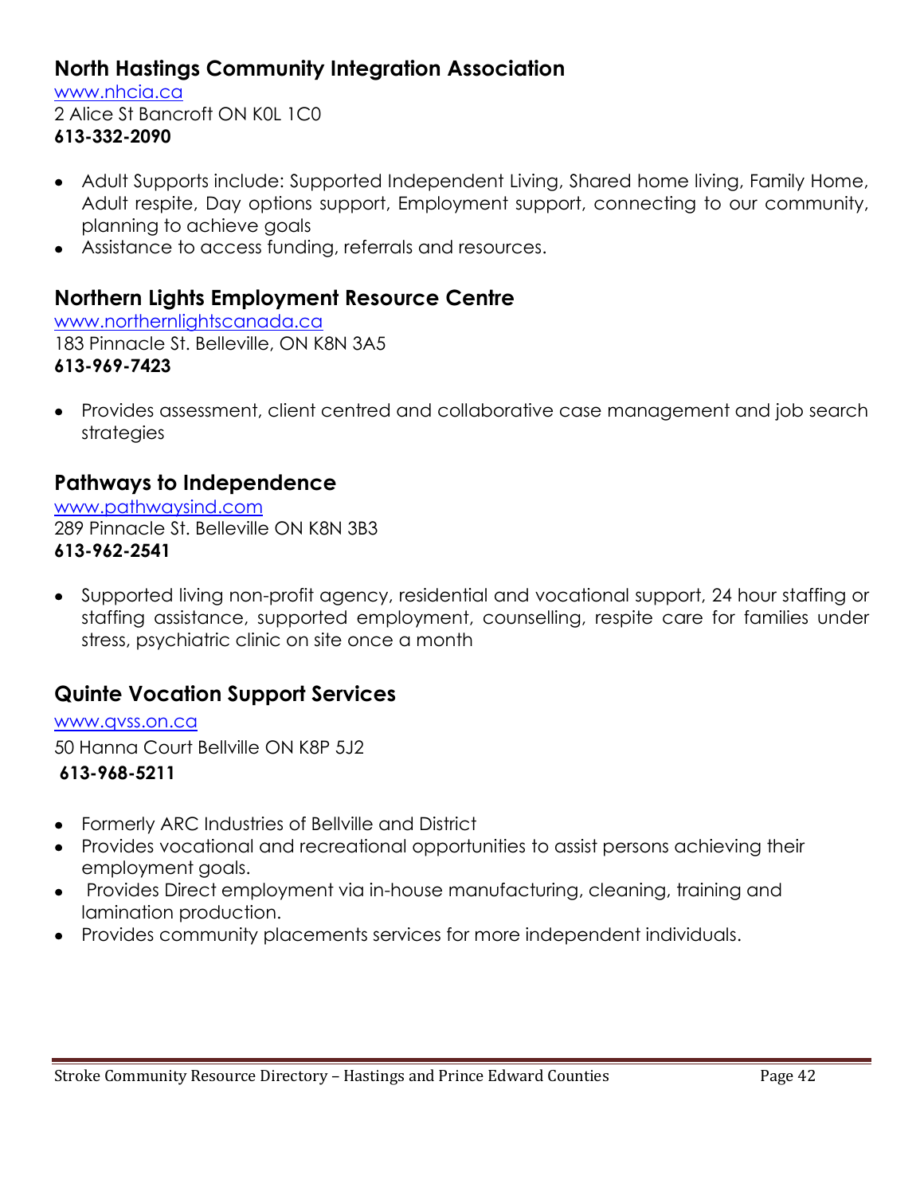## North Hastings Community Integration Association

[www.nhcia.ca](http://www.nhcia.ca)
2 Alice St Bancroft ON K0L 1C0
**613-332-2090**

- Adult Supports include: Supported Independent Living, Shared home living, Family Home, Adult respite, Day options support, Employment support, connecting to our community, planning to achieve goals
- Assistance to access funding, referrals and resources.

## Northern Lights Employment Resource Centre

[www.northernlightscanada.ca](http://www.northernlightscanada.ca)
183 Pinnacle St. Belleville, ON K8N 3A5
**613-969-7423**

- Provides assessment, client centred and collaborative case management and job search strategies

## Pathways to Independence

[www.pathwaysind.com](http://www.pathwaysind.com)
289 Pinnacle St. Belleville ON K8N 3B3
**613-962-2541**

- Supported living non-profit agency, residential and vocational support, 24 hour staffing or staffing assistance, supported employment, counselling, respite care for families under stress, psychiatric clinic on site once a month

## Quinte Vocation Support Services

[www.qvss.on.ca](http://www.qvss.on.ca)
50 Hanna Court Bellville ON K8P 5J2
**613-968-5211**

- Formerly ARC Industries of Bellville and District
- Provides vocational and recreational opportunities to assist persons achieving their employment goals.
- Provides Direct employment via in-house manufacturing, cleaning, training and lamination production.
- Provides community placements services for more independent individuals.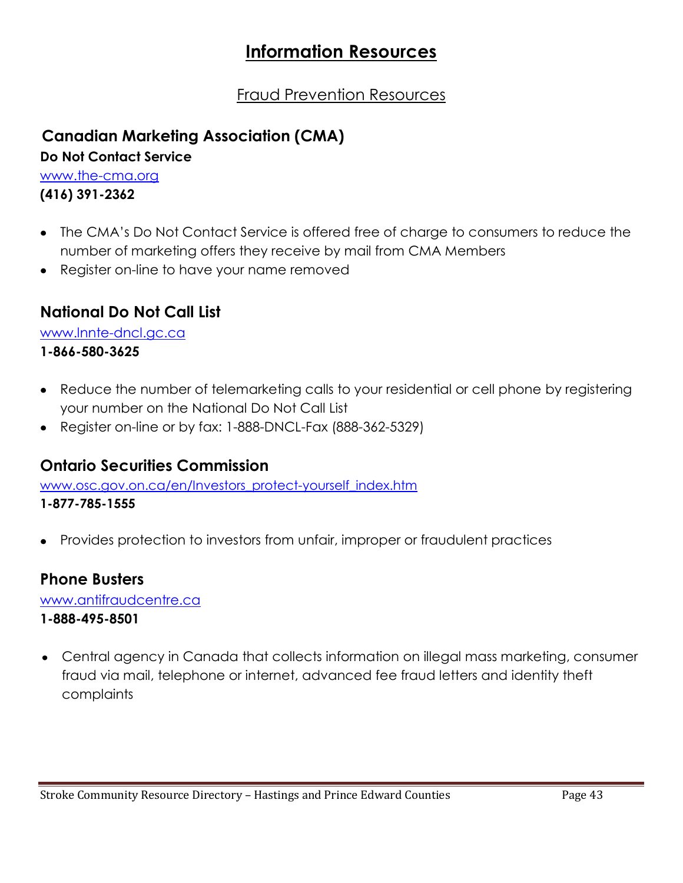# Information Resources

## Fraud Prevention Resources

### Canadian Marketing Association (CMA)

**Do Not Contact Service**

www.the-cma.org

**(416) 391-2362**

- The CMA's Do Not Contact Service is offered free of charge to consumers to reduce the number of marketing offers they receive by mail from CMA Members
- Register on-line to have your name removed

### National Do Not Call List

www.lnnte-dncl.gc.ca

**1-866-580-3625**

- Reduce the number of telemarketing calls to your residential or cell phone by registering your number on the National Do Not Call List
- Register on-line or by fax: 1-888-DNCL-Fax (888-362-5329)

### Ontario Securities Commission

www.osc.gov.on.ca/en/Investors_protect-yourself_index.htm

**1-877-785-1555**

- Provides protection to investors from unfair, improper or fraudulent practices

### Phone Busters

www.antifraudcentre.ca

**1-888-495-8501**

- Central agency in Canada that collects information on illegal mass marketing, consumer fraud via mail, telephone or internet, advanced fee fraud letters and identity theft complaints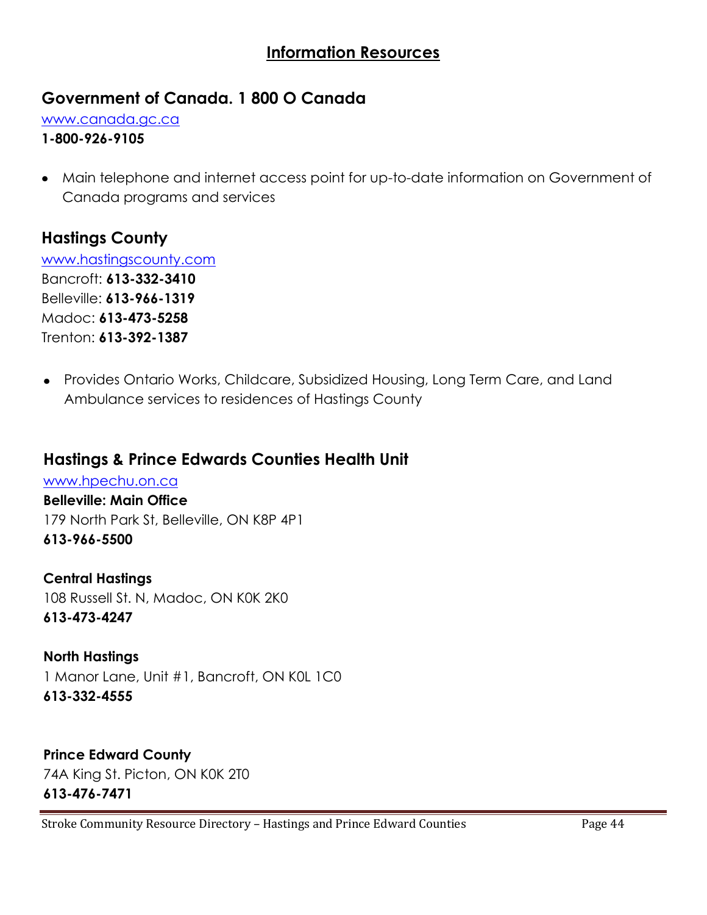# Information Resources

## Government of Canada. 1 800 O Canada

www.canada.gc.ca
**1-800-926-9105**

- Main telephone and internet access point for up-to-date information on Government of Canada programs and services

## Hastings County

www.hastingscounty.com
Bancroft: **613-332-3410**
Belleville: **613-966-1319**
Madoc: **613-473-5258**
Trenton: **613-392-1387**

- Provides Ontario Works, Childcare, Subsidized Housing, Long Term Care, and Land Ambulance services to residences of Hastings County

## Hastings & Prince Edwards Counties Health Unit

www.hpechu.on.ca
**Belleville: Main Office**
179 North Park St, Belleville, ON K8P 4P1
**613-966-5500**

**Central Hastings**
108 Russell St. N, Madoc, ON K0K 2K0
**613-473-4247**

**North Hastings**
1 Manor Lane, Unit #1, Bancroft, ON K0L 1C0
**613-332-4555**

**Prince Edward County**
74A King St. Picton, ON K0K 2T0
**613-476-7471**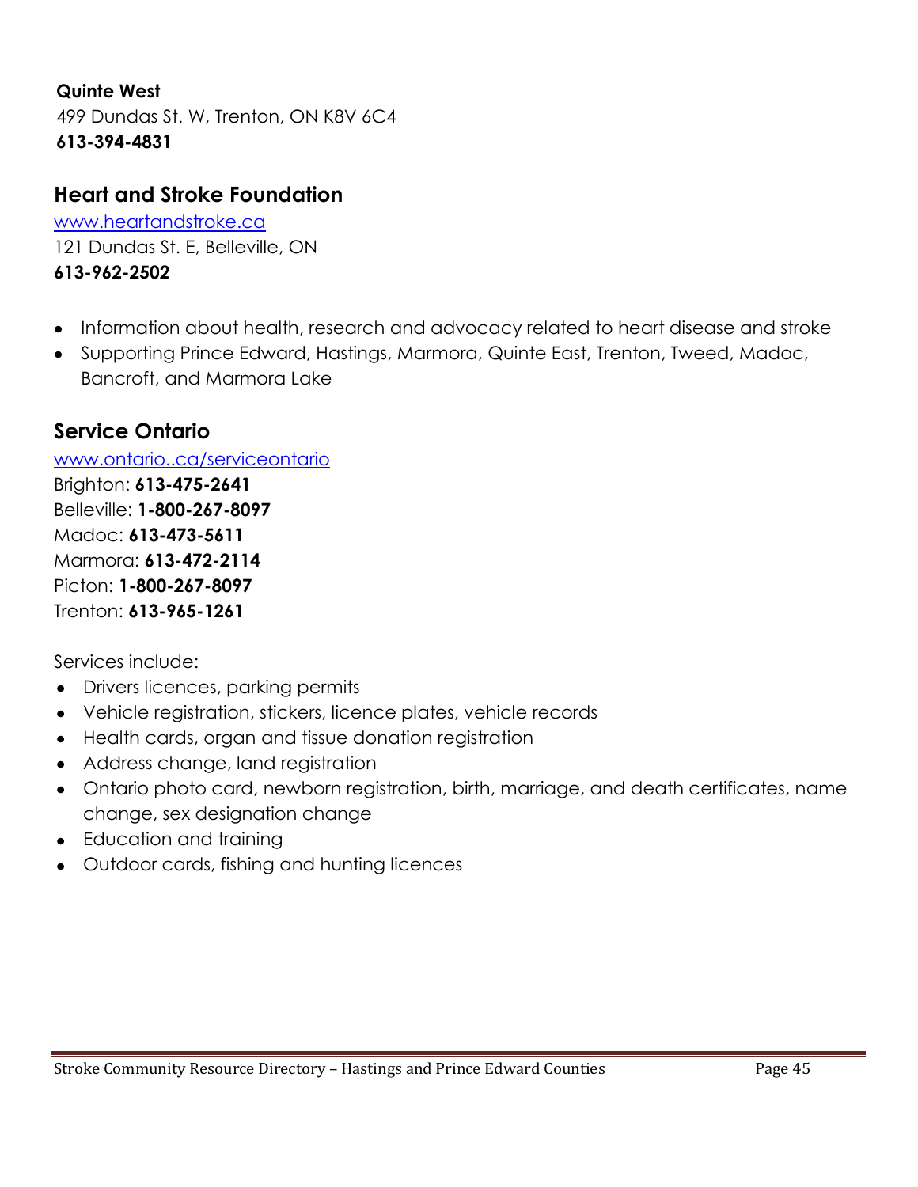**Quinte West**
499 Dundas St. W, Trenton, ON K8V 6C4
**613-394-4831**

## Heart and Stroke Foundation

www.heartandstroke.ca
121 Dundas St. E, Belleville, ON
**613-962-2502**

- Information about health, research and advocacy related to heart disease and stroke
- Supporting Prince Edward, Hastings, Marmora, Quinte East, Trenton, Tweed, Madoc, Bancroft, and Marmora Lake

## Service Ontario

www.ontario..ca/serviceontario
Brighton: **613-475-2641**
Belleville: **1-800-267-8097**
Madoc: **613-473-5611**
Marmora: **613-472-2114**
Picton: **1-800-267-8097**
Trenton: **613-965-1261**

Services include:

- Drivers licences, parking permits
- Vehicle registration, stickers, licence plates, vehicle records
- Health cards, organ and tissue donation registration
- Address change, land registration
- Ontario photo card, newborn registration, birth, marriage, and death certificates, name change, sex designation change
- Education and training
- Outdoor cards, fishing and hunting licences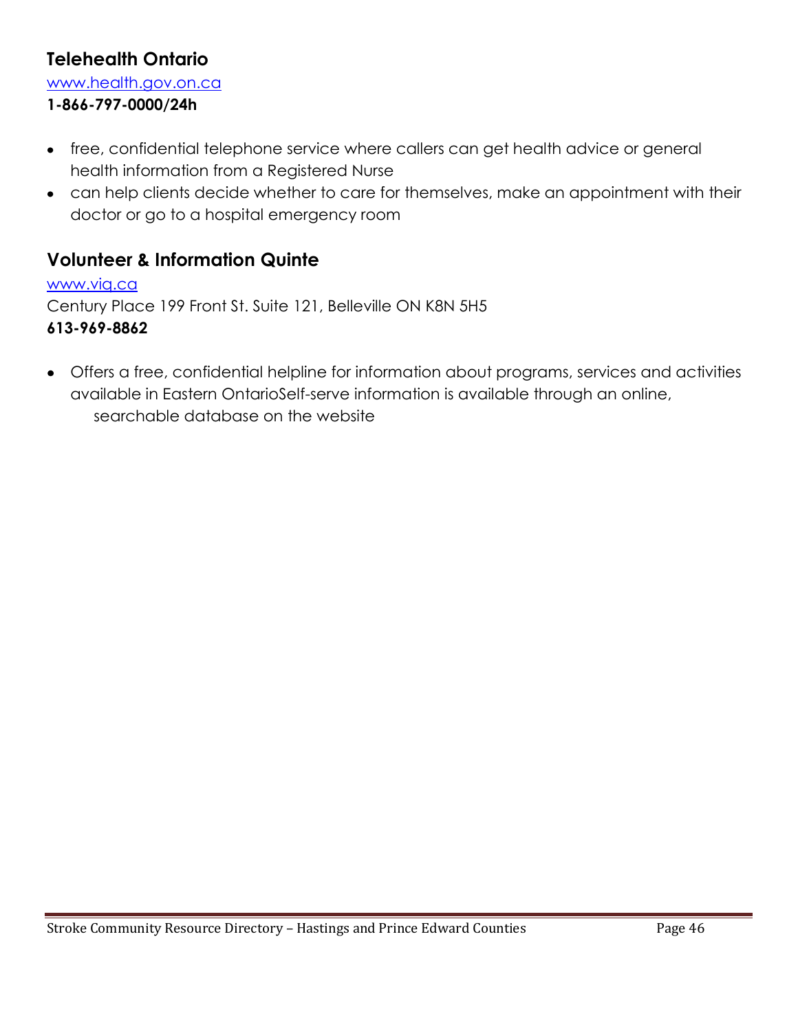## Telehealth Ontario

www.health.gov.on.ca

**1-866-797-0000/24h**

- free, confidential telephone service where callers can get health advice or general health information from a Registered Nurse
- can help clients decide whether to care for themselves, make an appointment with their doctor or go to a hospital emergency room

## Volunteer & Information Quinte

www.viq.ca

Century Place 199 Front St. Suite 121, Belleville ON K8N 5H5

**613-969-8862**

- Offers a free, confidential helpline for information about programs, services and activities available in Eastern OntarioSelf-serve information is available through an online, searchable database on the website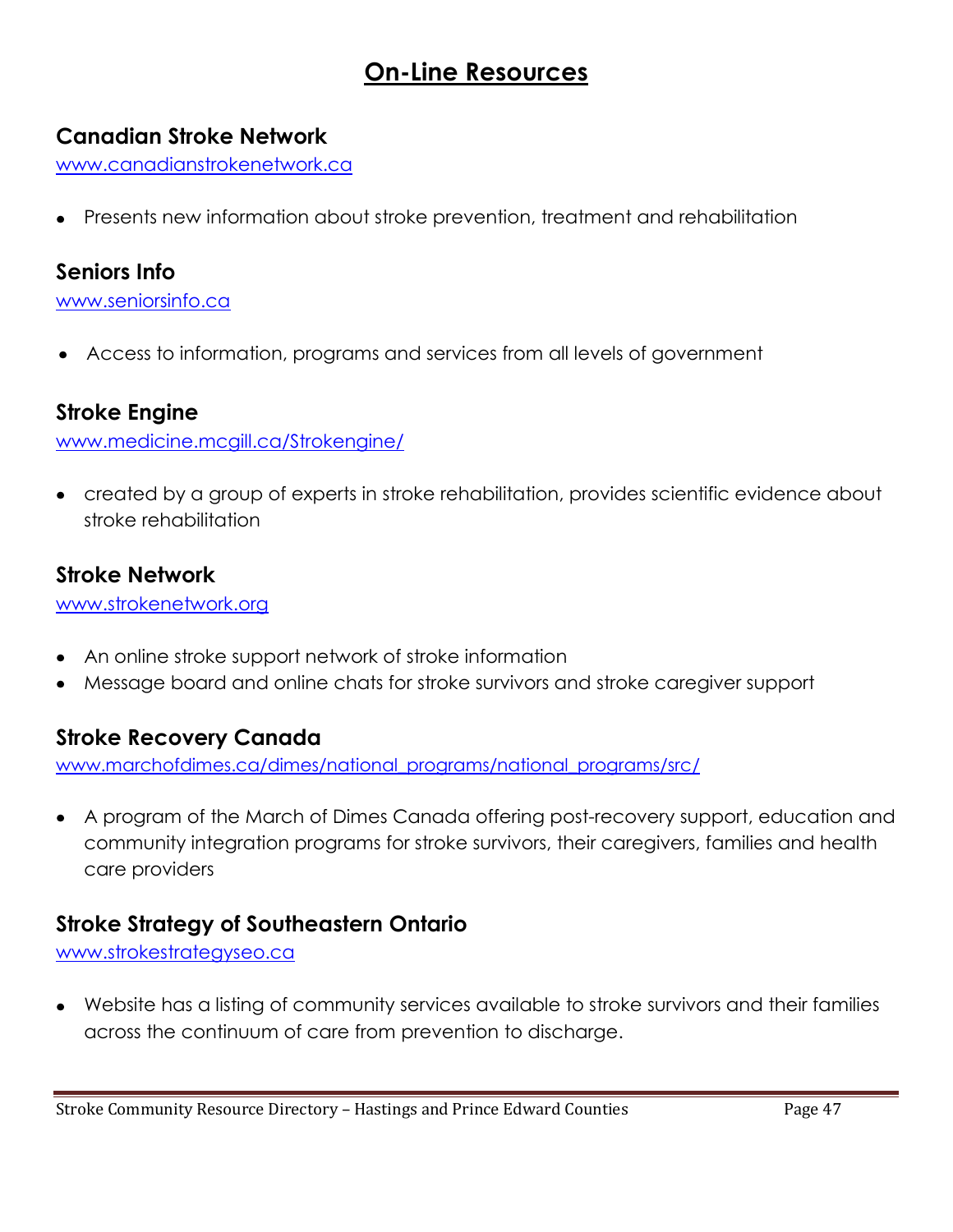# On-Line Resources

## Canadian Stroke Network

www.canadianstrokenetwork.ca

- Presents new information about stroke prevention, treatment and rehabilitation

## Seniors Info

www.seniorsinfo.ca

- Access to information, programs and services from all levels of government

## Stroke Engine

www.medicine.mcgill.ca/Strokengine/

- created by a group of experts in stroke rehabilitation, provides scientific evidence about stroke rehabilitation

## Stroke Network

www.strokenetwork.org

- An online stroke support network of stroke information
- Message board and online chats for stroke survivors and stroke caregiver support

## Stroke Recovery Canada

www.marchofdimes.ca/dimes/national_programs/national_programs/src/

- A program of the March of Dimes Canada offering post-recovery support, education and community integration programs for stroke survivors, their caregivers, families and health care providers

## Stroke Strategy of Southeastern Ontario

www.strokestrategyseo.ca

- Website has a listing of community services available to stroke survivors and their families across the continuum of care from prevention to discharge.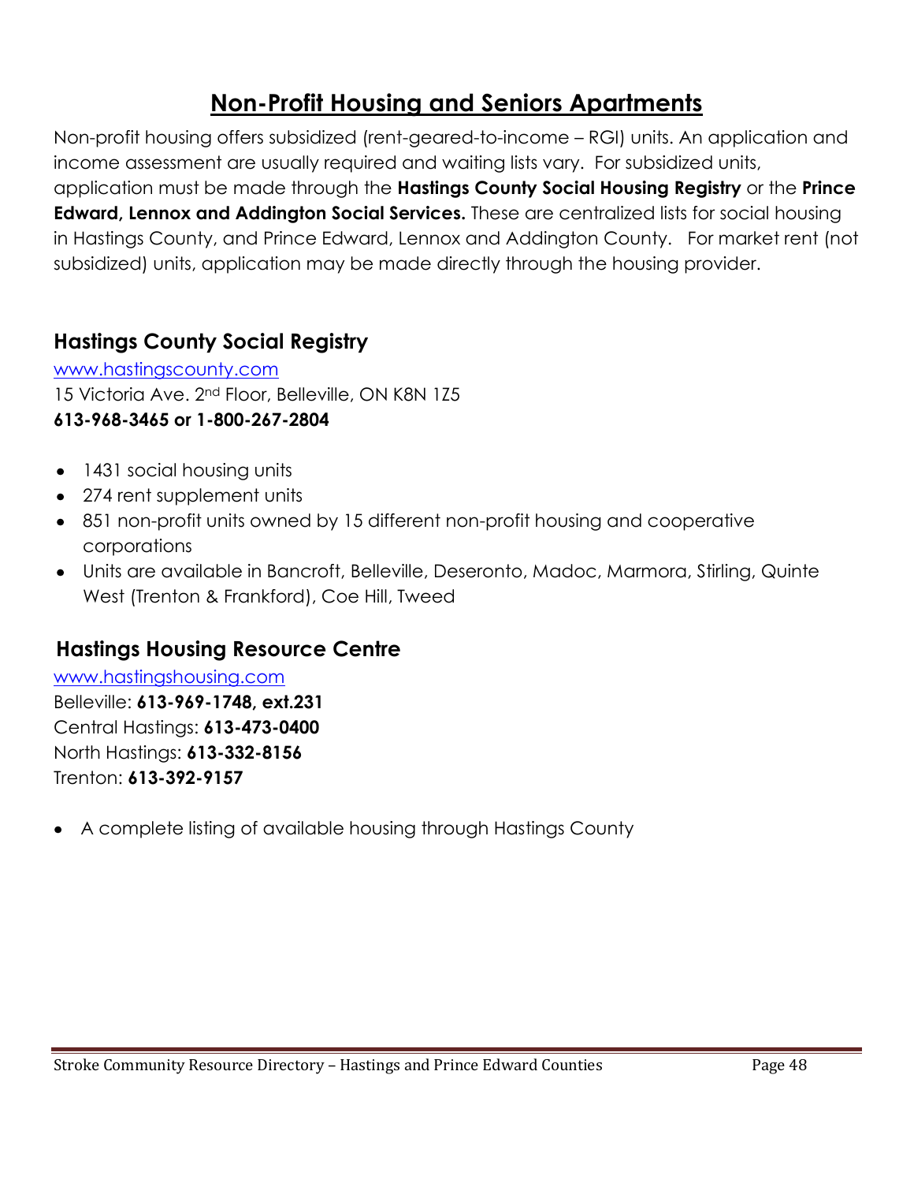# Non-Profit Housing and Seniors Apartments

Non-profit housing offers subsidized (rent-geared-to-income – RGI) units. An application and income assessment are usually required and waiting lists vary. For subsidized units, application must be made through the **Hastings County Social Housing Registry** or the **Prince Edward, Lennox and Addington Social Services.** These are centralized lists for social housing in Hastings County, and Prince Edward, Lennox and Addington County. For market rent (not subsidized) units, application may be made directly through the housing provider.

## Hastings County Social Registry

www.hastingscounty.com
15 Victoria Ave. 2nd Floor, Belleville, ON K8N 1Z5
**613-968-3465 or 1-800-267-2804**

- 1431 social housing units
- 274 rent supplement units
- 851 non-profit units owned by 15 different non-profit housing and cooperative corporations
- Units are available in Bancroft, Belleville, Deseronto, Madoc, Marmora, Stirling, Quinte West (Trenton & Frankford), Coe Hill, Tweed

## Hastings Housing Resource Centre

www.hastingshousing.com
Belleville: **613-969-1748, ext.231**
Central Hastings: **613-473-0400**
North Hastings: **613-332-8156**
Trenton: **613-392-9157**

- A complete listing of available housing through Hastings County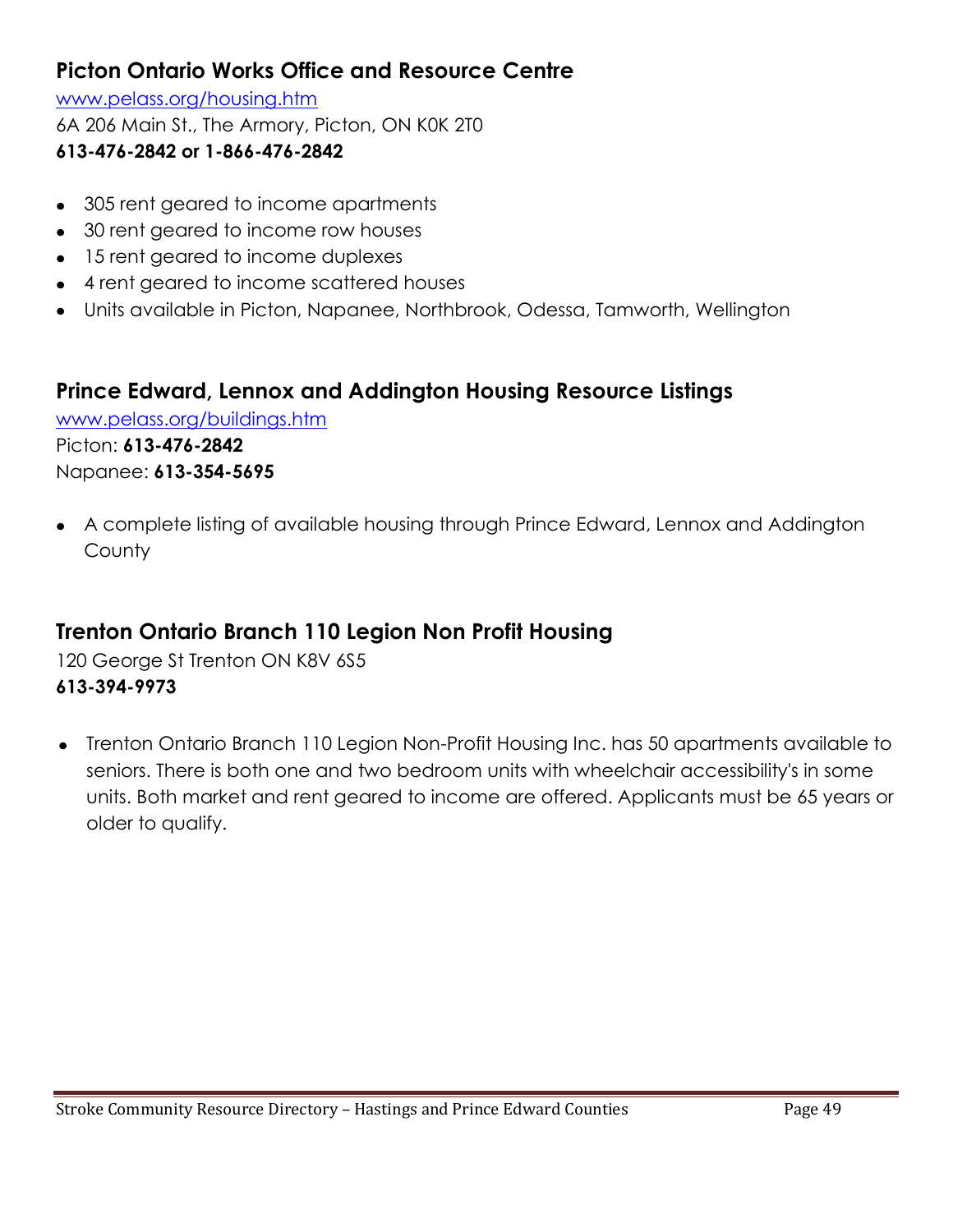## Picton Ontario Works Office and Resource Centre

[www.pelass.org/housing.htm](http://www.pelass.org/housing.htm)
6A 206 Main St., The Armory, Picton, ON K0K 2T0
**613-476-2842 or 1-866-476-2842**

- 305 rent geared to income apartments
- 30 rent geared to income row houses
- 15 rent geared to income duplexes
- 4 rent geared to income scattered houses
- Units available in Picton, Napanee, Northbrook, Odessa, Tamworth, Wellington

## Prince Edward, Lennox and Addington Housing Resource Listings

[www.pelass.org/buildings.htm](http://www.pelass.org/buildings.htm)
Picton: **613-476-2842**
Napanee: **613-354-5695**

- A complete listing of available housing through Prince Edward, Lennox and Addington County

## Trenton Ontario Branch 110 Legion Non Profit Housing

120 George St Trenton ON K8V 6S5
**613-394-9973**

- Trenton Ontario Branch 110 Legion Non-Profit Housing Inc. has 50 apartments available to seniors. There is both one and two bedroom units with wheelchair accessibility's in some units. Both market and rent geared to income are offered. Applicants must be 65 years or older to qualify.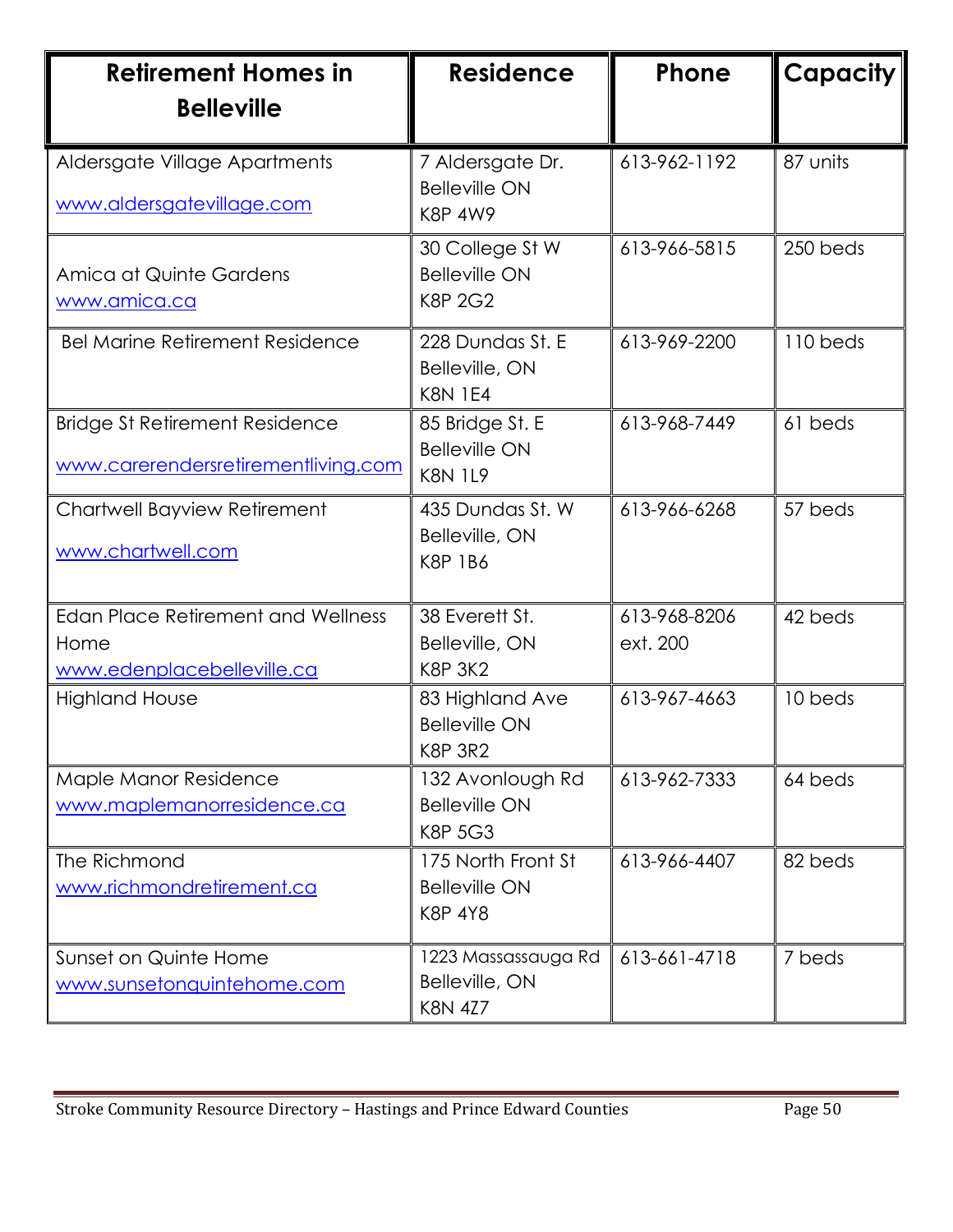| Retirement Homes in Belleville | Residence | Phone | Capacity |
|---|---|---|---|
| Aldersgate Village Apartments<br>www.aldersgatevillage.com | 7 Aldersgate Dr.<br>Belleville ON<br>K8P 4W9 | 613-962-1192 | 87 units |
| Amica at Quinte Gardens<br>www.amica.ca | 30 College St W<br>Belleville ON<br>K8P 2G2 | 613-966-5815 | 250 beds |
| Bel Marine Retirement Residence | 228 Dundas St. E<br>Belleville, ON<br>K8N 1E4 | 613-969-2200 | 110 beds |
| Bridge St Retirement Residence<br>www.carerendersretirementliving.com | 85 Bridge St. E<br>Belleville ON<br>K8N 1L9 | 613-968-7449 | 61 beds |
| Chartwell Bayview Retirement<br>www.chartwell.com | 435 Dundas St. W<br>Belleville, ON<br>K8P 1B6 | 613-966-6268 | 57 beds |
| Edan Place Retirement and Wellness Home<br>www.edenplacebelleville.ca | 38 Everett St.<br>Belleville, ON<br>K8P 3K2 | 613-968-8206 ext. 200 | 42 beds |
| Highland House | 83 Highland Ave<br>Belleville ON<br>K8P 3R2 | 613-967-4663 | 10 beds |
| Maple Manor Residence<br>www.maplemanorresidence.ca | 132 Avonlough Rd<br>Belleville ON<br>K8P 5G3 | 613-962-7333 | 64 beds |
| The Richmond<br>www.richmondretirement.ca | 175 North Front St<br>Belleville ON<br>K8P 4Y8 | 613-966-4407 | 82 beds |
| Sunset on Quinte Home<br>www.sunsetonquintehome.com | 1223 Massassauga Rd<br>Belleville, ON<br>K8N 4Z7 | 613-661-4718 | 7 beds |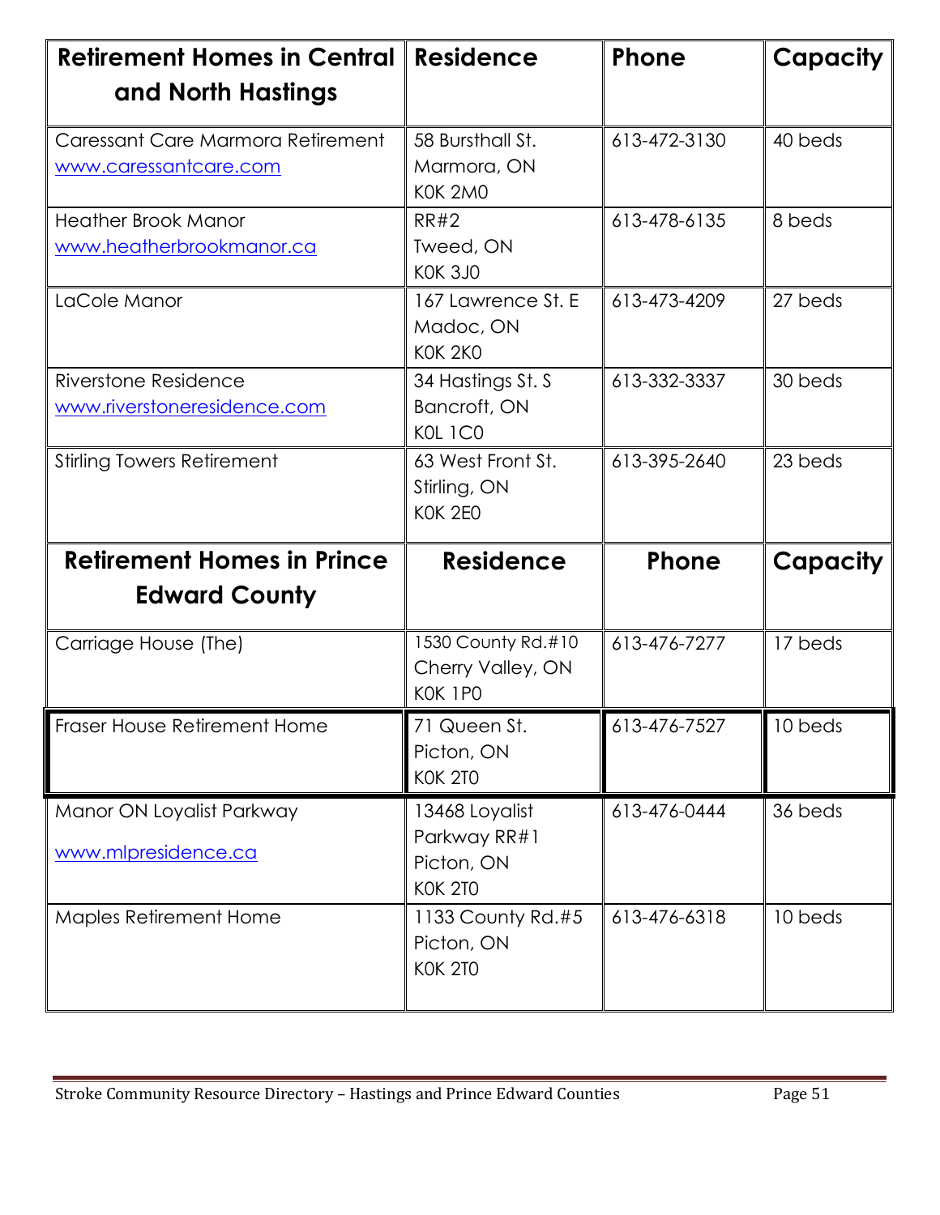| Retirement Homes in Central and North Hastings | Residence | Phone | Capacity |
|---|---|---|---|
| Caressant Care Marmora Retirement www.caressantcare.com | 58 Bursthall St. Marmora, ON K0K 2M0 | 613-472-3130 | 40 beds |
| Heather Brook Manor www.heatherbrookmanor.ca | RR#2 Tweed, ON K0K 3J0 | 613-478-6135 | 8 beds |
| LaCole Manor | 167 Lawrence St. E Madoc, ON K0K 2K0 | 613-473-4209 | 27 beds |
| Riverstone Residence www.riverstoneresidence.com | 34 Hastings St. S Bancroft, ON K0L 1C0 | 613-332-3337 | 30 beds |
| Stirling Towers Retirement | 63 West Front St. Stirling, ON K0K 2E0 | 613-395-2640 | 23 beds |
| **Retirement Homes in Prince Edward County** | **Residence** | **Phone** | **Capacity** |
| Carriage House (The) | 1530 County Rd.#10 Cherry Valley, ON K0K 1P0 | 613-476-7277 | 17 beds |
| Fraser House Retirement Home | 71 Queen St. Picton, ON K0K 2T0 | 613-476-7527 | 10 beds |
| Manor ON Loyalist Parkway www.mlpresidence.ca | 13468 Loyalist Parkway RR#1 Picton, ON K0K 2T0 | 613-476-0444 | 36 beds |
| Maples Retirement Home | 1133 County Rd.#5 Picton, ON K0K 2T0 | 613-476-6318 | 10 beds |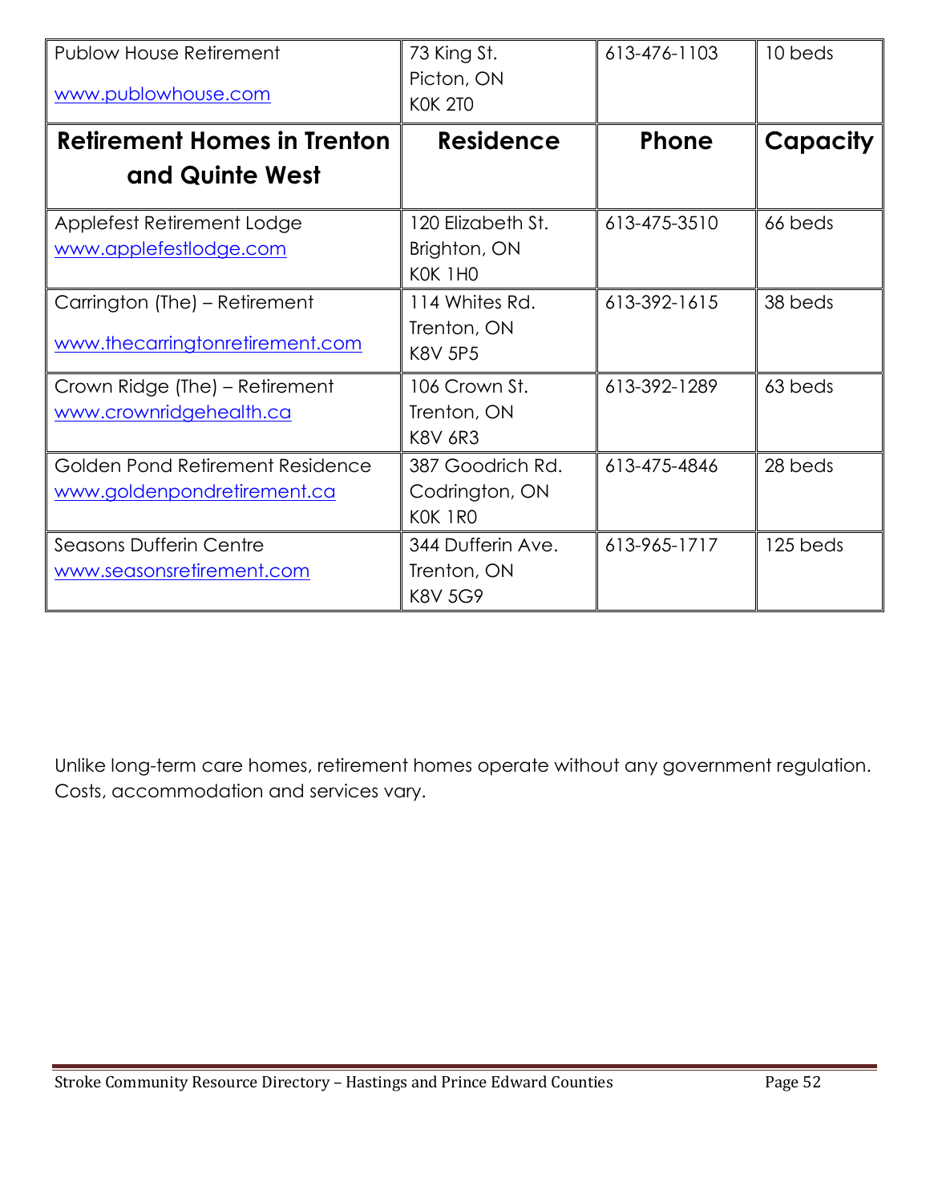| Publow House Retirement<br>www.publowhouse.com | 73 King St.<br>Picton, ON<br>K0K 2T0 | 613-476-1103 | 10 beds |
|---|---|---|---|
| **Retirement Homes in Trenton and Quinte West** | **Residence** | **Phone** | **Capacity** |
| Applefest Retirement Lodge<br>www.applefestlodge.com | 120 Elizabeth St.<br>Brighton, ON<br>K0K 1H0 | 613-475-3510 | 66 beds |
| Carrington (The) – Retirement<br>www.thecarringtonretirement.com | 114 Whites Rd.<br>Trenton, ON<br>K8V 5P5 | 613-392-1615 | 38 beds |
| Crown Ridge (The) – Retirement<br>www.crownridgehealth.ca | 106 Crown St.<br>Trenton, ON<br>K8V 6R3 | 613-392-1289 | 63 beds |
| Golden Pond Retirement Residence<br>www.goldenpondretirement.ca | 387 Goodrich Rd.<br>Codrington, ON<br>K0K 1R0 | 613-475-4846 | 28 beds |
| Seasons Dufferin Centre<br>www.seasonsretirement.com | 344 Dufferin Ave.<br>Trenton, ON<br>K8V 5G9 | 613-965-1717 | 125 beds |

Unlike long-term care homes, retirement homes operate without any government regulation. Costs, accommodation and services vary.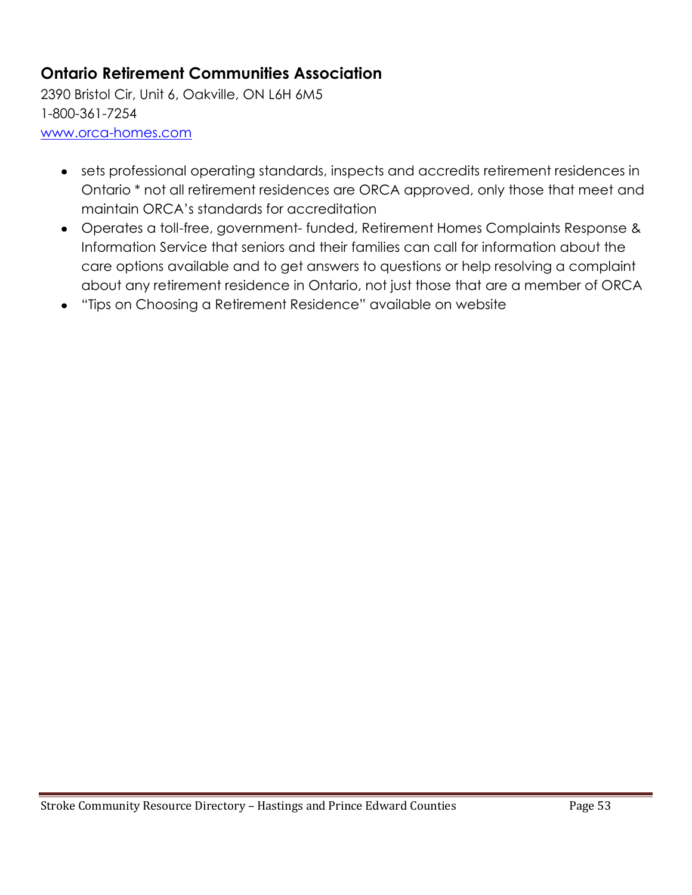## Ontario Retirement Communities Association

2390 Bristol Cir, Unit 6, Oakville, ON L6H 6M5
1-800-361-7254
www.orca-homes.com

- sets professional operating standards, inspects and accredits retirement residences in Ontario * not all retirement residences are ORCA approved, only those that meet and maintain ORCA's standards for accreditation
- Operates a toll-free, government- funded, Retirement Homes Complaints Response & Information Service that seniors and their families can call for information about the care options available and to get answers to questions or help resolving a complaint about any retirement residence in Ontario, not just those that are a member of ORCA
- "Tips on Choosing a Retirement Residence" available on website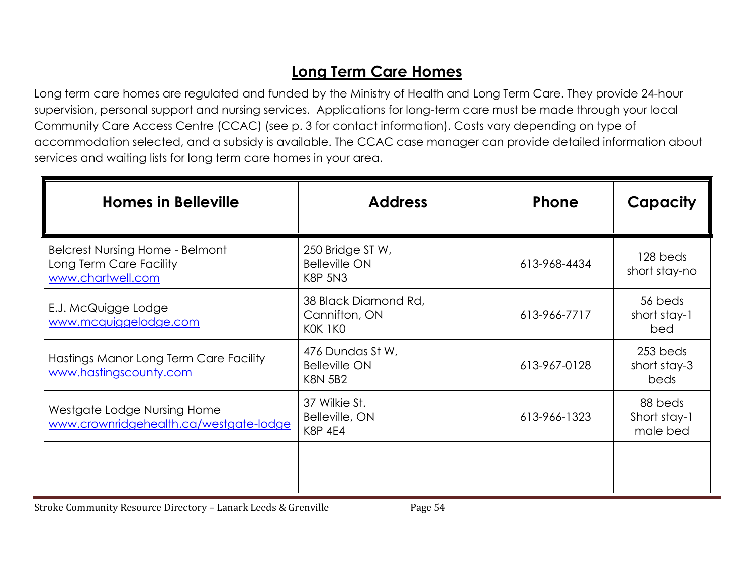# Long Term Care Homes

Long term care homes are regulated and funded by the Ministry of Health and Long Term Care. They provide 24-hour supervision, personal support and nursing services. Applications for long-term care must be made through your local Community Care Access Centre (CCAC) (see p. 3 for contact information). Costs vary depending on type of accommodation selected, and a subsidy is available. The CCAC case manager can provide detailed information about services and waiting lists for long term care homes in your area.

| Homes in Belleville | Address | Phone | Capacity |
|---|---|---|---|
| Belcrest Nursing Home - Belmont Long Term Care Facility www.chartwell.com | 250 Bridge ST W, Belleville ON K8P 5N3 | 613-968-4434 | 128 beds short stay-no |
| E.J. McQuigge Lodge www.mcquiggelodge.com | 38 Black Diamond Rd, Cannifton, ON K0K 1K0 | 613-966-7717 | 56 beds short stay-1 bed |
| Hastings Manor Long Term Care Facility www.hastingscounty.com | 476 Dundas St W, Belleville ON K8N 5B2 | 613-967-0128 | 253 beds short stay-3 beds |
| Westgate Lodge Nursing Home www.crownridgehealth.ca/westgate-lodge | 37 Wilkie St. Belleville, ON K8P 4E4 | 613-966-1323 | 88 beds Short stay-1 male bed |
| | | | |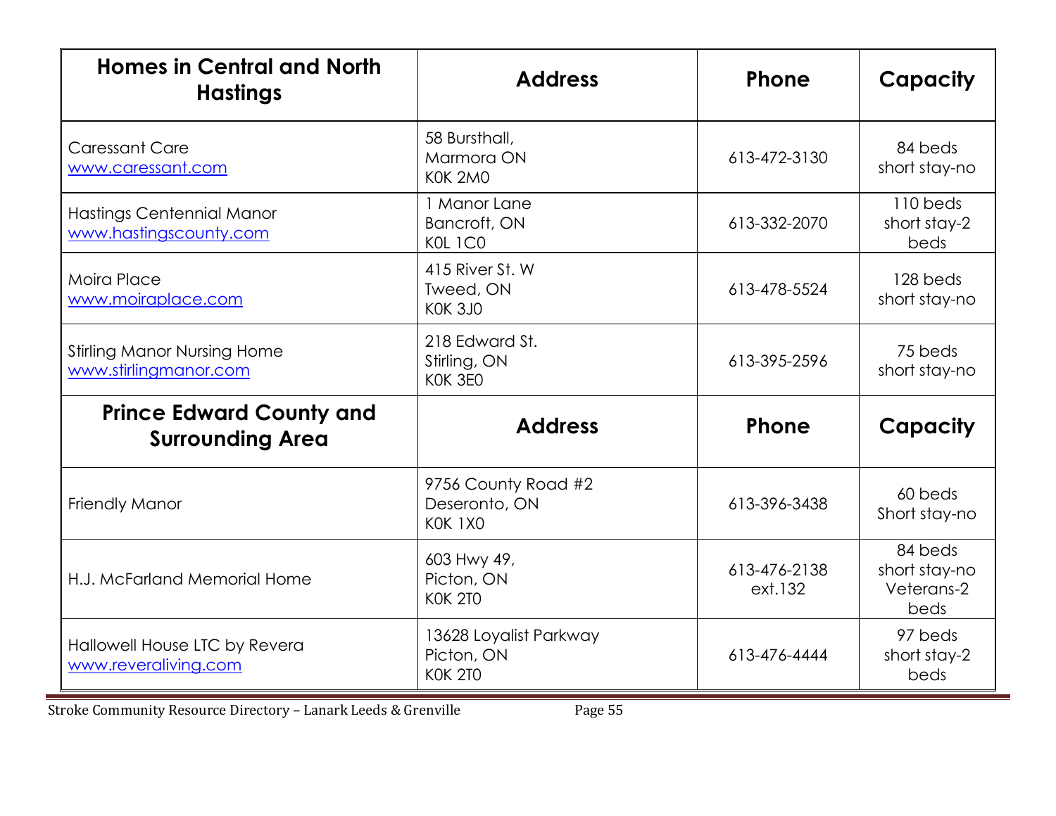| Homes in Central and North Hastings | Address | Phone | Capacity |
|---|---|---|---|
| Caressant Care<br>www.caressant.com | 58 Bursthall,<br>Marmora ON<br>K0K 2M0 | 613-472-3130 | 84 beds<br>short stay-no |
| Hastings Centennial Manor<br>www.hastingscounty.com | 1 Manor Lane<br>Bancroft, ON<br>K0L 1C0 | 613-332-2070 | 110 beds<br>short stay-2 beds |
| Moira Place<br>www.moiraplace.com | 415 River St. W<br>Tweed, ON<br>K0K 3J0 | 613-478-5524 | 128 beds<br>short stay-no |
| Stirling Manor Nursing Home<br>www.stirlingmanor.com | 218 Edward St.<br>Stirling, ON<br>K0K 3E0 | 613-395-2596 | 75 beds<br>short stay-no |
| **Prince Edward County and Surrounding Area** | **Address** | **Phone** | **Capacity** |
| Friendly Manor | 9756 County Road #2<br>Deseronto, ON<br>K0K 1X0 | 613-396-3438 | 60 beds<br>Short stay-no |
| H.J. McFarland Memorial Home | 603 Hwy 49,<br>Picton, ON<br>K0K 2T0 | 613-476-2138 ext.132 | 84 beds<br>short stay-no<br>Veterans-2 beds |
| Hallowell House LTC by Revera<br>www.reveraliving.com | 13628 Loyalist Parkway<br>Picton, ON<br>K0K 2T0 | 613-476-4444 | 97 beds<br>short stay-2 beds |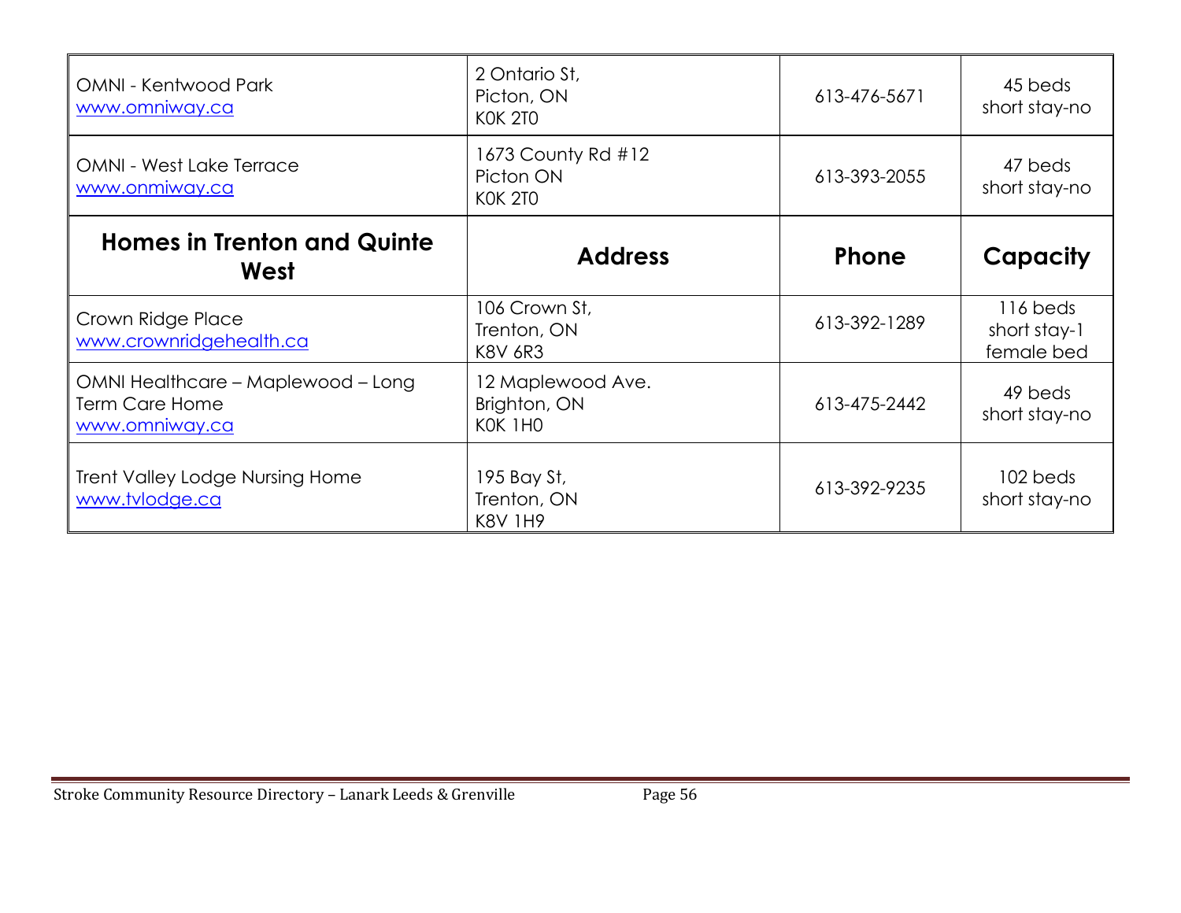| | | | |
|---|---|---|---|
| OMNI - Kentwood Park<br>www.omniway.ca | 2 Ontario St,<br>Picton, ON<br>K0K 2T0 | 613-476-5671 | 45 beds<br>short stay-no |
| OMNI - West Lake Terrace<br>www.onmiway.ca | 1673 County Rd #12<br>Picton ON<br>K0K 2T0 | 613-393-2055 | 47 beds<br>short stay-no |
| **Homes in Trenton and Quinte West** | **Address** | **Phone** | **Capacity** |
| Crown Ridge Place<br>www.crownridgehealth.ca | 106 Crown St,<br>Trenton, ON<br>K8V 6R3 | 613-392-1289 | 116 beds<br>short stay-1 female bed |
| OMNI Healthcare – Maplewood – Long Term Care Home<br>www.omniway.ca | 12 Maplewood Ave.<br>Brighton, ON<br>K0K 1H0 | 613-475-2442 | 49 beds<br>short stay-no |
| Trent Valley Lodge Nursing Home<br>www.tvlodge.ca | 195 Bay St,<br>Trenton, ON<br>K8V 1H9 | 613-392-9235 | 102 beds<br>short stay-no |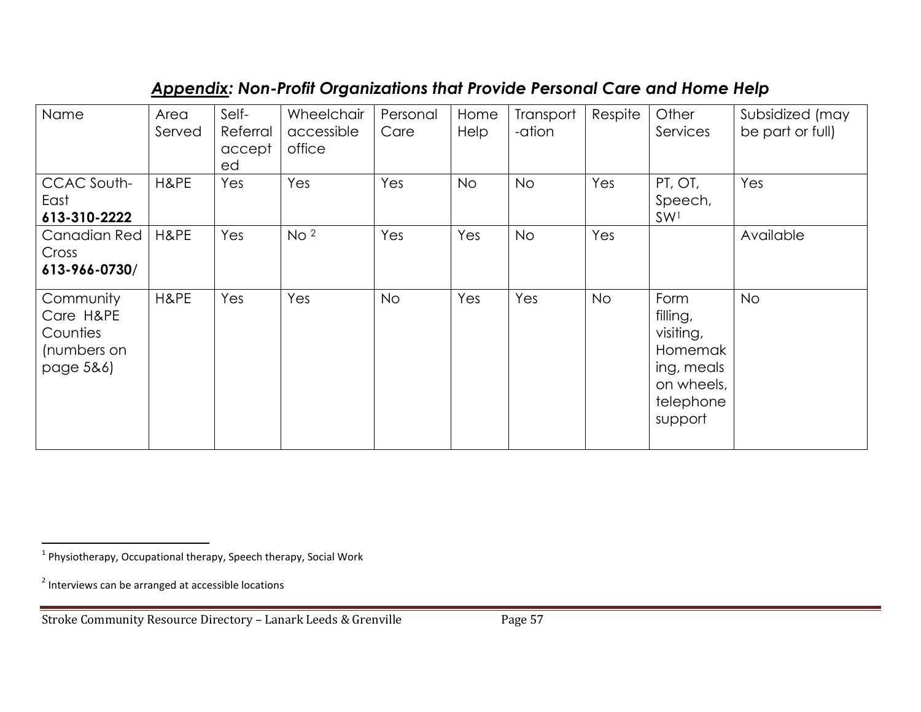## ***Appendix: Non-Profit Organizations that Provide Personal Care and Home Help***

| Name | Area Served | Self-Referral accepted | Wheelchair accessible office | Personal Care | Home Help | Transport-ation | Respite | Other Services | Subsidized (may be part or full) |
|---|---|---|---|---|---|---|---|---|---|
| CCAC South-East **613-310-2222** | H&PE | Yes | Yes | Yes | No | No | Yes | PT, OT, Speech, SW[1] | Yes |
| Canadian Red Cross **613-966-0730/** | H&PE | Yes | No [2] | Yes | Yes | No | Yes | | Available |
| Community Care H&PE Counties (numbers on page 5&6) | H&PE | Yes | Yes | No | Yes | Yes | No | Form filling, visiting, Homemaking, meals on wheels, telephone support | No |

[1] Physiotherapy, Occupational therapy, Speech therapy, Social Work

[2] Interviews can be arranged at accessible locations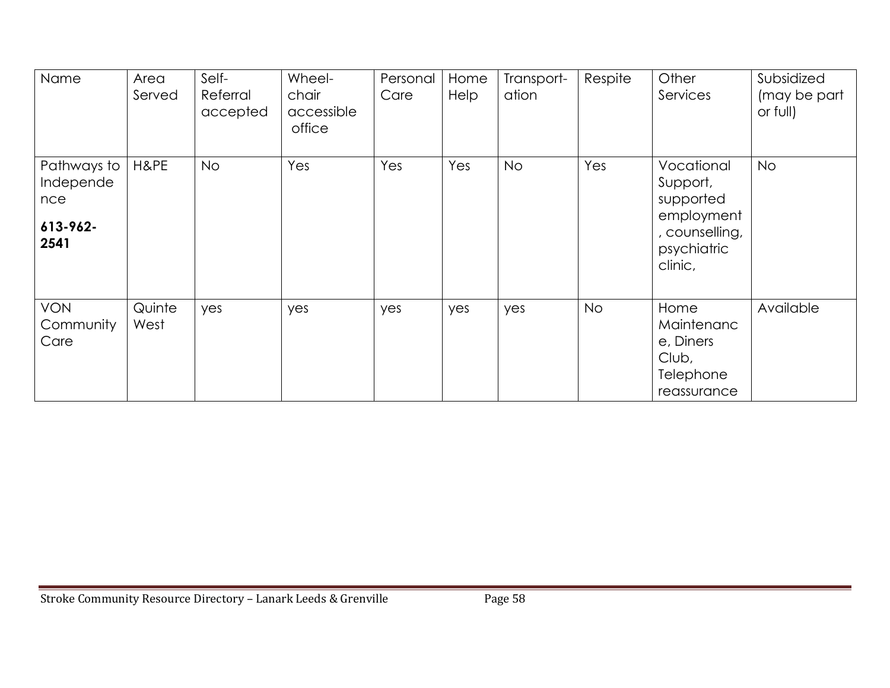| Name | Area Served | Self-Referral accepted | Wheel-chair accessible office | Personal Care | Home Help | Transport-ation | Respite | Other Services | Subsidized (may be part or full) |
|---|---|---|---|---|---|---|---|---|---|
| Pathways to Independence **613-962-2541** | H&PE | No | Yes | Yes | Yes | No | Yes | Vocational Support, supported employment, counselling, psychiatric clinic, | No |
| VON Community Care | Quinte West | yes | yes | yes | yes | yes | No | Home Maintenance, Diners Club, Telephone reassurance | Available |